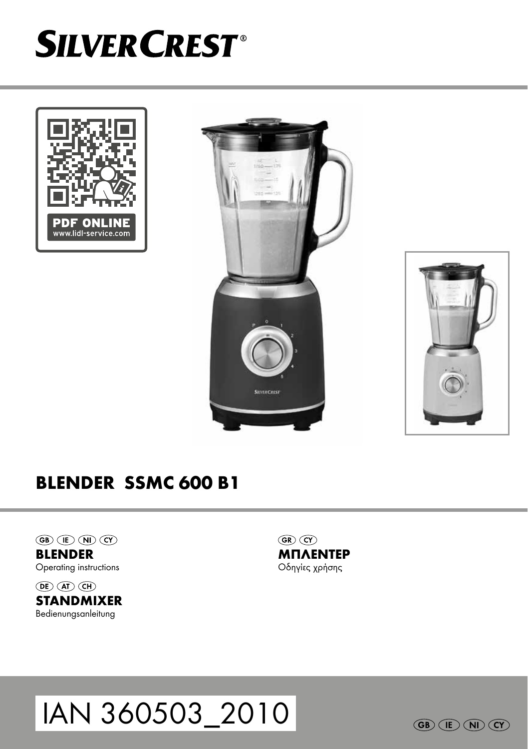# SILVERCREST®

PDF ONLINE
www.lidl-service.com

## BLENDER SSMC 600 B1

GB IE NI CY
**BLENDER**
Operating instructions

DE AT CH
**STANDMIXER**
Bedienungsanleitung

GR CY
**ΜΠΛΕΝΤΕΡ**
Οδηγίες χρήσης

IAN 360503_2010

GB IE NI CY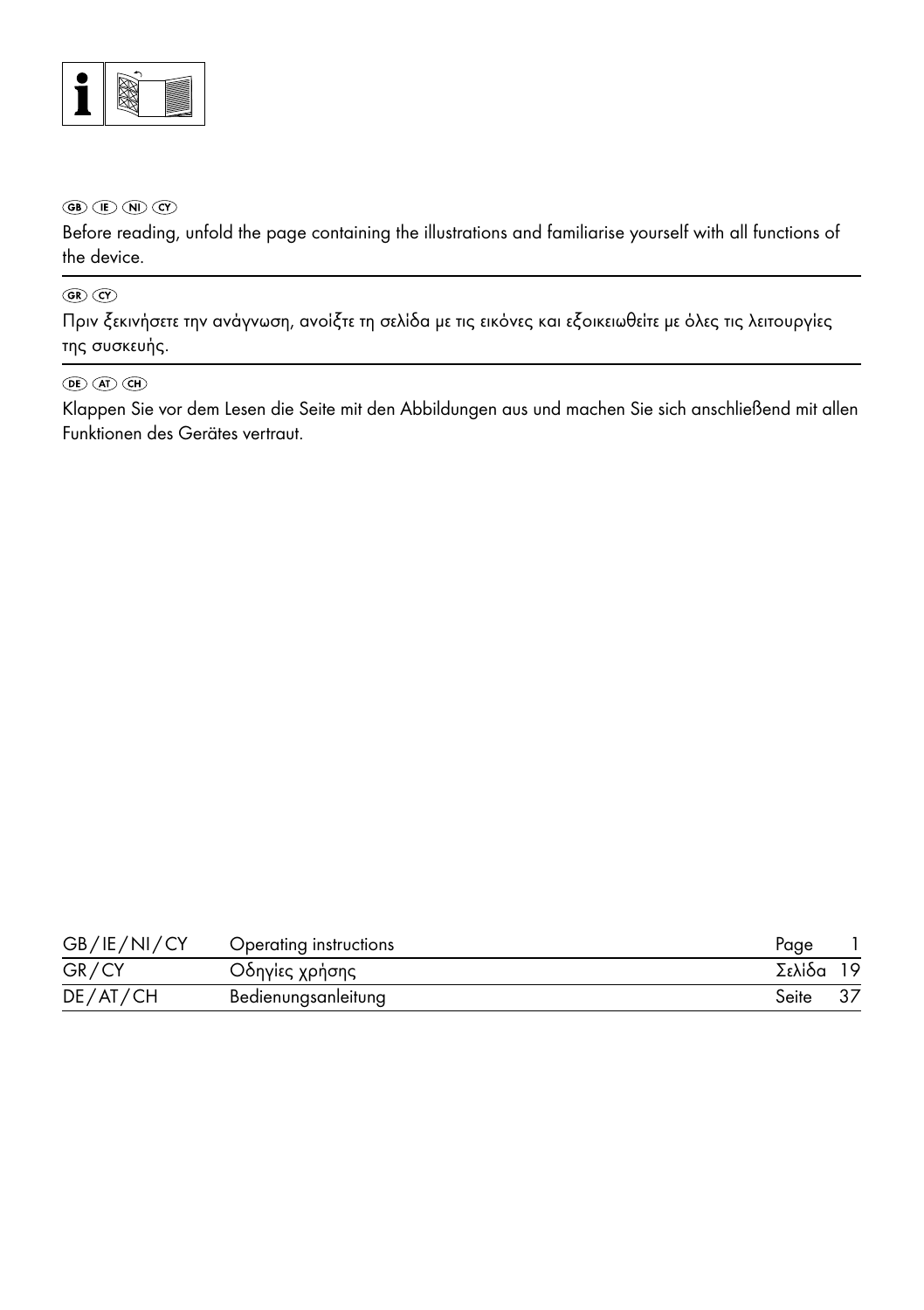GB IE NI CY

Before reading, unfold the page containing the illustrations and familiarise yourself with all functions of the device.

GR CY

Πριν ξεκινήσετε την ανάγνωση, ανοίξτε τη σελίδα με τις εικόνες και εξοικειωθείτε με όλες τις λειτουργίες της συσκευής.

DE AT CH

Klappen Sie vor dem Lesen die Seite mit den Abbildungen aus und machen Sie sich anschließend mit allen Funktionen des Gerätes vertraut.

| | | |
|---|---|---|
| GB/IE/NI/CY | Operating instructions | Page 1 |
| GR/CY | Οδηγίες χρήσης | Σελίδα 19 |
| DE/AT/CH | Bedienungsanleitung | Seite 37 |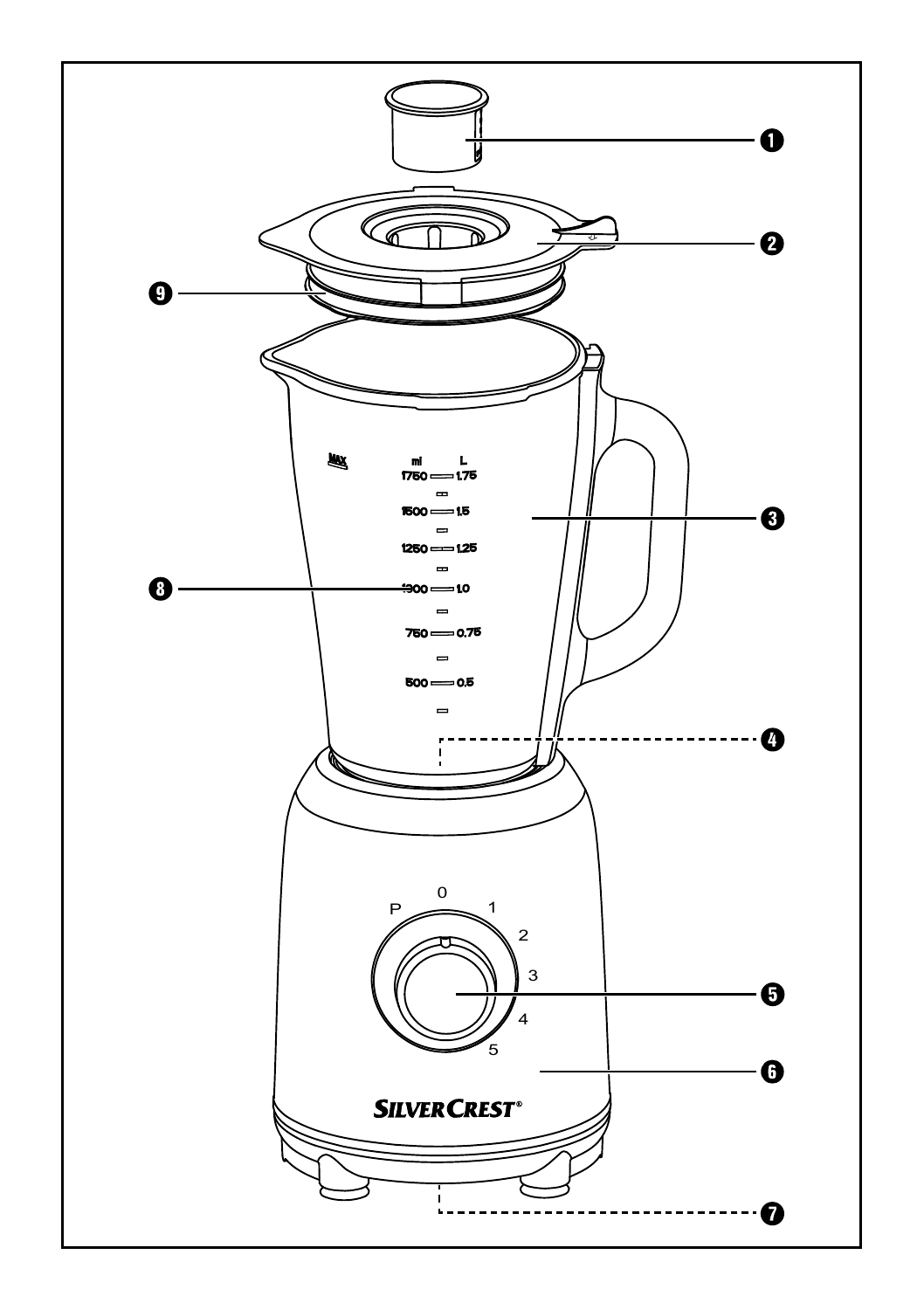MAX

ml L
1750 1.75
1500 1.5
1250 1.25
1000 1.0
750 0.75
500 0.5

P 0 1 2 3 4 5

SILVERCREST®

1
2
3
4
5
6
7
8
9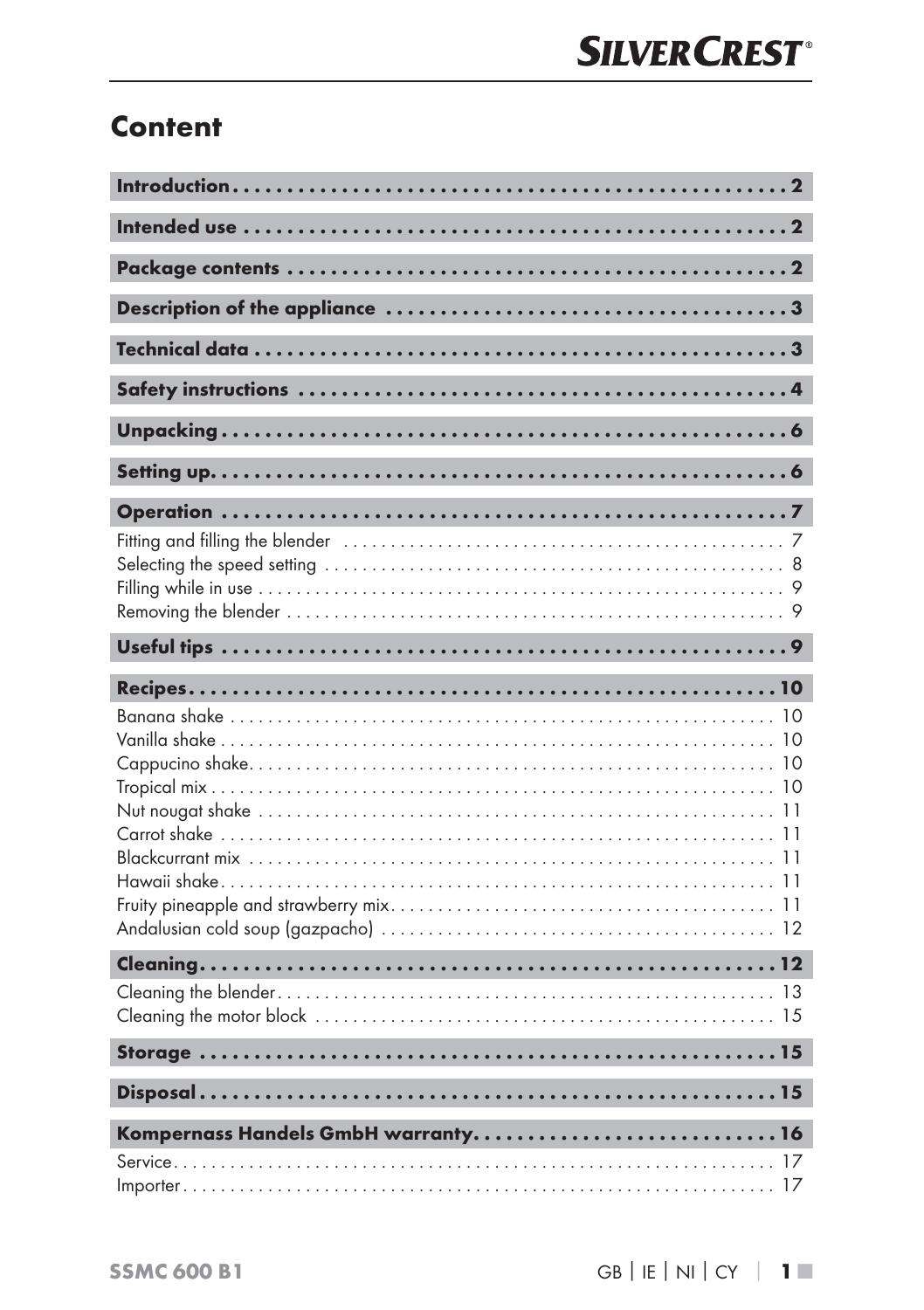# Content

**Introduction . . . . . . . . . . . . . . . . . . . . . . . . . . . . . . . . . . . . . . . . . . . . . . . . . . . . 2**

**Intended use . . . . . . . . . . . . . . . . . . . . . . . . . . . . . . . . . . . . . . . . . . . . . . . . . . 2**

**Package contents . . . . . . . . . . . . . . . . . . . . . . . . . . . . . . . . . . . . . . . . . . . . . . 2**

**Description of the appliance . . . . . . . . . . . . . . . . . . . . . . . . . . . . . . . . . . . . . 3**

**Technical data . . . . . . . . . . . . . . . . . . . . . . . . . . . . . . . . . . . . . . . . . . . . . . . . . 3**

**Safety instructions . . . . . . . . . . . . . . . . . . . . . . . . . . . . . . . . . . . . . . . . . . . . . 4**

**Unpacking . . . . . . . . . . . . . . . . . . . . . . . . . . . . . . . . . . . . . . . . . . . . . . . . . . . . 6**

**Setting up. . . . . . . . . . . . . . . . . . . . . . . . . . . . . . . . . . . . . . . . . . . . . . . . . . . . . 6**

**Operation . . . . . . . . . . . . . . . . . . . . . . . . . . . . . . . . . . . . . . . . . . . . . . . . . . . . 7**

Fitting and filling the blender . . . . . . . . . . . . . . . . . . . . . . . . . . . . . . . . . . . . . . . . . . . . . . 7
Selecting the speed setting . . . . . . . . . . . . . . . . . . . . . . . . . . . . . . . . . . . . . . . . . . . . . . . . 8
Filling while in use . . . . . . . . . . . . . . . . . . . . . . . . . . . . . . . . . . . . . . . . . . . . . . . . . . . . . . . 9
Removing the blender . . . . . . . . . . . . . . . . . . . . . . . . . . . . . . . . . . . . . . . . . . . . . . . . . . . . 9

**Useful tips . . . . . . . . . . . . . . . . . . . . . . . . . . . . . . . . . . . . . . . . . . . . . . . . . . . . 9**

**Recipes. . . . . . . . . . . . . . . . . . . . . . . . . . . . . . . . . . . . . . . . . . . . . . . . . . . . . . 10**

Banana shake . . . . . . . . . . . . . . . . . . . . . . . . . . . . . . . . . . . . . . . . . . . . . . . . . . . . . . . . . 10
Vanilla shake . . . . . . . . . . . . . . . . . . . . . . . . . . . . . . . . . . . . . . . . . . . . . . . . . . . . . . . . . . 10
Cappucino shake. . . . . . . . . . . . . . . . . . . . . . . . . . . . . . . . . . . . . . . . . . . . . . . . . . . . . . . 10
Tropical mix . . . . . . . . . . . . . . . . . . . . . . . . . . . . . . . . . . . . . . . . . . . . . . . . . . . . . . . . . . . 10
Nut nougat shake . . . . . . . . . . . . . . . . . . . . . . . . . . . . . . . . . . . . . . . . . . . . . . . . . . . . . . . 11
Carrot shake . . . . . . . . . . . . . . . . . . . . . . . . . . . . . . . . . . . . . . . . . . . . . . . . . . . . . . . . . . 11
Blackcurrant mix . . . . . . . . . . . . . . . . . . . . . . . . . . . . . . . . . . . . . . . . . . . . . . . . . . . . . . . 11
Hawaii shake. . . . . . . . . . . . . . . . . . . . . . . . . . . . . . . . . . . . . . . . . . . . . . . . . . . . . . . . . . 11
Fruity pineapple and strawberry mix. . . . . . . . . . . . . . . . . . . . . . . . . . . . . . . . . . . . . . . . . 11
Andalusian cold soup (gazpacho) . . . . . . . . . . . . . . . . . . . . . . . . . . . . . . . . . . . . . . . . . . 12

**Cleaning. . . . . . . . . . . . . . . . . . . . . . . . . . . . . . . . . . . . . . . . . . . . . . . . . . . . . 12**

Cleaning the blender. . . . . . . . . . . . . . . . . . . . . . . . . . . . . . . . . . . . . . . . . . . . . . . . . . . . 13
Cleaning the motor block . . . . . . . . . . . . . . . . . . . . . . . . . . . . . . . . . . . . . . . . . . . . . . . . 15

**Storage . . . . . . . . . . . . . . . . . . . . . . . . . . . . . . . . . . . . . . . . . . . . . . . . . . . . . . 15**

**Disposal. . . . . . . . . . . . . . . . . . . . . . . . . . . . . . . . . . . . . . . . . . . . . . . . . . . . . . 15**

**Kompernass Handels GmbH warranty. . . . . . . . . . . . . . . . . . . . . . . . . . . . 16**

Service. . . . . . . . . . . . . . . . . . . . . . . . . . . . . . . . . . . . . . . . . . . . . . . . . . . . . . . . . . . . . . . 17
Importer. . . . . . . . . . . . . . . . . . . . . . . . . . . . . . . . . . . . . . . . . . . . . . . . . . . . . . . . . . . . . . 17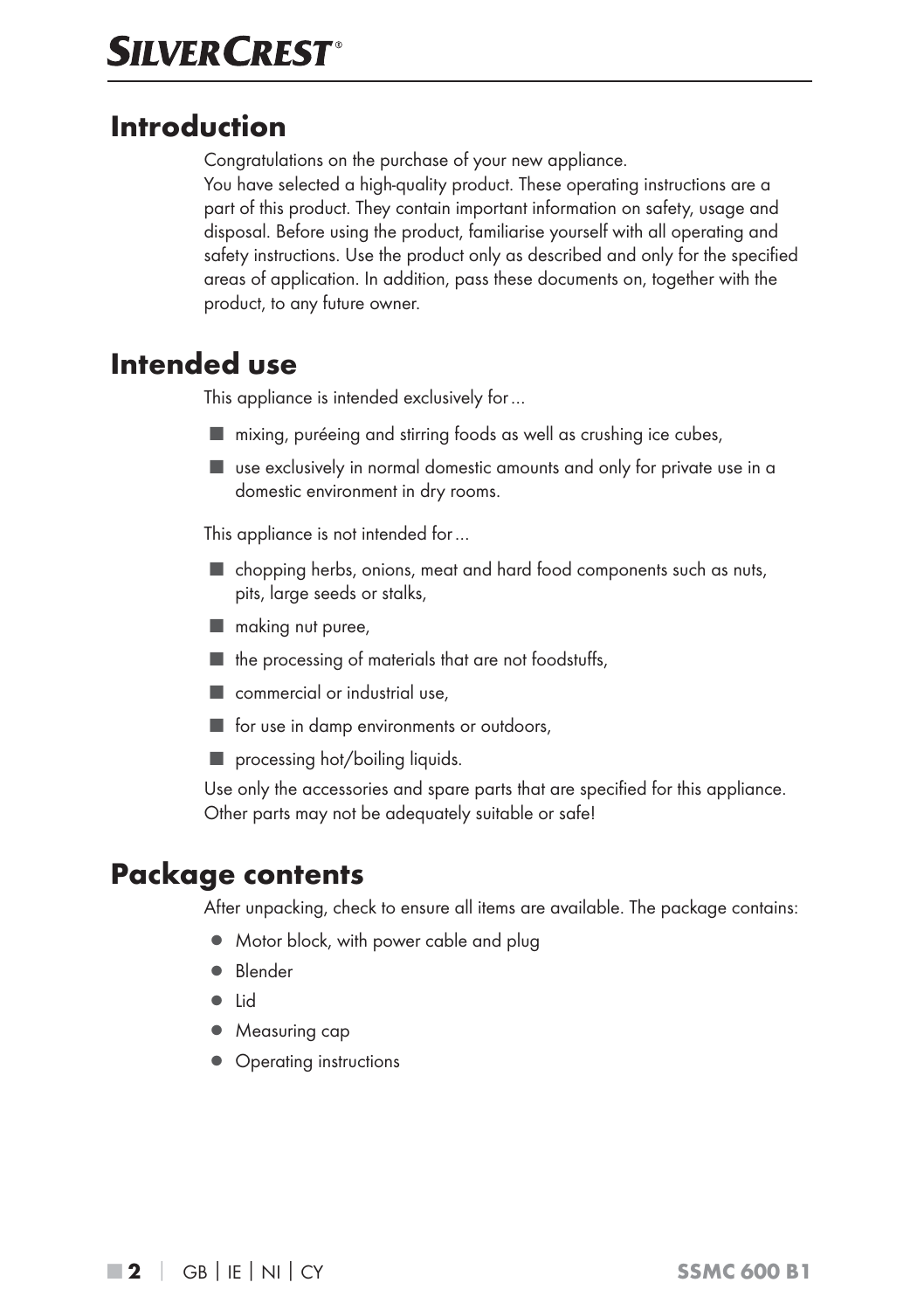## Introduction

Congratulations on the purchase of your new appliance.
You have selected a high-quality product. These operating instructions are a part of this product. They contain important information on safety, usage and disposal. Before using the product, familiarise yourself with all operating and safety instructions. Use the product only as described and only for the specified areas of application. In addition, pass these documents on, together with the product, to any future owner.

## Intended use

This appliance is intended exclusively for ...

- mixing, puréeing and stirring foods as well as crushing ice cubes,
- use exclusively in normal domestic amounts and only for private use in a domestic environment in dry rooms.

This appliance is not intended for ...

- chopping herbs, onions, meat and hard food components such as nuts, pits, large seeds or stalks,
- making nut puree,
- the processing of materials that are not foodstuffs,
- commercial or industrial use,
- for use in damp environments or outdoors,
- processing hot/boiling liquids.

Use only the accessories and spare parts that are specified for this appliance. Other parts may not be adequately suitable or safe!

## Package contents

After unpacking, check to ensure all items are available. The package contains:

- Motor block, with power cable and plug
- Blender
- Lid
- Measuring cap
- Operating instructions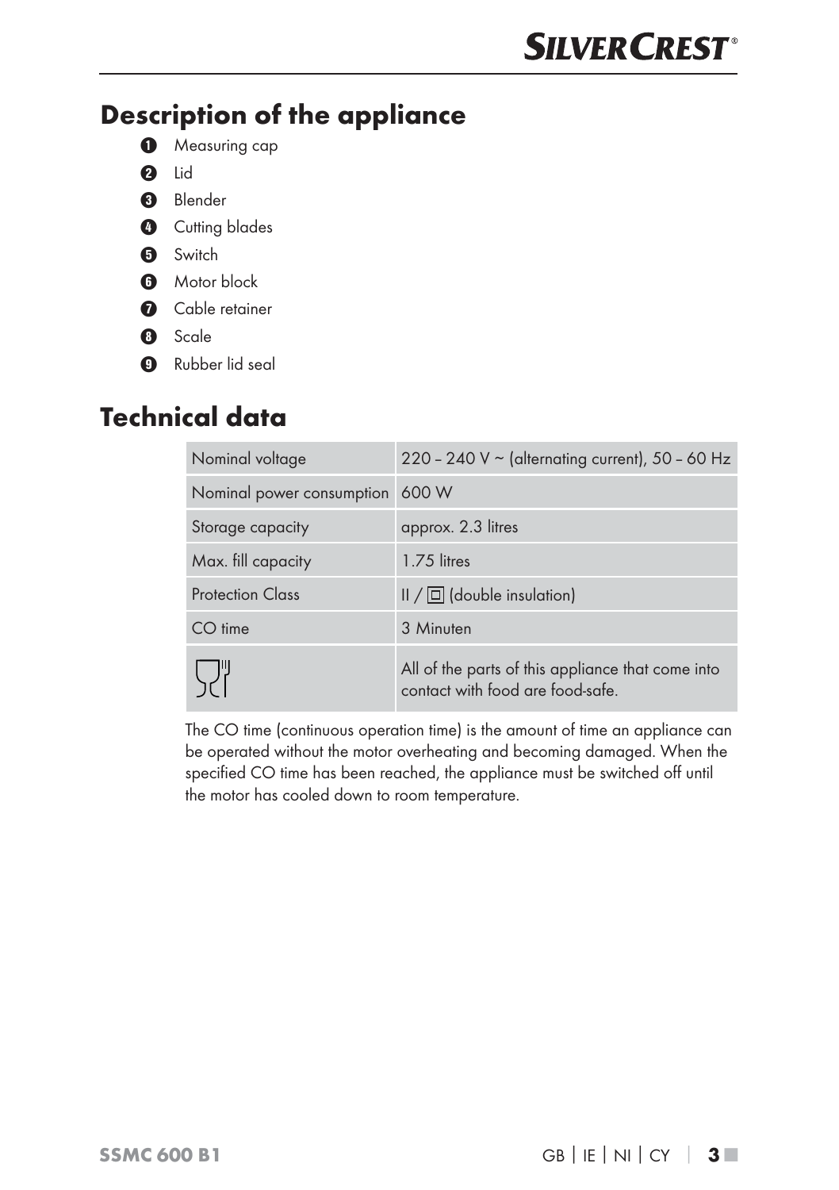## Description of the appliance

1. Measuring cap
2. Lid
3. Blender
4. Cutting blades
5. Switch
6. Motor block
7. Cable retainer
8. Scale
9. Rubber lid seal

## Technical data

| | |
|---|---|
| Nominal voltage | 220 – 240 V ~ (alternating current), 50 – 60 Hz |
| Nominal power consumption | 600 W |
| Storage capacity | approx. 2.3 litres |
| Max. fill capacity | 1.75 litres |
| Protection Class | II / ⧈ (double insulation) |
| CO time | 3 Minuten |
| | All of the parts of this appliance that come into contact with food are food-safe. |

The CO time (continuous operation time) is the amount of time an appliance can be operated without the motor overheating and becoming damaged. When the specified CO time has been reached, the appliance must be switched off until the motor has cooled down to room temperature.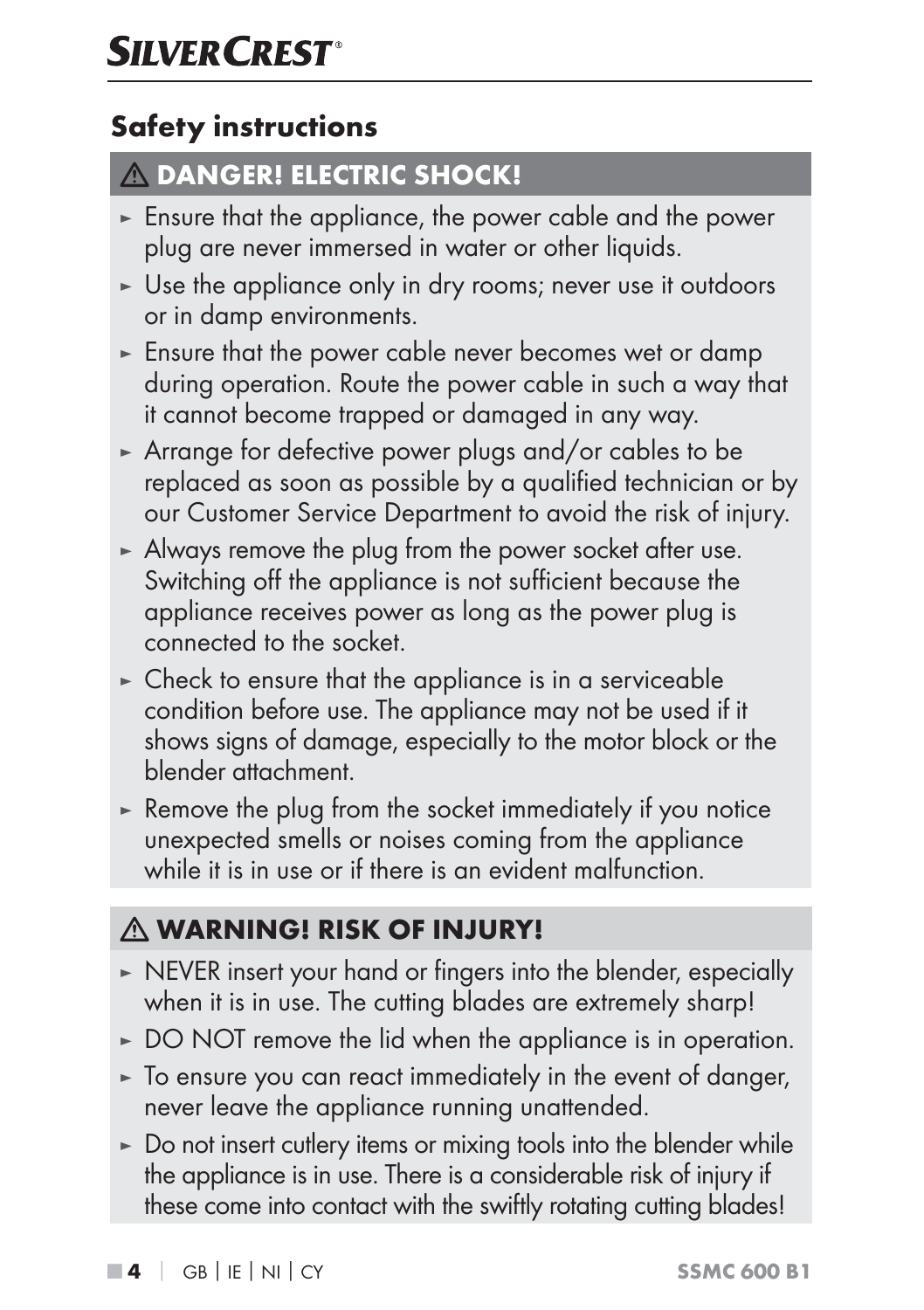## Safety instructions

### ⚠ DANGER! ELECTRIC SHOCK!

- Ensure that the appliance, the power cable and the power plug are never immersed in water or other liquids.
- Use the appliance only in dry rooms; never use it outdoors or in damp environments.
- Ensure that the power cable never becomes wet or damp during operation. Route the power cable in such a way that it cannot become trapped or damaged in any way.
- Arrange for defective power plugs and/or cables to be replaced as soon as possible by a qualified technician or by our Customer Service Department to avoid the risk of injury.
- Always remove the plug from the power socket after use. Switching off the appliance is not sufficient because the appliance receives power as long as the power plug is connected to the socket.
- Check to ensure that the appliance is in a serviceable condition before use. The appliance may not be used if it shows signs of damage, especially to the motor block or the blender attachment.
- Remove the plug from the socket immediately if you notice unexpected smells or noises coming from the appliance while it is in use or if there is an evident malfunction.

### ⚠ WARNING! RISK OF INJURY!

- NEVER insert your hand or fingers into the blender, especially when it is in use. The cutting blades are extremely sharp!
- DO NOT remove the lid when the appliance is in operation.
- To ensure you can react immediately in the event of danger, never leave the appliance running unattended.
- Do not insert cutlery items or mixing tools into the blender while the appliance is in use. There is a considerable risk of injury if these come into contact with the swiftly rotating cutting blades!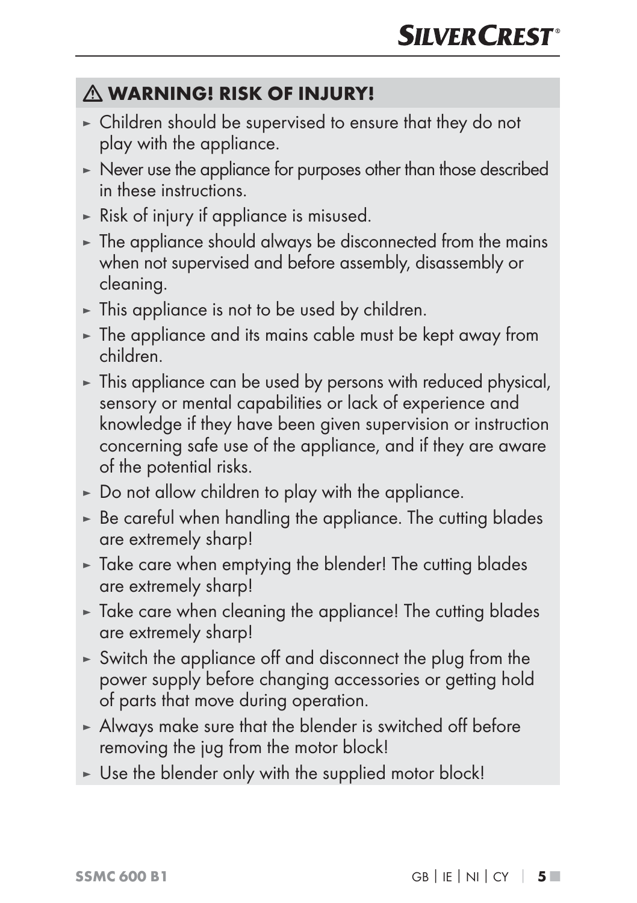### ⚠ WARNING! RISK OF INJURY!

- Children should be supervised to ensure that they do not play with the appliance.
- Never use the appliance for purposes other than those described in these instructions.
- Risk of injury if appliance is misused.
- The appliance should always be disconnected from the mains when not supervised and before assembly, disassembly or cleaning.
- This appliance is not to be used by children.
- The appliance and its mains cable must be kept away from children.
- This appliance can be used by persons with reduced physical, sensory or mental capabilities or lack of experience and knowledge if they have been given supervision or instruction concerning safe use of the appliance, and if they are aware of the potential risks.
- Do not allow children to play with the appliance.
- Be careful when handling the appliance. The cutting blades are extremely sharp!
- Take care when emptying the blender! The cutting blades are extremely sharp!
- Take care when cleaning the appliance! The cutting blades are extremely sharp!
- Switch the appliance off and disconnect the plug from the power supply before changing accessories or getting hold of parts that move during operation.
- Always make sure that the blender is switched off before removing the jug from the motor block!
- Use the blender only with the supplied motor block!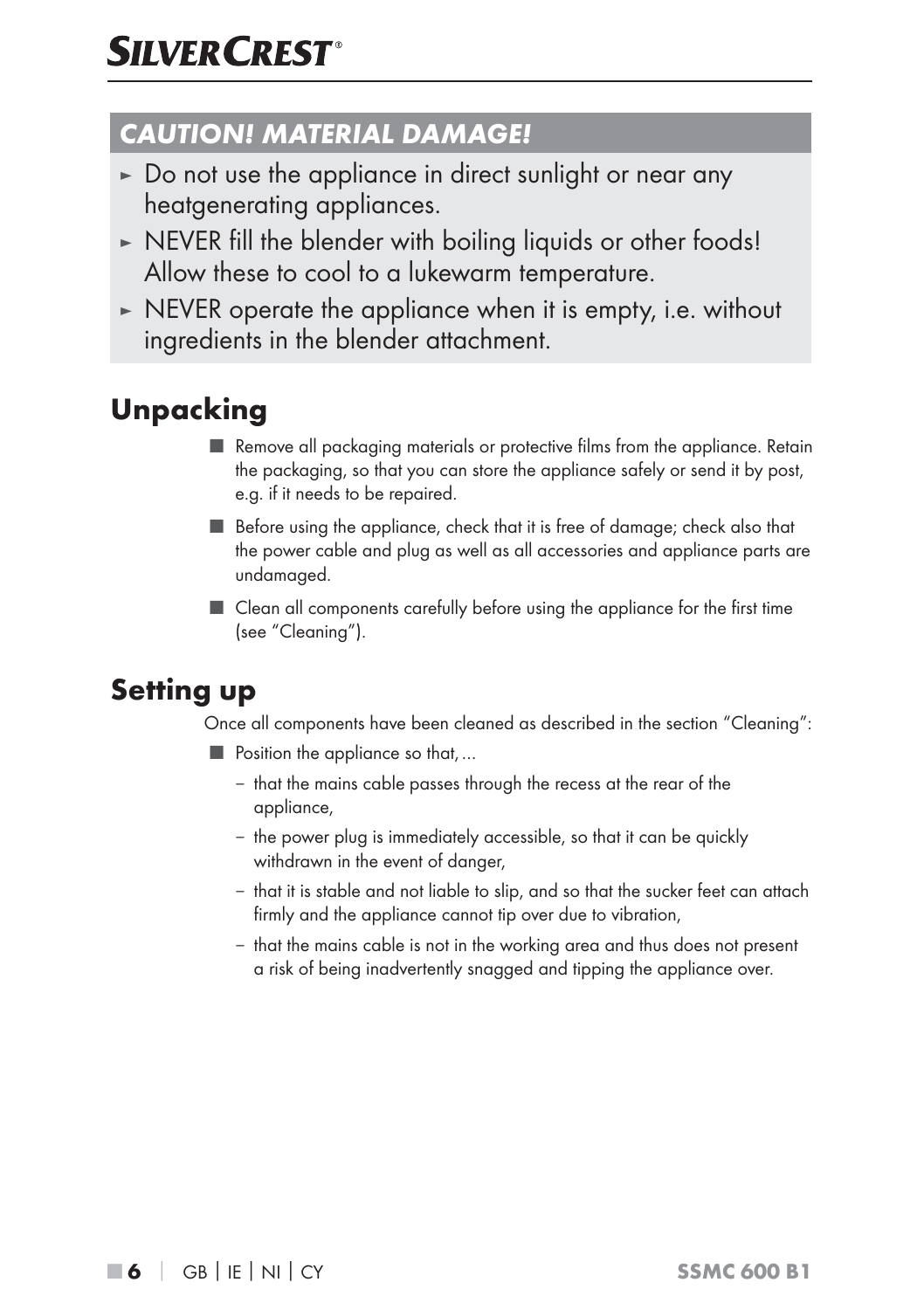### CAUTION! MATERIAL DAMAGE!

- Do not use the appliance in direct sunlight or near any heatgenerating appliances.
- NEVER fill the blender with boiling liquids or other foods! Allow these to cool to a lukewarm temperature.
- NEVER operate the appliance when it is empty, i.e. without ingredients in the blender attachment.

## Unpacking

- Remove all packaging materials or protective films from the appliance. Retain the packaging, so that you can store the appliance safely or send it by post, e.g. if it needs to be repaired.
- Before using the appliance, check that it is free of damage; check also that the power cable and plug as well as all accessories and appliance parts are undamaged.
- Clean all components carefully before using the appliance for the first time (see "Cleaning").

## Setting up

Once all components have been cleaned as described in the section "Cleaning":

- Position the appliance so that, ...
  - that the mains cable passes through the recess at the rear of the appliance,
  - the power plug is immediately accessible, so that it can be quickly withdrawn in the event of danger,
  - that it is stable and not liable to slip, and so that the sucker feet can attach firmly and the appliance cannot tip over due to vibration,
  - that the mains cable is not in the working area and thus does not present a risk of being inadvertently snagged and tipping the appliance over.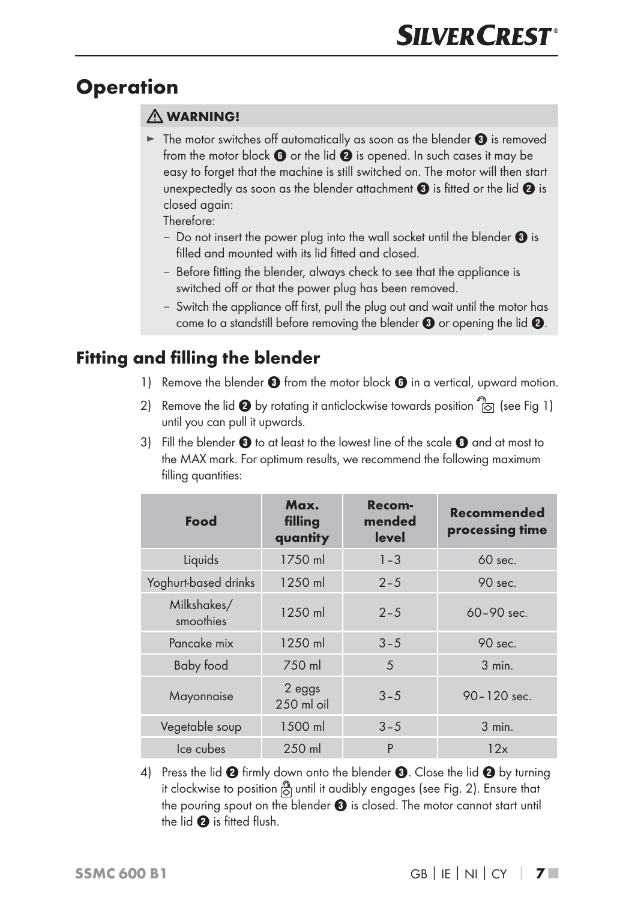# Operation

> **⚠ WARNING!**
>
> ► The motor switches off automatically as soon as the blender ❸ is removed from the motor block ❻ or the lid ❷ is opened. In such cases it may be easy to forget that the machine is still switched on. The motor will then start unexpectedly as soon as the blender attachment ❸ is fitted or the lid ❷ is closed again:
> Therefore:
> – Do not insert the power plug into the wall socket until the blender ❸ is filled and mounted with its lid fitted and closed.
> – Before fitting the blender, always check to see that the appliance is switched off or that the power plug has been removed.
> – Switch the appliance off first, pull the plug out and wait until the motor has come to a standstill before removing the blender ❸ or opening the lid ❷.

## Fitting and filling the blender

1) Remove the blender ❸ from the motor block ❻ in a vertical, upward motion.
2) Remove the lid ❷ by rotating it anticlockwise towards position (see Fig 1) until you can pull it upwards.
3) Fill the blender ❸ to at least to the lowest line of the scale ❽ and at most to the MAX mark. For optimum results, we recommend the following maximum filling quantities:

| Food | Max. filling quantity | Recom-mended level | Recommended processing time |
|---|---|---|---|
| Liquids | 1750 ml | 1 – 3 | 60 sec. |
| Yoghurt-based drinks | 1250 ml | 2 – 5 | 90 sec. |
| Milkshakes/ smoothies | 1250 ml | 2 – 5 | 60 – 90 sec. |
| Pancake mix | 1250 ml | 3 – 5 | 90 sec. |
| Baby food | 750 ml | 5 | 3 min. |
| Mayonnaise | 2 eggs 250 ml oil | 3 – 5 | 90 – 120 sec. |
| Vegetable soup | 1500 ml | 3 – 5 | 3 min. |
| Ice cubes | 250 ml | P | 12x |

4) Press the lid ❷ firmly down onto the blender ❸. Close the lid ❷ by turning it clockwise to position until it audibly engages (see Fig. 2). Ensure that the pouring spout on the blender ❸ is closed. The motor cannot start until the lid ❷ is fitted flush.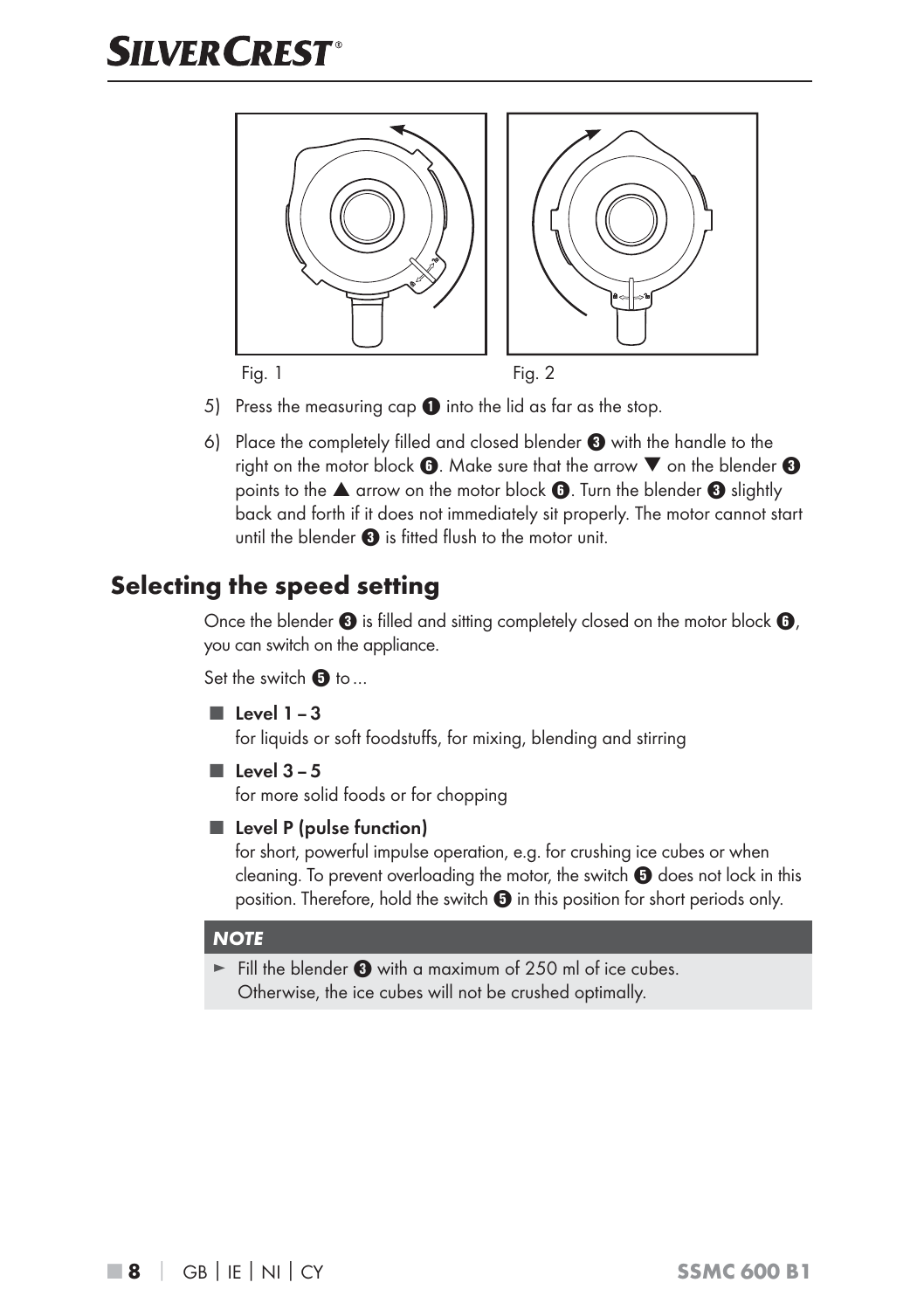Fig. 1 Fig. 2

5) Press the measuring cap ❶ into the lid as far as the stop.
6) Place the completely filled and closed blender ❸ with the handle to the right on the motor block ❻. Make sure that the arrow ▼ on the blender ❸ points to the ▲ arrow on the motor block ❻. Turn the blender ❸ slightly back and forth if it does not immediately sit properly. The motor cannot start until the blender ❸ is fitted flush to the motor unit.

## Selecting the speed setting

Once the blender ❸ is filled and sitting completely closed on the motor block ❻, you can switch on the appliance.

Set the switch ❺ to ...

- **Level 1 – 3**
  for liquids or soft foodstuffs, for mixing, blending and stirring
- **Level 3 – 5**
  for more solid foods or for chopping
- **Level P (pulse function)**
  for short, powerful impulse operation, e.g. for crushing ice cubes or when cleaning. To prevent overloading the motor, the switch ❺ does not lock in this position. Therefore, hold the switch ❺ in this position for short periods only.

***NOTE***

- ► Fill the blender ❸ with a maximum of 250 ml of ice cubes. Otherwise, the ice cubes will not be crushed optimally.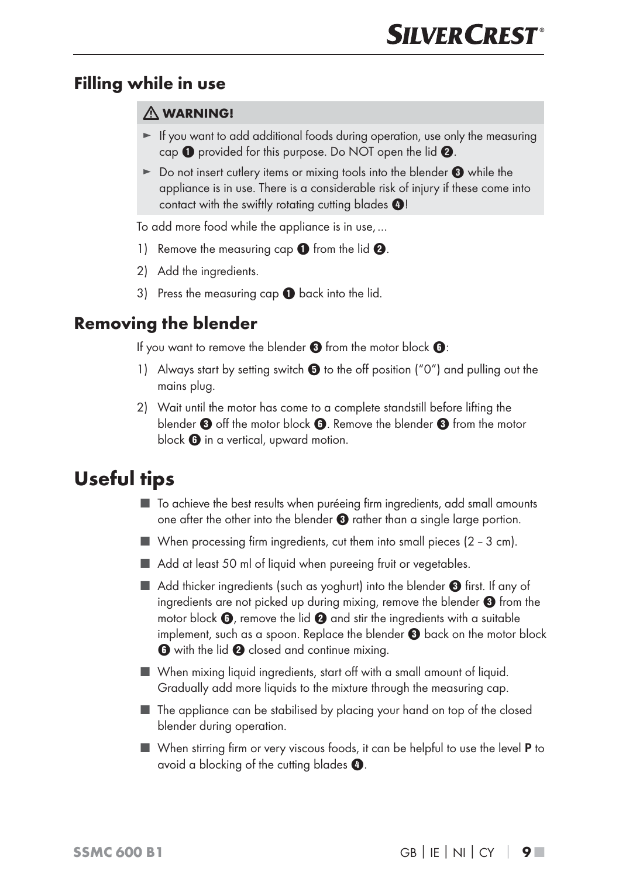## Filling while in use

⚠ **WARNING!**

- ► If you want to add additional foods during operation, use only the measuring cap ❶ provided for this purpose. Do NOT open the lid ❷.
- ► Do not insert cutlery items or mixing tools into the blender ❸ while the appliance is in use. There is a considerable risk of injury if these come into contact with the swiftly rotating cutting blades ❹!

To add more food while the appliance is in use, ...

1) Remove the measuring cap ❶ from the lid ❷.
2) Add the ingredients.
3) Press the measuring cap ❶ back into the lid.

## Removing the blender

If you want to remove the blender ❸ from the motor block ❻:

1) Always start by setting switch ❺ to the off position ("0") and pulling out the mains plug.
2) Wait until the motor has come to a complete standstill before lifting the blender ❸ off the motor block ❻. Remove the blender ❸ from the motor block ❻ in a vertical, upward motion.

# Useful tips

- To achieve the best results when puréeing firm ingredients, add small amounts one after the other into the blender ❸ rather than a single large portion.
- When processing firm ingredients, cut them into small pieces (2 – 3 cm).
- Add at least 50 ml of liquid when pureeing fruit or vegetables.
- Add thicker ingredients (such as yoghurt) into the blender ❸ first. If any of ingredients are not picked up during mixing, remove the blender ❸ from the motor block ❻, remove the lid ❷ and stir the ingredients with a suitable implement, such as a spoon. Replace the blender ❸ back on the motor block ❻ with the lid ❷ closed and continue mixing.
- When mixing liquid ingredients, start off with a small amount of liquid. Gradually add more liquids to the mixture through the measuring cap.
- The appliance can be stabilised by placing your hand on top of the closed blender during operation.
- When stirring firm or very viscous foods, it can be helpful to use the level **P** to avoid a blocking of the cutting blades ❹.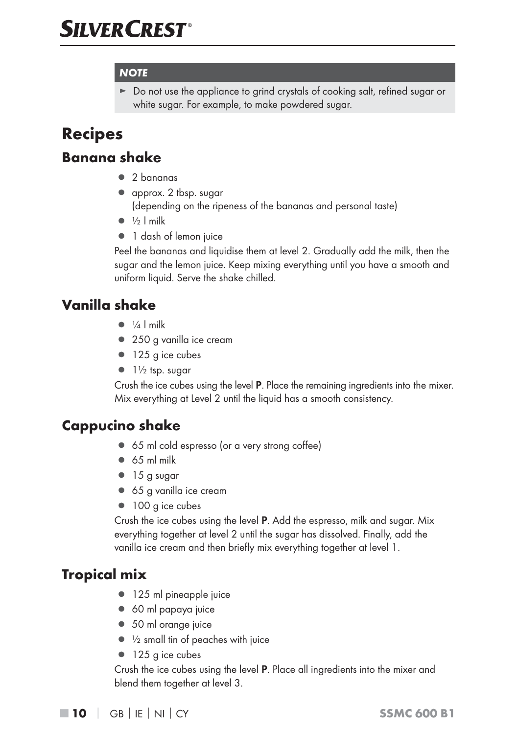**NOTE**

► Do not use the appliance to grind crystals of cooking salt, refined sugar or white sugar. For example, to make powdered sugar.

# Recipes

## Banana shake

- 2 bananas
- approx. 2 tbsp. sugar (depending on the ripeness of the bananas and personal taste)
- ½ l milk
- 1 dash of lemon juice

Peel the bananas and liquidise them at level 2. Gradually add the milk, then the sugar and the lemon juice. Keep mixing everything until you have a smooth and uniform liquid. Serve the shake chilled.

## Vanilla shake

- ¼ l milk
- 250 g vanilla ice cream
- 125 g ice cubes
- 1½ tsp. sugar

Crush the ice cubes using the level **P**. Place the remaining ingredients into the mixer. Mix everything at Level 2 until the liquid has a smooth consistency.

## Cappucino shake

- 65 ml cold espresso (or a very strong coffee)
- 65 ml milk
- 15 g sugar
- 65 g vanilla ice cream
- 100 g ice cubes

Crush the ice cubes using the level **P**. Add the espresso, milk and sugar. Mix everything together at level 2 until the sugar has dissolved. Finally, add the vanilla ice cream and then briefly mix everything together at level 1.

## Tropical mix

- 125 ml pineapple juice
- 60 ml papaya juice
- 50 ml orange juice
- ½ small tin of peaches with juice
- 125 g ice cubes

Crush the ice cubes using the level **P**. Place all ingredients into the mixer and blend them together at level 3.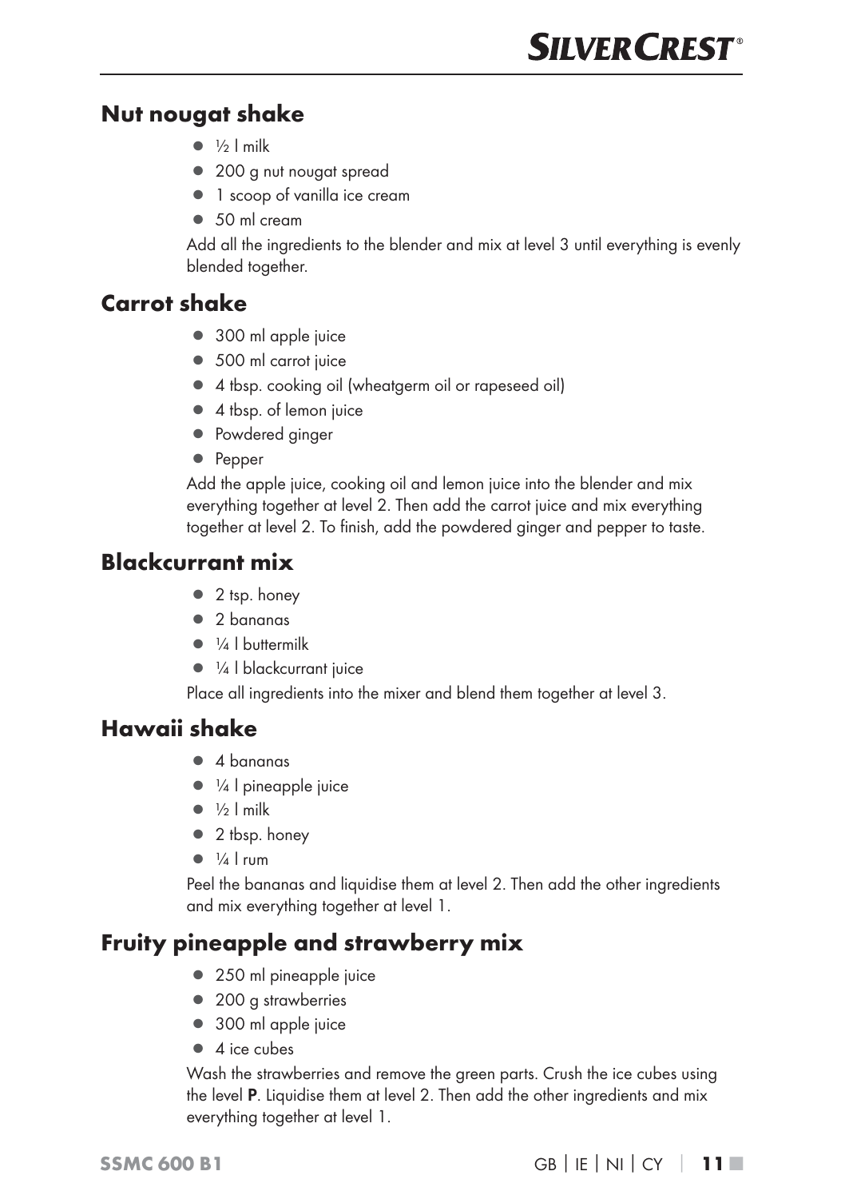## Nut nougat shake

- ½ l milk
- 200 g nut nougat spread
- 1 scoop of vanilla ice cream
- 50 ml cream

Add all the ingredients to the blender and mix at level 3 until everything is evenly blended together.

## Carrot shake

- 300 ml apple juice
- 500 ml carrot juice
- 4 tbsp. cooking oil (wheatgerm oil or rapeseed oil)
- 4 tbsp. of lemon juice
- Powdered ginger
- Pepper

Add the apple juice, cooking oil and lemon juice into the blender and mix everything together at level 2. Then add the carrot juice and mix everything together at level 2. To finish, add the powdered ginger and pepper to taste.

## Blackcurrant mix

- 2 tsp. honey
- 2 bananas
- ¼ l buttermilk
- ¼ l blackcurrant juice

Place all ingredients into the mixer and blend them together at level 3.

## Hawaii shake

- 4 bananas
- ¼ l pineapple juice
- ½ l milk
- 2 tbsp. honey
- ¼ l rum

Peel the bananas and liquidise them at level 2. Then add the other ingredients and mix everything together at level 1.

## Fruity pineapple and strawberry mix

- 250 ml pineapple juice
- 200 g strawberries
- 300 ml apple juice
- 4 ice cubes

Wash the strawberries and remove the green parts. Crush the ice cubes using the level **P**. Liquidise them at level 2. Then add the other ingredients and mix everything together at level 1.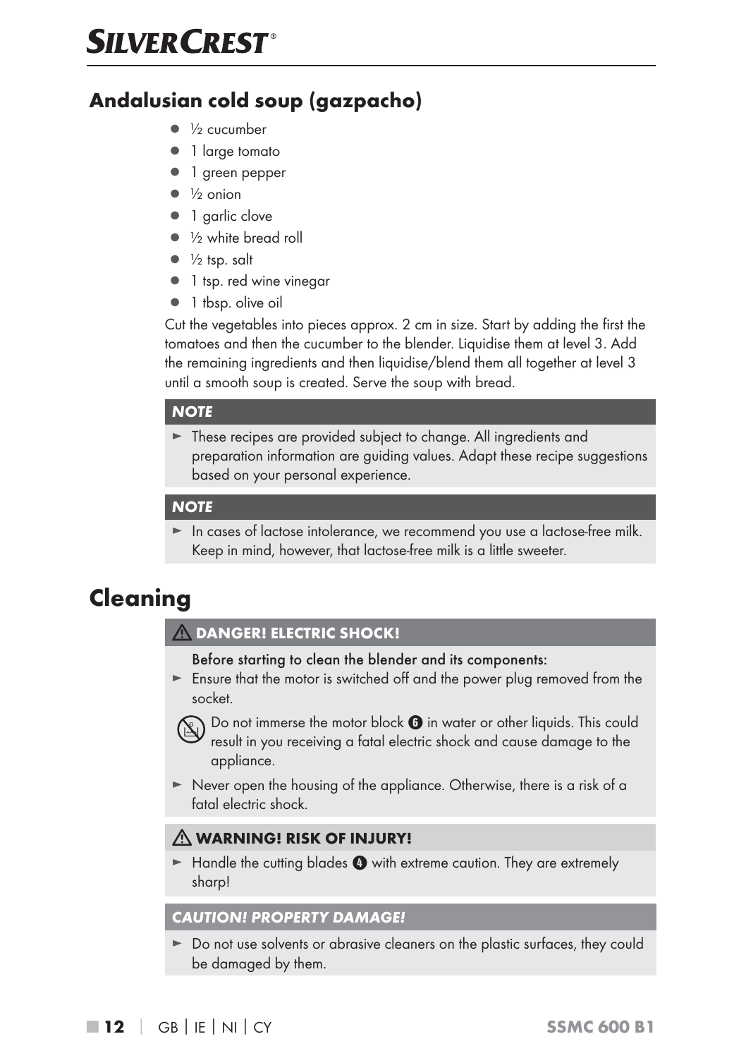## Andalusian cold soup (gazpacho)

- ½ cucumber
- 1 large tomato
- 1 green pepper
- ½ onion
- 1 garlic clove
- ½ white bread roll
- ½ tsp. salt
- 1 tsp. red wine vinegar
- 1 tbsp. olive oil

Cut the vegetables into pieces approx. 2 cm in size. Start by adding the first the tomatoes and then the cucumber to the blender. Liquidise them at level 3. Add the remaining ingredients and then liquidise/blend them all together at level 3 until a smooth soup is created. Serve the soup with bread.

***NOTE***

► These recipes are provided subject to change. All ingredients and preparation information are guiding values. Adapt these recipe suggestions based on your personal experience.

***NOTE***

► In cases of lactose intolerance, we recommend you use a lactose-free milk. Keep in mind, however, that lactose-free milk is a little sweeter.

# Cleaning

**⚠ DANGER! ELECTRIC SHOCK!**

**Before starting to clean the blender and its components:**

► Ensure that the motor is switched off and the power plug removed from the socket.

Do not immerse the motor block 6 in water or other liquids. This could result in you receiving a fatal electric shock and cause damage to the appliance.

► Never open the housing of the appliance. Otherwise, there is a risk of a fatal electric shock.

**⚠ WARNING! RISK OF INJURY!**

► Handle the cutting blades 4 with extreme caution. They are extremely sharp!

***CAUTION! PROPERTY DAMAGE!***

► Do not use solvents or abrasive cleaners on the plastic surfaces, they could be damaged by them.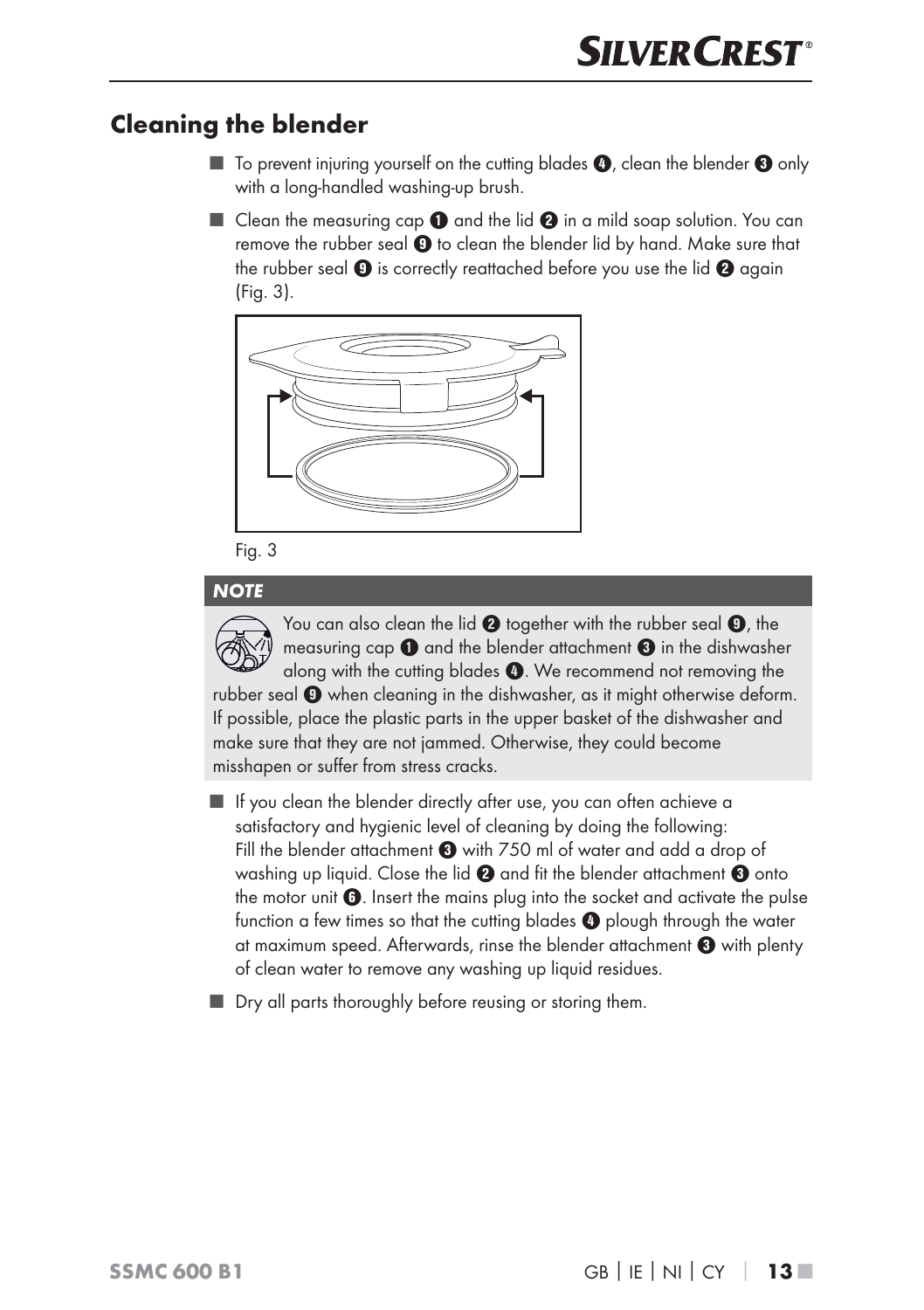## Cleaning the blender

- To prevent injuring yourself on the cutting blades ❹, clean the blender ❸ only with a long-handled washing-up brush.
- Clean the measuring cap ❶ and the lid ❷ in a mild soap solution. You can remove the rubber seal ❾ to clean the blender lid by hand. Make sure that the rubber seal ❾ is correctly reattached before you use the lid ❷ again (Fig. 3).

Fig. 3

**NOTE**

You can also clean the lid ❷ together with the rubber seal ❾, the measuring cap ❶ and the blender attachment ❸ in the dishwasher along with the cutting blades ❹. We recommend not removing the rubber seal ❾ when cleaning in the dishwasher, as it might otherwise deform. If possible, place the plastic parts in the upper basket of the dishwasher and make sure that they are not jammed. Otherwise, they could become misshapen or suffer from stress cracks.

- If you clean the blender directly after use, you can often achieve a satisfactory and hygienic level of cleaning by doing the following: Fill the blender attachment ❸ with 750 ml of water and add a drop of washing up liquid. Close the lid ❷ and fit the blender attachment ❸ onto the motor unit ❻. Insert the mains plug into the socket and activate the pulse function a few times so that the cutting blades ❹ plough through the water at maximum speed. Afterwards, rinse the blender attachment ❸ with plenty of clean water to remove any washing up liquid residues.
- Dry all parts thoroughly before reusing or storing them.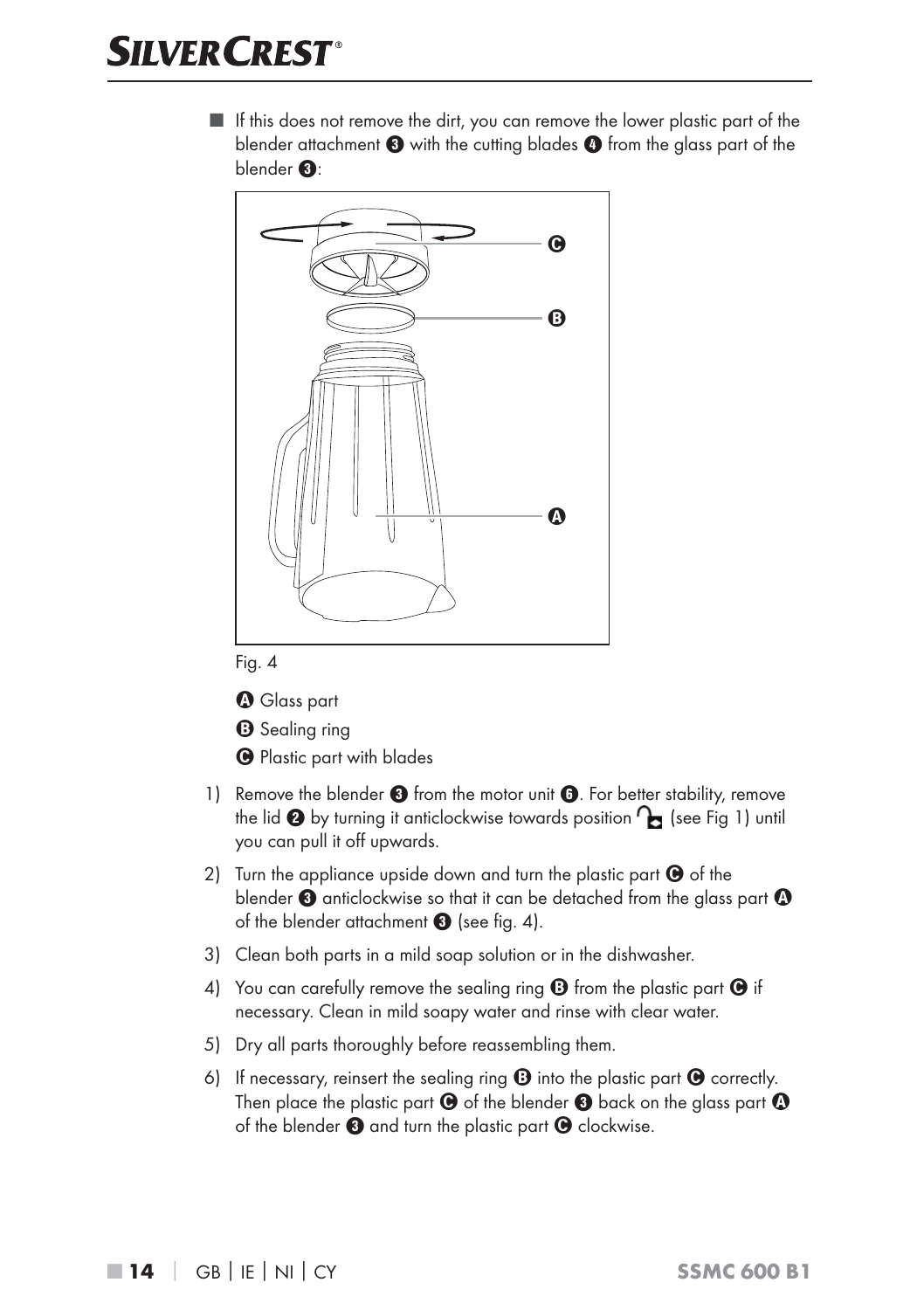■ If this does not remove the dirt, you can remove the lower plastic part of the blender attachment ❸ with the cutting blades ❹ from the glass part of the blender ❸:

Fig. 4

Ⓐ Glass part

Ⓑ Sealing ring

Ⓒ Plastic part with blades

1) Remove the blender ❸ from the motor unit ❻. For better stability, remove the lid ❷ by turning it anticlockwise towards position 🔓 (see Fig 1) until you can pull it off upwards.
2) Turn the appliance upside down and turn the plastic part Ⓒ of the blender ❸ anticlockwise so that it can be detached from the glass part Ⓐ of the blender attachment ❸ (see fig. 4).
3) Clean both parts in a mild soap solution or in the dishwasher.
4) You can carefully remove the sealing ring Ⓑ from the plastic part Ⓒ if necessary. Clean in mild soapy water and rinse with clear water.
5) Dry all parts thoroughly before reassembling them.
6) If necessary, reinsert the sealing ring Ⓑ into the plastic part Ⓒ correctly. Then place the plastic part Ⓒ of the blender ❸ back on the glass part Ⓐ of the blender ❸ and turn the plastic part Ⓒ clockwise.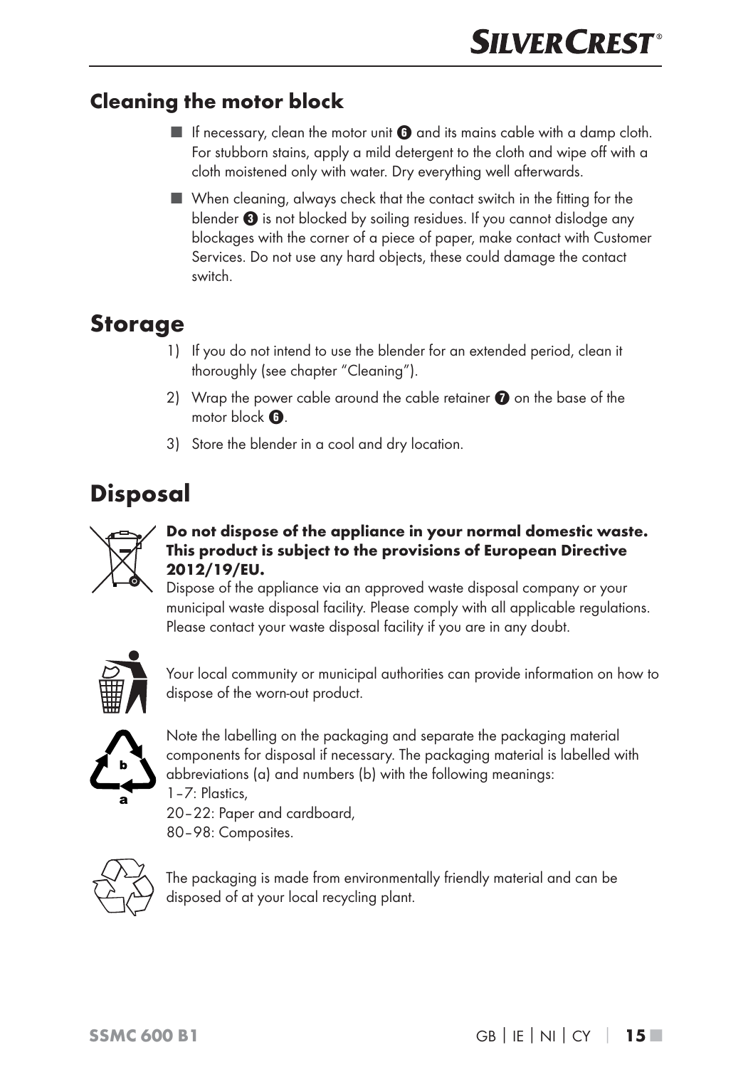### Cleaning the motor block

- If necessary, clean the motor unit 6 and its mains cable with a damp cloth. For stubborn stains, apply a mild detergent to the cloth and wipe off with a cloth moistened only with water. Dry everything well afterwards.
- When cleaning, always check that the contact switch in the fitting for the blender 3 is not blocked by soiling residues. If you cannot dislodge any blockages with the corner of a piece of paper, make contact with Customer Services. Do not use any hard objects, these could damage the contact switch.

## Storage

1) If you do not intend to use the blender for an extended period, clean it thoroughly (see chapter "Cleaning").
2) Wrap the power cable around the cable retainer 7 on the base of the motor block 6.
3) Store the blender in a cool and dry location.

## Disposal

**Do not dispose of the appliance in your normal domestic waste. This product is subject to the provisions of European Directive 2012/19/EU.**
Dispose of the appliance via an approved waste disposal company or your municipal waste disposal facility. Please comply with all applicable regulations. Please contact your waste disposal facility if you are in any doubt.

Your local community or municipal authorities can provide information on how to dispose of the worn-out product.

Note the labelling on the packaging and separate the packaging material components for disposal if necessary. The packaging material is labelled with abbreviations (a) and numbers (b) with the following meanings:
1–7: Plastics,
20–22: Paper and cardboard,
80–98: Composites.

The packaging is made from environmentally friendly material and can be disposed of at your local recycling plant.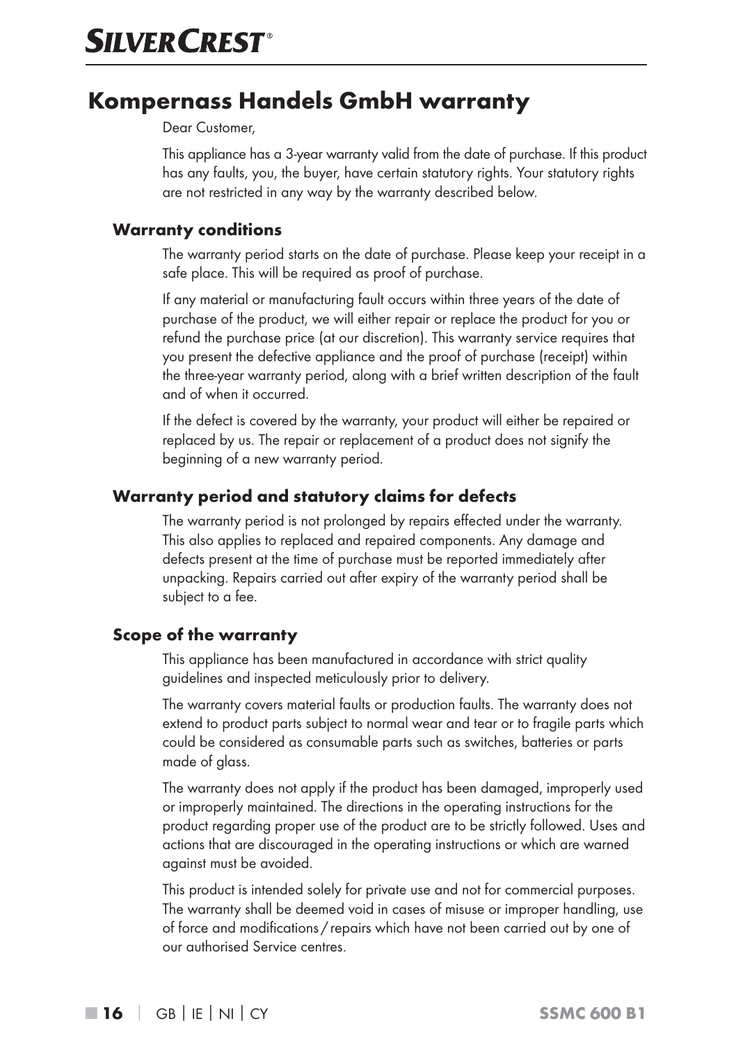# Kompernass Handels GmbH warranty

Dear Customer,

This appliance has a 3-year warranty valid from the date of purchase. If this product has any faults, you, the buyer, have certain statutory rights. Your statutory rights are not restricted in any way by the warranty described below.

## Warranty conditions

The warranty period starts on the date of purchase. Please keep your receipt in a safe place. This will be required as proof of purchase.

If any material or manufacturing fault occurs within three years of the date of purchase of the product, we will either repair or replace the product for you or refund the purchase price (at our discretion). This warranty service requires that you present the defective appliance and the proof of purchase (receipt) within the three-year warranty period, along with a brief written description of the fault and of when it occurred.

If the defect is covered by the warranty, your product will either be repaired or replaced by us. The repair or replacement of a product does not signify the beginning of a new warranty period.

## Warranty period and statutory claims for defects

The warranty period is not prolonged by repairs effected under the warranty. This also applies to replaced and repaired components. Any damage and defects present at the time of purchase must be reported immediately after unpacking. Repairs carried out after expiry of the warranty period shall be subject to a fee.

## Scope of the warranty

This appliance has been manufactured in accordance with strict quality guidelines and inspected meticulously prior to delivery.

The warranty covers material faults or production faults. The warranty does not extend to product parts subject to normal wear and tear or to fragile parts which could be considered as consumable parts such as switches, batteries or parts made of glass.

The warranty does not apply if the product has been damaged, improperly used or improperly maintained. The directions in the operating instructions for the product regarding proper use of the product are to be strictly followed. Uses and actions that are discouraged in the operating instructions or which are warned against must be avoided.

This product is intended solely for private use and not for commercial purposes. The warranty shall be deemed void in cases of misuse or improper handling, use of force and modifications / repairs which have not been carried out by one of our authorised Service centres.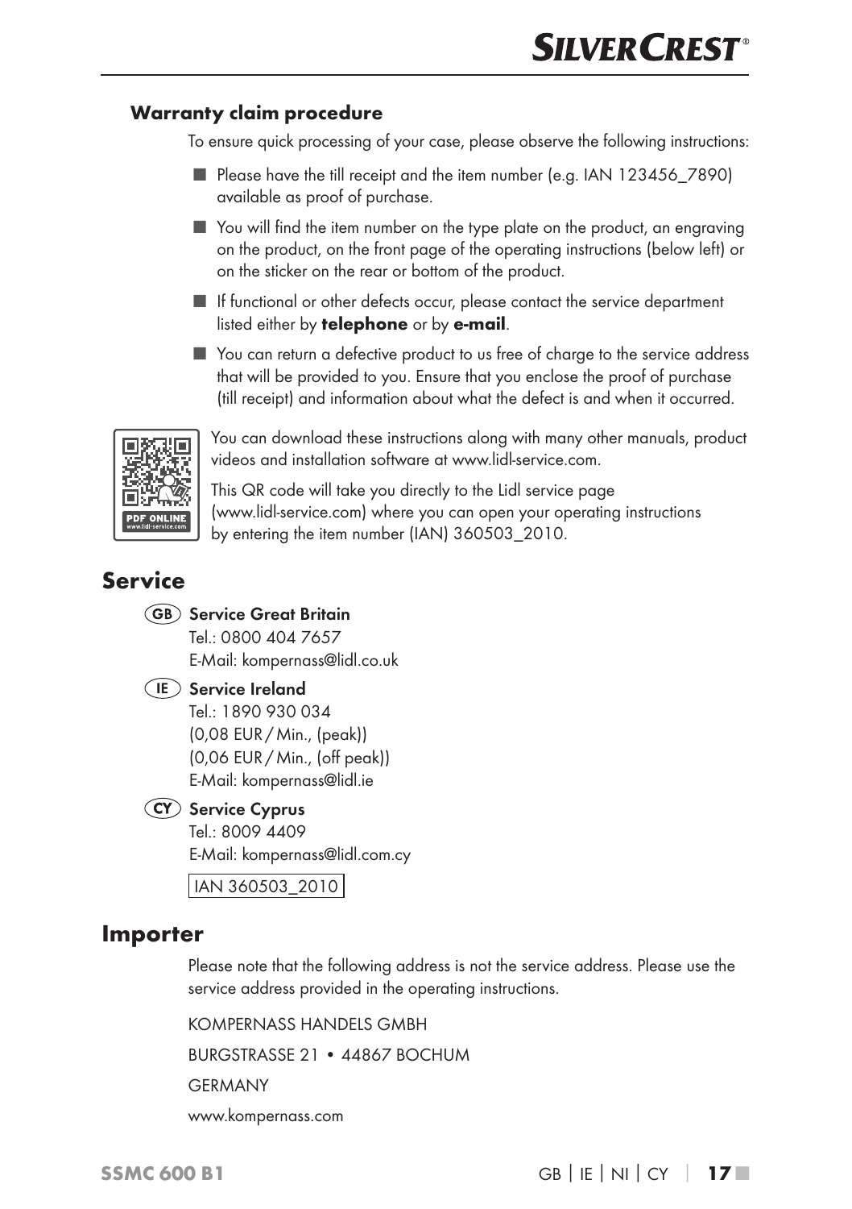### Warranty claim procedure

To ensure quick processing of your case, please observe the following instructions:

- Please have the till receipt and the item number (e.g. IAN 123456_7890) available as proof of purchase.
- You will find the item number on the type plate on the product, an engraving on the product, on the front page of the operating instructions (below left) or on the sticker on the rear or bottom of the product.
- If functional or other defects occur, please contact the service department listed either by **telephone** or by **e-mail**.
- You can return a defective product to us free of charge to the service address that will be provided to you. Ensure that you enclose the proof of purchase (till receipt) and information about what the defect is and when it occurred.

You can download these instructions along with many other manuals, product videos and installation software at www.lidl-service.com.

This QR code will take you directly to the Lidl service page (www.lidl-service.com) where you can open your operating instructions by entering the item number (IAN) 360503_2010.

## Service

(GB) **Service Great Britain**
Tel.: 0800 404 7657
E-Mail: kompernass@lidl.co.uk

(IE) **Service Ireland**
Tel.: 1890 930 034
(0,08 EUR / Min., (peak))
(0,06 EUR / Min., (off peak))
E-Mail: kompernass@lidl.ie

(CY) **Service Cyprus**
Tel.: 8009 4409
E-Mail: kompernass@lidl.com.cy

IAN 360503_2010

## Importer

Please note that the following address is not the service address. Please use the service address provided in the operating instructions.

KOMPERNASS HANDELS GMBH

BURGSTRASSE 21 • 44867 BOCHUM

GERMANY

www.kompernass.com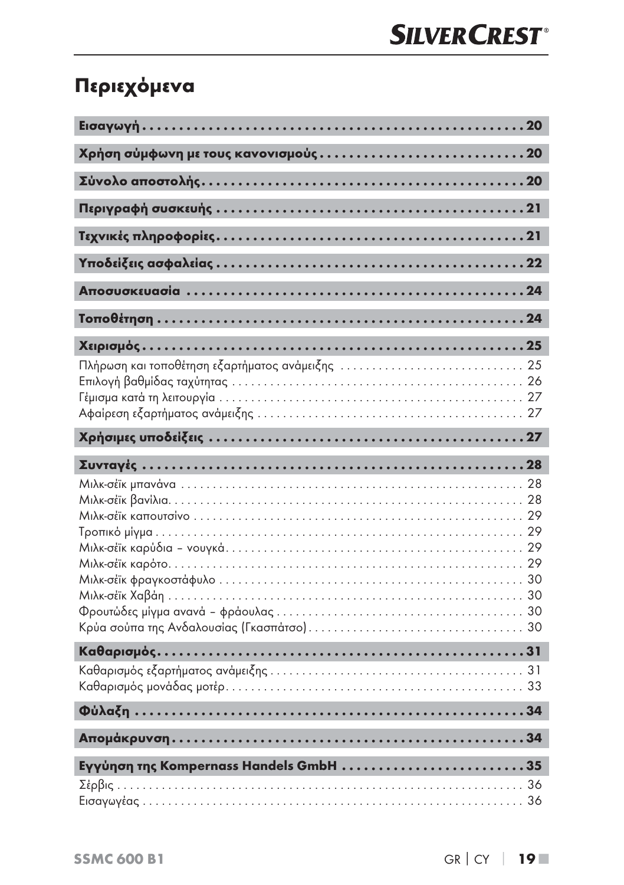# Περιεχόμενα

**Εισαγωγή . . . . . . . . . . . . . . . . . . . . . . . . . . . . . . . . . . . . . . . . . . . . . . . . . . . 20**

**Χρήση σύμφωνη με τους κανονισμούς . . . . . . . . . . . . . . . . . . . . . . . . . . . . 20**

**Σύνολο αποστολής . . . . . . . . . . . . . . . . . . . . . . . . . . . . . . . . . . . . . . . . . . . . 20**

**Περιγραφή συσκευής . . . . . . . . . . . . . . . . . . . . . . . . . . . . . . . . . . . . . . . . . . 21**

**Τεχνικές πληροφορίες . . . . . . . . . . . . . . . . . . . . . . . . . . . . . . . . . . . . . . . . . 21**

**Υποδείξεις ασφαλείας . . . . . . . . . . . . . . . . . . . . . . . . . . . . . . . . . . . . . . . . . 22**

**Αποσυσκευασία . . . . . . . . . . . . . . . . . . . . . . . . . . . . . . . . . . . . . . . . . . . . . . 24**

**Τοποθέτηση . . . . . . . . . . . . . . . . . . . . . . . . . . . . . . . . . . . . . . . . . . . . . . . . . 24**

**Χειρισμός . . . . . . . . . . . . . . . . . . . . . . . . . . . . . . . . . . . . . . . . . . . . . . . . . . . 25**

Πλήρωση και τοποθέτηση εξαρτήματος ανάμειξης . . . . . . . . . . . . . . . . . . . . . . . . . . . . . 25
Επιλογή βαθμίδας ταχύτητας . . . . . . . . . . . . . . . . . . . . . . . . . . . . . . . . . . . . . . . . . . . . . 26
Γέμισμα κατά τη λειτουργία . . . . . . . . . . . . . . . . . . . . . . . . . . . . . . . . . . . . . . . . . . . . . . 27
Αφαίρεση εξαρτήματος ανάμειξης . . . . . . . . . . . . . . . . . . . . . . . . . . . . . . . . . . . . . . . . . 27

**Χρήσιμες υποδείξεις . . . . . . . . . . . . . . . . . . . . . . . . . . . . . . . . . . . . . . . . . . . 27**

**Συνταγές . . . . . . . . . . . . . . . . . . . . . . . . . . . . . . . . . . . . . . . . . . . . . . . . . . . . 28**

Μιλκ-σέϊκ μπανάνα . . . . . . . . . . . . . . . . . . . . . . . . . . . . . . . . . . . . . . . . . . . . . . . . . . . . 28
Μιλκ-σέϊκ βανίλια . . . . . . . . . . . . . . . . . . . . . . . . . . . . . . . . . . . . . . . . . . . . . . . . . . . . . . 28
Μιλκ-σέϊκ καπουτσίνο . . . . . . . . . . . . . . . . . . . . . . . . . . . . . . . . . . . . . . . . . . . . . . . . . . 29
Τροπικό μίγμα . . . . . . . . . . . . . . . . . . . . . . . . . . . . . . . . . . . . . . . . . . . . . . . . . . . . . . . . 29
Μιλκ-σέϊκ καρύδια – νουγκά . . . . . . . . . . . . . . . . . . . . . . . . . . . . . . . . . . . . . . . . . . . . . . 29
Μιλκ-σέϊκ καρότο . . . . . . . . . . . . . . . . . . . . . . . . . . . . . . . . . . . . . . . . . . . . . . . . . . . . . . 29
Μιλκ-σέϊκ φραγκοστάφυλο . . . . . . . . . . . . . . . . . . . . . . . . . . . . . . . . . . . . . . . . . . . . . . . 30
Μιλκ-σέϊκ Χαβάη . . . . . . . . . . . . . . . . . . . . . . . . . . . . . . . . . . . . . . . . . . . . . . . . . . . . . . 30
Φρουτώδες μίγμα ανανά – φράουλας . . . . . . . . . . . . . . . . . . . . . . . . . . . . . . . . . . . . . . . 30
Κρύα σούπα της Ανδαλουσίας (Γκασπάτσο) . . . . . . . . . . . . . . . . . . . . . . . . . . . . . . . . . . 30

**Καθαρισμός . . . . . . . . . . . . . . . . . . . . . . . . . . . . . . . . . . . . . . . . . . . . . . . . . . 31**

Καθαρισμός εξαρτήματος ανάμειξης . . . . . . . . . . . . . . . . . . . . . . . . . . . . . . . . . . . . . . . 31
Καθαρισμός μονάδας μοτέρ . . . . . . . . . . . . . . . . . . . . . . . . . . . . . . . . . . . . . . . . . . . . . . 33

**Φύλαξη . . . . . . . . . . . . . . . . . . . . . . . . . . . . . . . . . . . . . . . . . . . . . . . . . . . . . . 34**

**Απομάκρυνση . . . . . . . . . . . . . . . . . . . . . . . . . . . . . . . . . . . . . . . . . . . . . . . . . 34**

**Εγγύηση της Kompernass Handels GmbH . . . . . . . . . . . . . . . . . . . . . . . . . 35**

Σέρβις . . . . . . . . . . . . . . . . . . . . . . . . . . . . . . . . . . . . . . . . . . . . . . . . . . . . . . . . . . . . . . 36
Εισαγωγέας . . . . . . . . . . . . . . . . . . . . . . . . . . . . . . . . . . . . . . . . . . . . . . . . . . . . . . . . . . 36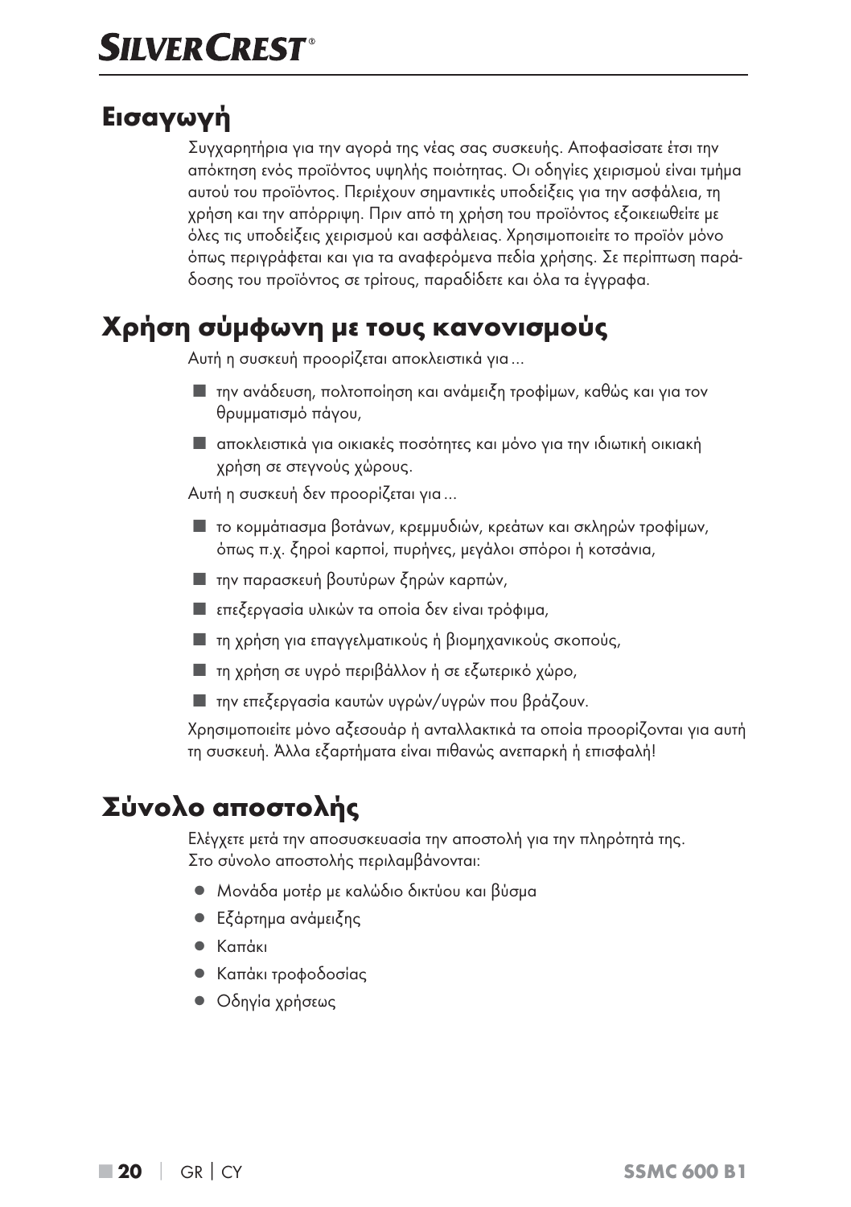## Εισαγωγή

Συγχαρητήρια για την αγορά της νέας σας συσκευής. Αποφασίσατε έτσι την απόκτηση ενός προϊόντος υψηλής ποιότητας. Οι οδηγίες χειρισμού είναι τμήμα αυτού του προϊόντος. Περιέχουν σημαντικές υποδείξεις για την ασφάλεια, τη χρήση και την απόρριψη. Πριν από τη χρήση του προϊόντος εξοικειωθείτε με όλες τις υποδείξεις χειρισμού και ασφάλειας. Χρησιμοποιείτε το προϊόν μόνο όπως περιγράφεται και για τα αναφερόμενα πεδία χρήσης. Σε περίπτωση παράδοσης του προϊόντος σε τρίτους, παραδίδετε και όλα τα έγγραφα.

## Χρήση σύμφωνη με τους κανονισμούς

Αυτή η συσκευή προορίζεται αποκλειστικά για...

- την ανάδευση, πολτοποίηση και ανάμειξη τροφίμων, καθώς και για τον θρυμματισμό πάγου,
- αποκλειστικά για οικιακές ποσότητες και μόνο για την ιδιωτική οικιακή χρήση σε στεγνούς χώρους.

Αυτή η συσκευή δεν προορίζεται για...

- το κομμάτιασμα βοτάνων, κρεμμυδιών, κρεάτων και σκληρών τροφίμων, όπως π.χ. ξηροί καρποί, πυρήνες, μεγάλοι σπόροι ή κοτσάνια,
- την παρασκευή βουτύρων ξηρών καρπών,
- επεξεργασία υλικών τα οποία δεν είναι τρόφιμα,
- τη χρήση για επαγγελματικούς ή βιομηχανικούς σκοπούς,
- τη χρήση σε υγρό περιβάλλον ή σε εξωτερικό χώρο,
- την επεξεργασία καυτών υγρών/υγρών που βράζουν.

Χρησιμοποιείτε μόνο αξεσουάρ ή ανταλλακτικά τα οποία προορίζονται για αυτή τη συσκευή. Άλλα εξαρτήματα είναι πιθανώς ανεπαρκή ή επισφαλή!

## Σύνολο αποστολής

Ελέγχετε μετά την αποσυσκευασία την αποστολή για την πληρότητά της.
Στο σύνολο αποστολής περιλαμβάνονται:

- Μονάδα μοτέρ με καλώδιο δικτύου και βύσμα
- Εξάρτημα ανάμειξης
- Καπάκι
- Καπάκι τροφοδοσίας
- Οδηγία χρήσεως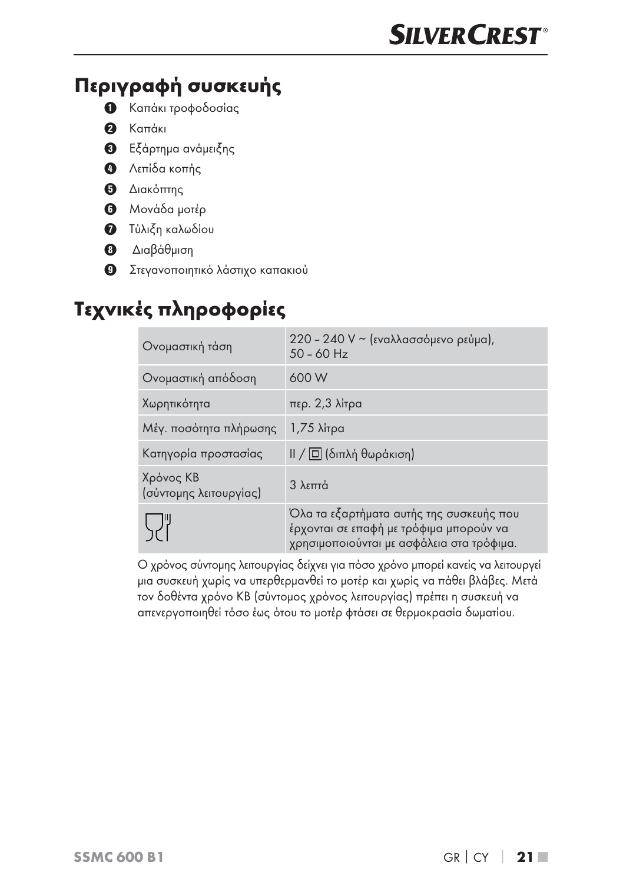## Περιγραφή συσκευής

1. Καπάκι τροφοδοσίας
2. Καπάκι
3. Εξάρτημα ανάμειξης
4. Λεπίδα κοπής
5. Διακόπτης
6. Μονάδα μοτέρ
7. Τύλιξη καλωδίου
8. Διαβάθμιση
9. Στεγανοποιητικό λάστιχο καπακιού

## Τεχνικές πληροφορίες

| | |
|---|---|
| Ονομαστική τάση | 220 – 240 V ~ (εναλλασσόμενο ρεύμα), 50 – 60 Hz |
| Ονομαστική απόδοση | 600 W |
| Χωρητικότητα | περ. 2,3 λίτρα |
| Μέγ. ποσότητα πλήρωσης | 1,75 λίτρα |
| Κατηγορία προστασίας | II / ⧈ (διπλή θωράκιση) |
| Χρόνος KB (σύντομης λειτουργίας) | 3 λεπτά |
| | Όλα τα εξαρτήματα αυτής της συσκευής που έρχονται σε επαφή με τρόφιμα μπορούν να χρησιμοποιούνται με ασφάλεια στα τρόφιμα. |

Ο χρόνος σύντομης λειτουργίας δείχνει για πόσο χρόνο μπορεί κανείς να λειτουργεί μια συσκευή χωρίς να υπερθερμανθεί το μοτέρ και χωρίς να πάθει βλάβες. Μετά τον δοθέντα χρόνο KB (σύντομος χρόνος λειτουργίας) πρέπει η συσκευή να απενεργοποιηθεί τόσο έως ότου το μοτέρ φτάσει σε θερμοκρασία δωματίου.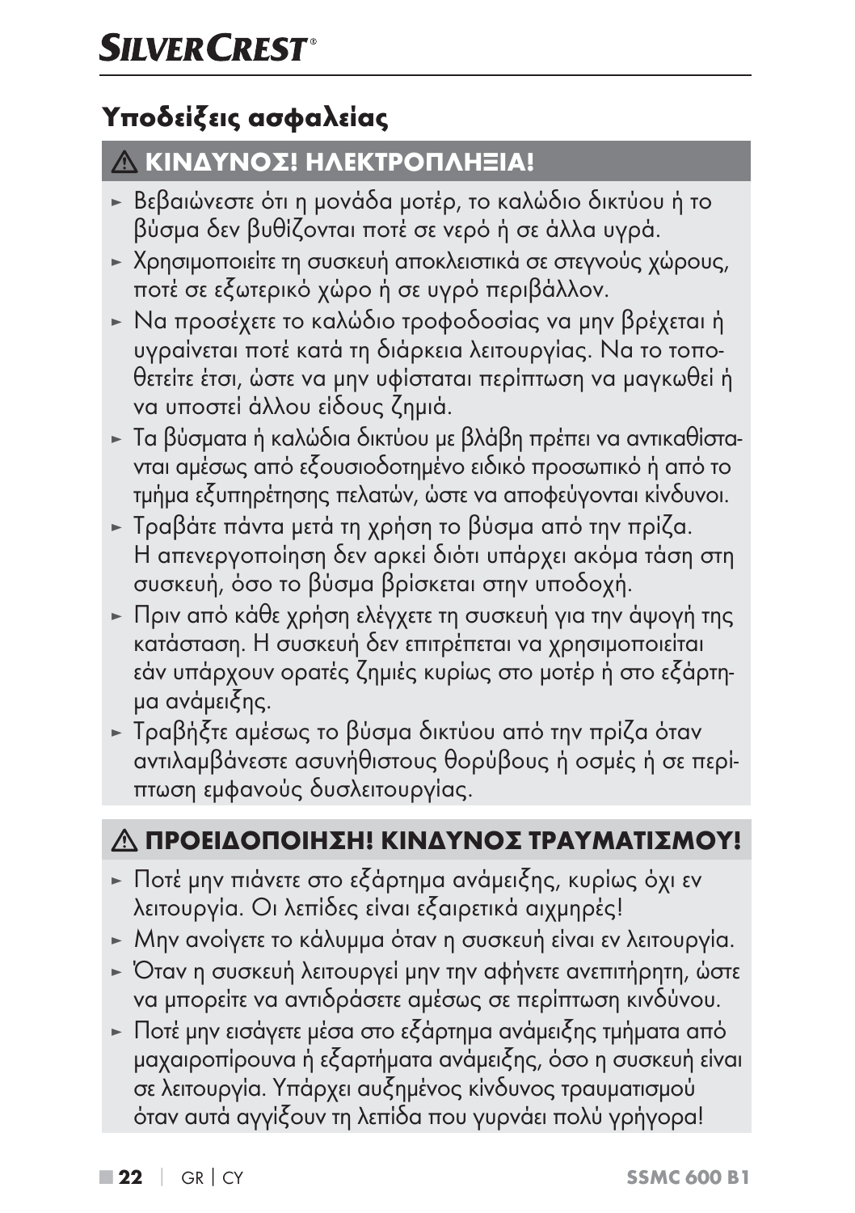## Υποδείξεις ασφαλείας

### ⚠ ΚΙΝΔΥΝΟΣ! ΗΛΕΚΤΡΟΠΛΗΞΙΑ!

- Βεβαιώνεστε ότι η μονάδα μοτέρ, το καλώδιο δικτύου ή το βύσμα δεν βυθίζονται ποτέ σε νερό ή σε άλλα υγρά.
- Χρησιμοποιείτε τη συσκευή αποκλειστικά σε στεγνούς χώρους, ποτέ σε εξωτερικό χώρο ή σε υγρό περιβάλλον.
- Να προσέχετε το καλώδιο τροφοδοσίας να μην βρέχεται ή υγραίνεται ποτέ κατά τη διάρκεια λειτουργίας. Να το τοποθετείτε έτσι, ώστε να μην υφίσταται περίπτωση να μαγκωθεί ή να υποστεί άλλου είδους ζημιά.
- Τα βύσματα ή καλώδια δικτύου με βλάβη πρέπει να αντικαθίστανται αμέσως από εξουσιοδοτημένο ειδικό προσωπικό ή από το τμήμα εξυπηρέτησης πελατών, ώστε να αποφεύγονται κίνδυνοι.
- Τραβάτε πάντα μετά τη χρήση το βύσμα από την πρίζα. Η απενεργοποίηση δεν αρκεί διότι υπάρχει ακόμα τάση στη συσκευή, όσο το βύσμα βρίσκεται στην υποδοχή.
- Πριν από κάθε χρήση ελέγχετε τη συσκευή για την άψογή της κατάσταση. Η συσκευή δεν επιτρέπεται να χρησιμοποιείται εάν υπάρχουν ορατές ζημιές κυρίως στο μοτέρ ή στο εξάρτημα ανάμειξης.
- Τραβήξτε αμέσως το βύσμα δικτύου από την πρίζα όταν αντιλαμβάνεστε ασυνήθιστους θορύβους ή οσμές ή σε περίπτωση εμφανούς δυσλειτουργίας.

### ⚠ ΠΡΟΕΙΔΟΠΟΙΗΣΗ! ΚΙΝΔΥΝΟΣ ΤΡΑΥΜΑΤΙΣΜΟΥ!

- Ποτέ μην πιάνετε στο εξάρτημα ανάμειξης, κυρίως όχι εν λειτουργία. Οι λεπίδες είναι εξαιρετικά αιχμηρές!
- Μην ανοίγετε το κάλυμμα όταν η συσκευή είναι εν λειτουργία.
- Όταν η συσκευή λειτουργεί μην την αφήνετε ανεπιτήρητη, ώστε να μπορείτε να αντιδράσετε αμέσως σε περίπτωση κινδύνου.
- Ποτέ μην εισάγετε μέσα στο εξάρτημα ανάμειξης τμήματα από μαχαιροπίρουνα ή εξαρτήματα ανάμειξης, όσο η συσκευή είναι σε λειτουργία. Υπάρχει αυξημένος κίνδυνος τραυματισμού όταν αυτά αγγίζουν τη λεπίδα που γυρνάει πολύ γρήγορα!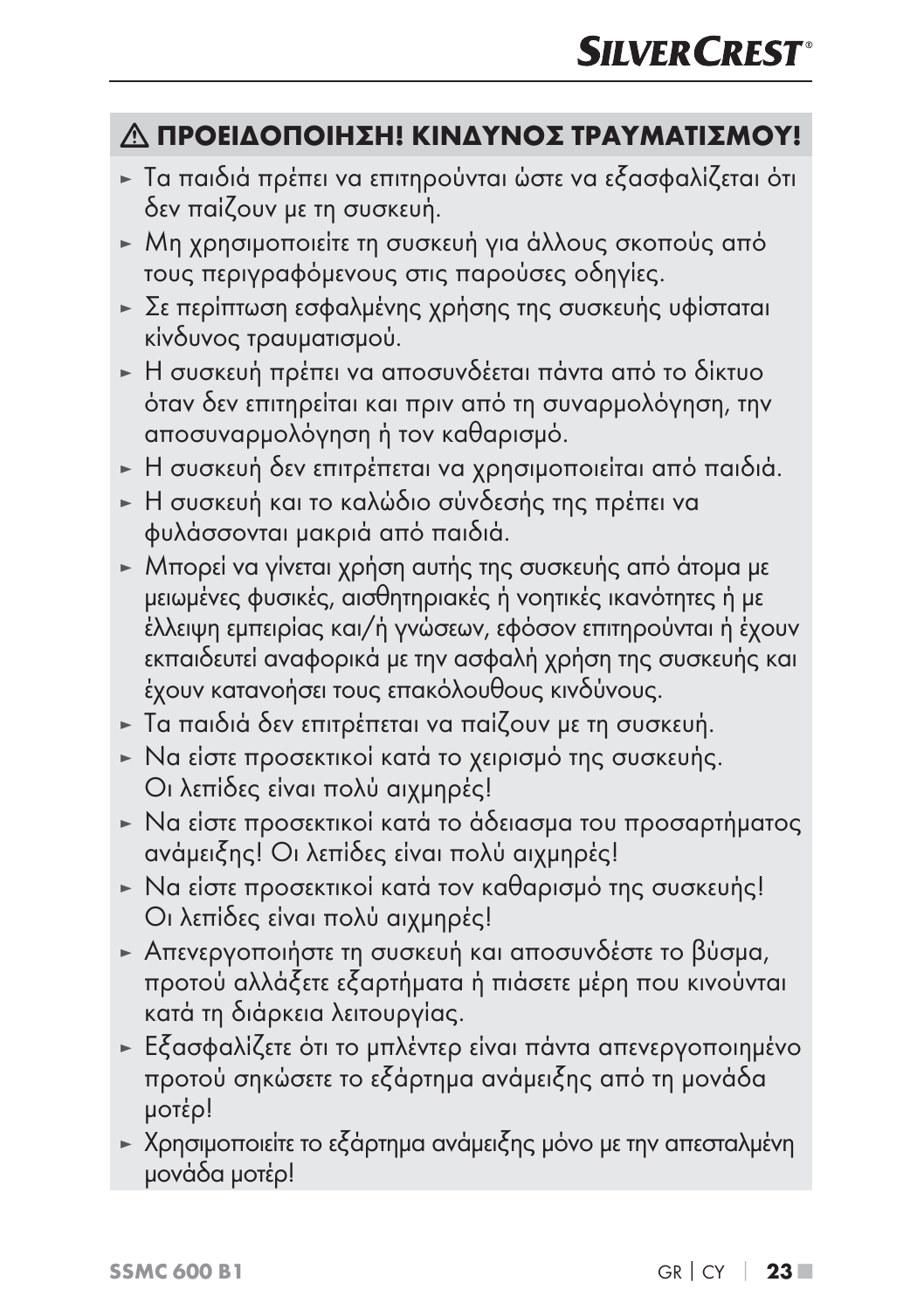### ⚠ ΠΡΟΕΙΔΟΠΟΙΗΣΗ! ΚΙΝΔΥΝΟΣ ΤΡΑΥΜΑΤΙΣΜΟΥ!

- ► Τα παιδιά πρέπει να επιτηρούνται ώστε να εξασφαλίζεται ότι δεν παίζουν με τη συσκευή.
- ► Μη χρησιμοποιείτε τη συσκευή για άλλους σκοπούς από τους περιγραφόμενους στις παρούσες οδηγίες.
- ► Σε περίπτωση εσφαλμένης χρήσης της συσκευής υφίσταται κίνδυνος τραυματισμού.
- ► Η συσκευή πρέπει να αποσυνδέεται πάντα από το δίκτυο όταν δεν επιτηρείται και πριν από τη συναρμολόγηση, την αποσυναρμολόγηση ή τον καθαρισμό.
- ► Η συσκευή δεν επιτρέπεται να χρησιμοποιείται από παιδιά.
- ► Η συσκευή και το καλώδιο σύνδεσής της πρέπει να φυλάσσονται μακριά από παιδιά.
- ► Μπορεί να γίνεται χρήση αυτής της συσκευής από άτομα με μειωμένες φυσικές, αισθητηριακές ή νοητικές ικανότητες ή με έλλειψη εμπειρίας και/ή γνώσεων, εφόσον επιτηρούνται ή έχουν εκπαιδευτεί αναφορικά με την ασφαλή χρήση της συσκευής και έχουν κατανοήσει τους επακόλουθους κινδύνους.
- ► Τα παιδιά δεν επιτρέπεται να παίζουν με τη συσκευή.
- ► Να είστε προσεκτικοί κατά το χειρισμό της συσκευής. Οι λεπίδες είναι πολύ αιχμηρές!
- ► Να είστε προσεκτικοί κατά το άδειασμα του προσαρτήματος ανάμειξης! Οι λεπίδες είναι πολύ αιχμηρές!
- ► Να είστε προσεκτικοί κατά τον καθαρισμό της συσκευής! Οι λεπίδες είναι πολύ αιχμηρές!
- ► Απενεργοποιήστε τη συσκευή και αποσυνδέστε το βύσμα, προτού αλλάξετε εξαρτήματα ή πιάσετε μέρη που κινούνται κατά τη διάρκεια λειτουργίας.
- ► Εξασφαλίζετε ότι το μπλέντερ είναι πάντα απενεργοποιημένο προτού σηκώσετε το εξάρτημα ανάμειξης από τη μονάδα μοτέρ!
- ► Χρησιμοποιείτε το εξάρτημα ανάμειξης μόνο με την απεσταλμένη μονάδα μοτέρ!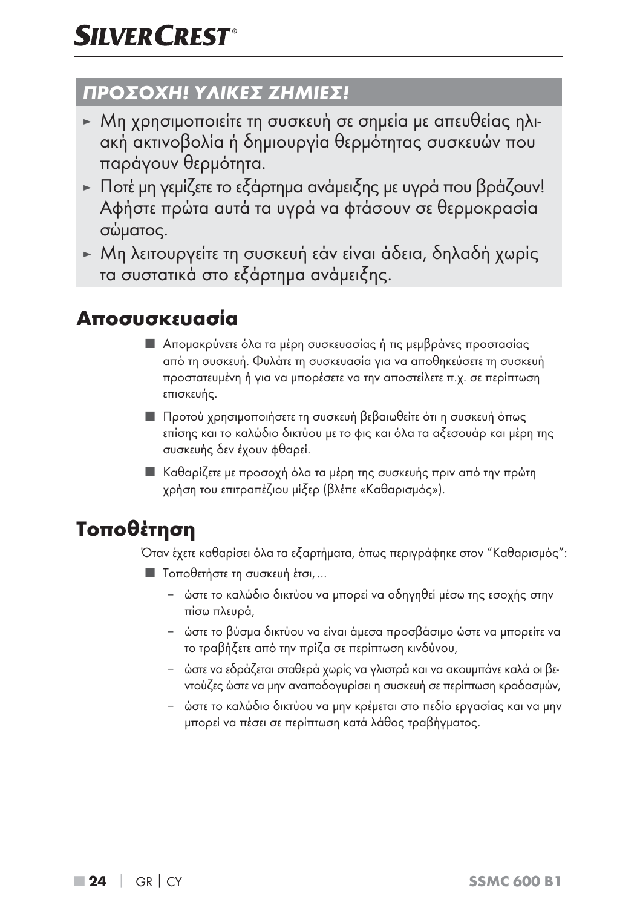### ΠΡΟΣΟΧΗ! ΥΛΙΚΕΣ ΖΗΜΙΕΣ!

- ► Μη χρησιμοποιείτε τη συσκευή σε σημεία με απευθείας ηλιακή ακτινοβολία ή δημιουργία θερμότητας συσκευών που παράγουν θερμότητα.
- ► Ποτέ μη γεμίζετε το εξάρτημα ανάμειξης με υγρά που βράζουν! Αφήστε πρώτα αυτά τα υγρά να φτάσουν σε θερμοκρασία σώματος.
- ► Μη λειτουργείτε τη συσκευή εάν είναι άδεια, δηλαδή χωρίς τα συστατικά στο εξάρτημα ανάμειξης.

## Αποσυσκευασία

- Απομακρύνετε όλα τα μέρη συσκευασίας ή τις μεμβράνες προστασίας από τη συσκευή. Φυλάτε τη συσκευασία για να αποθηκεύσετε τη συσκευή προστατευμένη ή για να μπορέσετε να την αποστείλετε π.χ. σε περίπτωση επισκευής.
- Προτού χρησιμοποιήσετε τη συσκευή βεβαιωθείτε ότι η συσκευή όπως επίσης και το καλώδιο δικτύου με το φις και όλα τα αξεσουάρ και μέρη της συσκευής δεν έχουν φθαρεί.
- Καθαρίζετε με προσοχή όλα τα μέρη της συσκευής πριν από την πρώτη χρήση του επιτραπέζιου μίξερ (βλέπε «Καθαρισμός»).

## Τοποθέτηση

Όταν έχετε καθαρίσει όλα τα εξαρτήματα, όπως περιγράφηκε στον "Καθαρισμός":

- Τοποθετήστε τη συσκευή έτσι, ...
  - ώστε το καλώδιο δικτύου να μπορεί να οδηγηθεί μέσω της εσοχής στην πίσω πλευρά,
  - ώστε το βύσμα δικτύου να είναι άμεσα προσβάσιμο ώστε να μπορείτε να το τραβήξετε από την πρίζα σε περίπτωση κινδύνου,
  - ώστε να εδράζεται σταθερά χωρίς να γλιστρά και να ακουμπάνε καλά οι βεντούζες ώστε να μην αναποδογυρίσει η συσκευή σε περίπτωση κραδασμών,
  - ώστε το καλώδιο δικτύου να μην κρέμεται στο πεδίο εργασίας και να μην μπορεί να πέσει σε περίπτωση κατά λάθος τραβήγματος.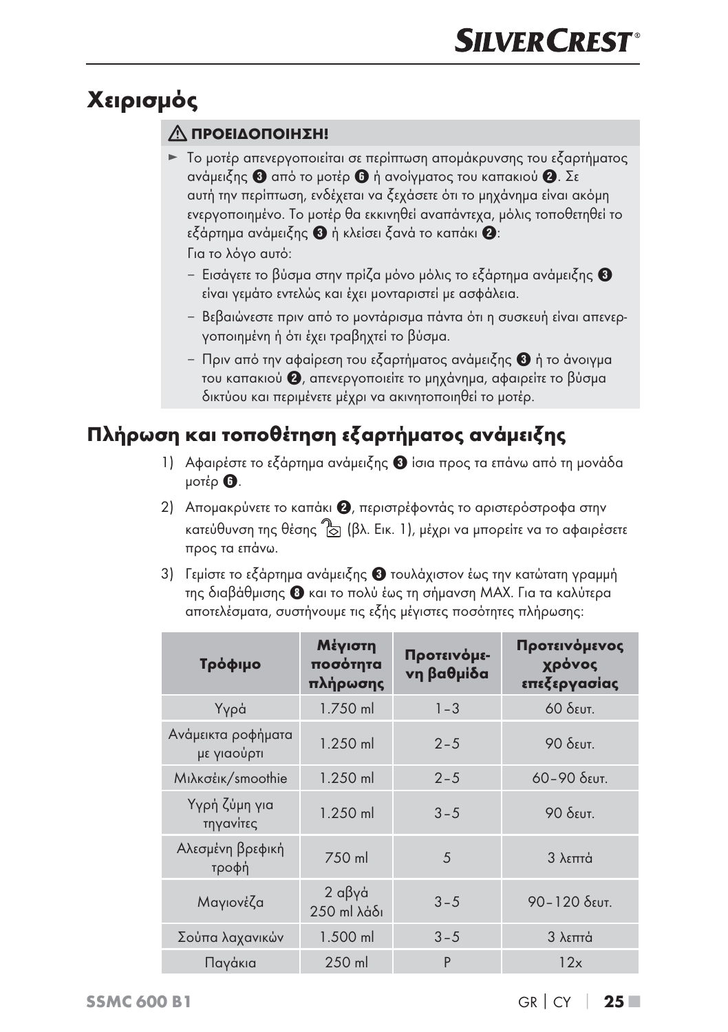# Χειρισμός

> ⚠ **ΠΡΟΕΙΔΟΠΟΙΗΣΗ!**
>
> ► Το μοτέρ απενεργοποιείται σε περίπτωση απομάκρυνσης του εξαρτήματος ανάμειξης ❸ από το μοτέρ ❻ ή ανοίγματος του καπακιού ❷. Σε αυτή την περίπτωση, ενδέχεται να ξεχάσετε ότι το μηχάνημα είναι ακόμη ενεργοποιημένο. Το μοτέρ θα εκκινηθεί αναπάντεχα, μόλις τοποθετηθεί το εξάρτημα ανάμειξης ❸ ή κλείσει ξανά το καπάκι ❷:
>
> Για το λόγο αυτό:
>
> – Εισάγετε το βύσμα στην πρίζα μόνο μόλις το εξάρτημα ανάμειξης ❸ είναι γεμάτο εντελώς και έχει μονταριστεί με ασφάλεια.
>
> – Βεβαιώνεστε πριν από το μοντάρισμα πάντα ότι η συσκευή είναι απενεργοποιημένη ή ότι έχει τραβηχτεί το βύσμα.
>
> – Πριν από την αφαίρεση του εξαρτήματος ανάμειξης ❸ ή το άνοιγμα του καπακιού ❷, απενεργοποιείτε το μηχάνημα, αφαιρείτε το βύσμα δικτύου και περιμένετε μέχρι να ακινητοποιηθεί το μοτέρ.

## Πλήρωση και τοποθέτηση εξαρτήματος ανάμειξης

1) Αφαιρέστε το εξάρτημα ανάμειξης ❸ ίσια προς τα επάνω από τη μονάδα μοτέρ ❻.

2) Απομακρύνετε το καπάκι ❷, περιστρέφοντάς το αριστερόστροφα στην κατεύθυνση της θέσης 🔓 (βλ. Εικ. 1), μέχρι να μπορείτε να το αφαιρέσετε προς τα επάνω.

3) Γεμίστε το εξάρτημα ανάμειξης ❸ τουλάχιστον έως την κατώτατη γραμμή της διαβάθμισης ❽ και το πολύ έως τη σήμανση MAX. Για τα καλύτερα αποτελέσματα, συστήνουμε τις εξής μέγιστες ποσότητες πλήρωσης:

| Τρόφιμο | Μέγιστη ποσότητα πλήρωσης | Προτεινόμενη βαθμίδα | Προτεινόμενος χρόνος επεξεργασίας |
|---|---|---|---|
| Υγρά | 1.750 ml | 1 – 3 | 60 δευτ. |
| Ανάμεικτα ροφήματα με γιαούρτι | 1.250 ml | 2 – 5 | 90 δευτ. |
| Μιλκσέικ/smoothie | 1.250 ml | 2 – 5 | 60 – 90 δευτ. |
| Υγρή ζύμη για τηγανίτες | 1.250 ml | 3 – 5 | 90 δευτ. |
| Αλεσμένη βρεφική τροφή | 750 ml | 5 | 3 λεπτά |
| Μαγιονέζα | 2 αβγά 250 ml λάδι | 3 – 5 | 90 – 120 δευτ. |
| Σούπα λαχανικών | 1.500 ml | 3 – 5 | 3 λεπτά |
| Παγάκια | 250 ml | P | 12x |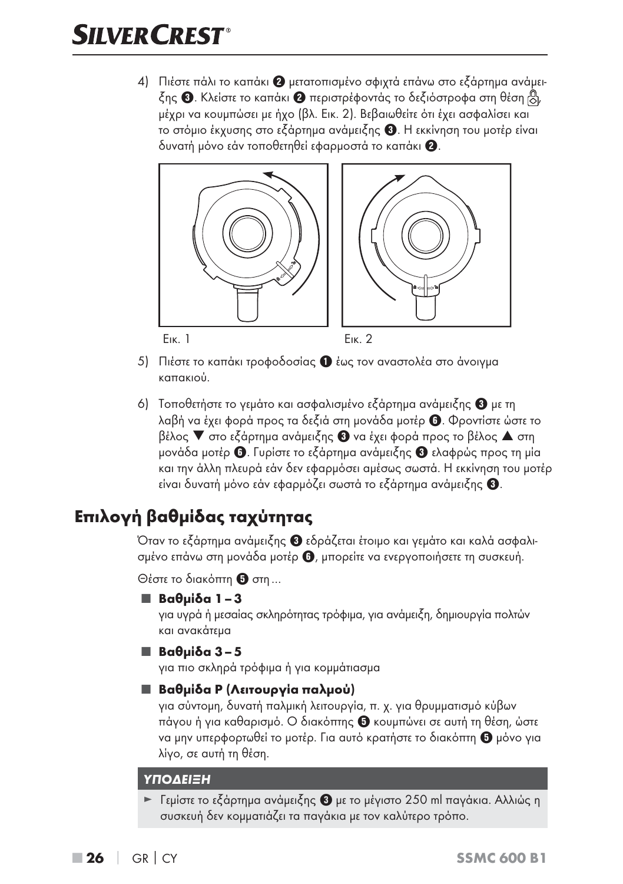4) Πιέστε πάλι το καπάκι ❷ μετατοπισμένο σφιχτά επάνω στο εξάρτημα ανάμειξης ❸. Κλείστε το καπάκι ❷ περιστρέφοντάς το δεξιόστροφα στη θέση 🔒, μέχρι να κουμπώσει με ήχο (βλ. Εικ. 2). Βεβαιωθείτε ότι έχει ασφαλίσει και το στόμιο έκχυσης στο εξάρτημα ανάμειξης ❸. Η εκκίνηση του μοτέρ είναι δυνατή μόνο εάν τοποθετηθεί εφαρμοστά το καπάκι ❷.

Εικ. 1

Εικ. 2

5) Πιέστε το καπάκι τροφοδοσίας ❶ έως τον αναστολέα στο άνοιγμα καπακιού.

6) Τοποθετήστε το γεμάτο και ασφαλισμένο εξάρτημα ανάμειξης ❸ με τη λαβή να έχει φορά προς τα δεξιά στη μονάδα μοτέρ ❻. Φροντίστε ώστε το βέλος ▼ στο εξάρτημα ανάμειξης ❸ να έχει φορά προς το βέλος ▲ στη μονάδα μοτέρ ❻. Γυρίστε το εξάρτημα ανάμειξης ❸ ελαφρώς προς τη μία και την άλλη πλευρά εάν δεν εφαρμόσει αμέσως σωστά. Η εκκίνηση του μοτέρ είναι δυνατή μόνο εάν εφαρμόζει σωστά το εξάρτημα ανάμειξης ❸.

## Επιλογή βαθμίδας ταχύτητας

Όταν το εξάρτημα ανάμειξης ❸ εδράζεται έτοιμο και γεμάτο και καλά ασφαλισμένο επάνω στη μονάδα μοτέρ ❻, μπορείτε να ενεργοποιήσετε τη συσκευή.

Θέστε το διακόπτη ❺ στη ...

- **Βαθμίδα 1 – 3**
  για υγρά ή μεσαίας σκληρότητας τρόφιμα, για ανάμειξη, δημιουργία πολτών και ανακάτεμα
- **Βαθμίδα 3 – 5**
  για πιο σκληρά τρόφιμα ή για κομμάτιασμα
- **Βαθμίδα P (Λειτουργία παλμού)**
  για σύντομη, δυνατή παλμική λειτουργία, π. χ. για θρυμματισμό κύβων πάγου ή για καθαρισμό. Ο διακόπτης ❺ κουμπώνει σε αυτή τη θέση, ώστε να μην υπερφορτωθεί το μοτέρ. Για αυτό κρατήστε το διακόπτη ❺ μόνο για λίγο, σε αυτή τη θέση.

**ΥΠΟΔΕΙΞΗ**

► Γεμίστε το εξάρτημα ανάμειξης ❸ με το μέγιστο 250 ml παγάκια. Αλλιώς η συσκευή δεν κομματιάζει τα παγάκια με τον καλύτερο τρόπο.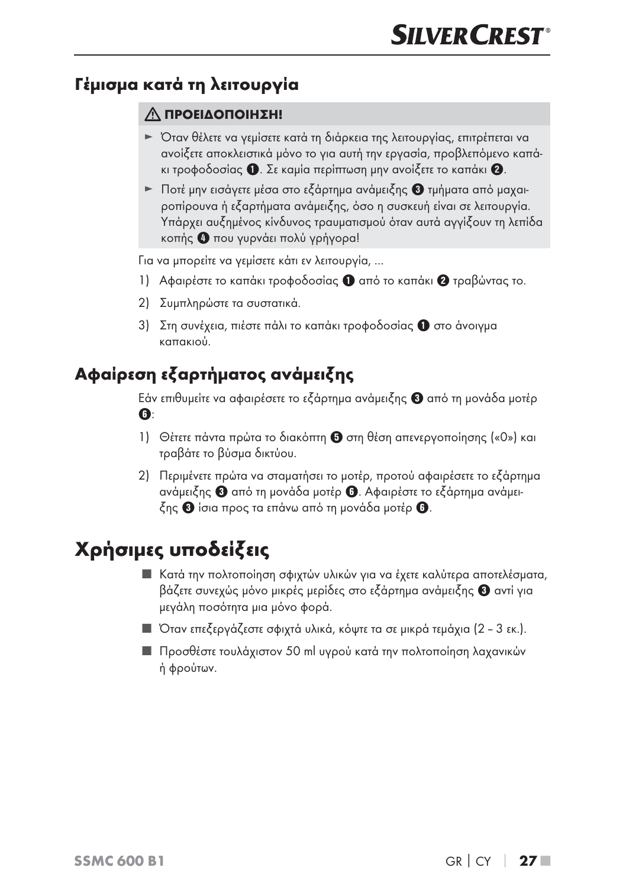## Γέμισμα κατά τη λειτουργία

**⚠ ΠΡΟΕΙΔΟΠΟΙΗΣΗ!**

- ► Όταν θέλετε να γεμίσετε κατά τη διάρκεια της λειτουργίας, επιτρέπεται να ανοίξετε αποκλειστικά μόνο το για αυτή την εργασία, προβλεπόμενο καπάκι τροφοδοσίας ❶. Σε καμία περίπτωση μην ανοίξετε το καπάκι ❷.
- ► Ποτέ μην εισάγετε μέσα στο εξάρτημα ανάμειξης ❸ τμήματα από μαχαιροπίρουνα ή εξαρτήματα ανάμειξης, όσο η συσκευή είναι σε λειτουργία. Υπάρχει αυξημένος κίνδυνος τραυματισμού όταν αυτά αγγίξουν τη λεπίδα κοπής ❹ που γυρνάει πολύ γρήγορα!

Για να μπορείτε να γεμίσετε κάτι εν λειτουργία, ...

1) Αφαιρέστε το καπάκι τροφοδοσίας ❶ από το καπάκι ❷ τραβώντας το.
2) Συμπληρώστε τα συστατικά.
3) Στη συνέχεια, πιέστε πάλι το καπάκι τροφοδοσίας ❶ στο άνοιγμα καπακιού.

## Αφαίρεση εξαρτήματος ανάμειξης

Εάν επιθυμείτε να αφαιρέσετε το εξάρτημα ανάμειξης ❸ από τη μονάδα μοτέρ ❻:

1) Θέτετε πάντα πρώτα το διακόπτη ❺ στη θέση απενεργοποίησης («0») και τραβάτε το βύσμα δικτύου.
2) Περιμένετε πρώτα να σταματήσει το μοτέρ, προτού αφαιρέσετε το εξάρτημα ανάμειξης ❸ από τη μονάδα μοτέρ ❻. Αφαιρέστε το εξάρτημα ανάμειξης ❸ ίσια προς τα επάνω από τη μονάδα μοτέρ ❻.

# Χρήσιμες υποδείξεις

- Κατά την πολτοποίηση σφιχτών υλικών για να έχετε καλύτερα αποτελέσματα, βάζετε συνεχώς μόνο μικρές μερίδες στο εξάρτημα ανάμειξης ❸ αντί για μεγάλη ποσότητα μια μόνο φορά.
- Όταν επεξεργάζεστε σφιχτά υλικά, κόψτε τα σε μικρά τεμάχια (2 – 3 εκ.).
- Προσθέστε τουλάχιστον 50 ml υγρού κατά την πολτοποίηση λαχανικών ή φρούτων.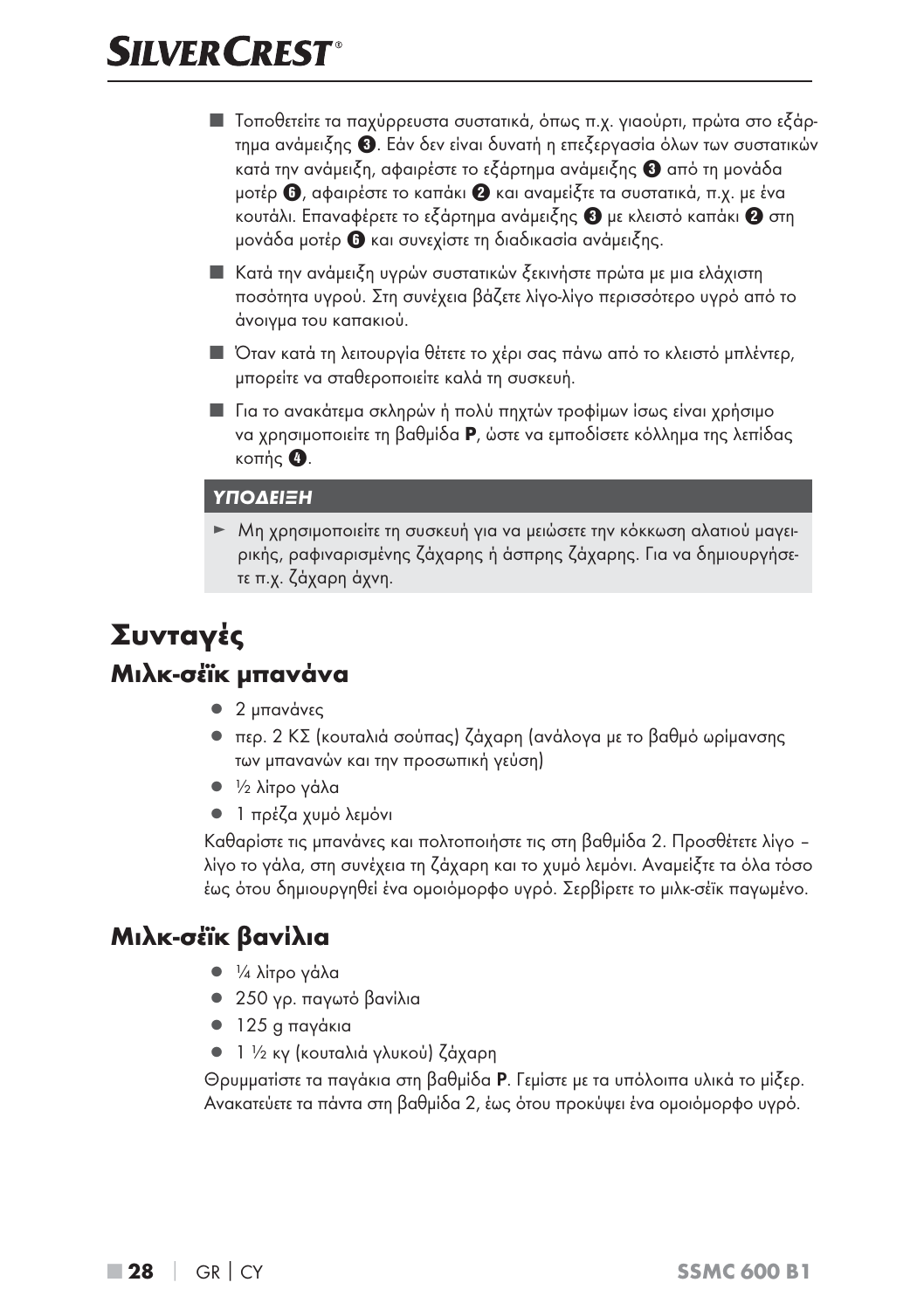■ Τοποθετείτε τα παχύρρευστα συστατικά, όπως π.χ. γιαούρτι, πρώτα στο εξάρτημα ανάμειξης ❸. Εάν δεν είναι δυνατή η επεξεργασία όλων των συστατικών κατά την ανάμειξη, αφαιρέστε το εξάρτημα ανάμειξης ❸ από τη μονάδα μοτέρ ❻, αφαιρέστε το καπάκι ❷ και αναμείξτε τα συστατικά, π.χ. με ένα κουτάλι. Επαναφέρετε το εξάρτημα ανάμειξης ❸ με κλειστό καπάκι ❷ στη μονάδα μοτέρ ❻ και συνεχίστε τη διαδικασία ανάμειξης.

■ Κατά την ανάμειξη υγρών συστατικών ξεκινήστε πρώτα με μια ελάχιστη ποσότητα υγρού. Στη συνέχεια βάζετε λίγο-λίγο περισσότερο υγρό από το άνοιγμα του καπακιού.

■ Όταν κατά τη λειτουργία θέτετε το χέρι σας πάνω από το κλειστό μπλέντερ, μπορείτε να σταθεροποιείτε καλά τη συσκευή.

■ Για το ανακάτεμα σκληρών ή πολύ πηχτών τροφίμων ίσως είναι χρήσιμο να χρησιμοποιείτε τη βαθμίδα **P**, ώστε να εμποδίσετε κόλλημα της λεπίδας κοπής ❹.

**ΥΠΟΔΕΙΞΗ**

► Μη χρησιμοποιείτε τη συσκευή για να μειώσετε την κόκκωση αλατιού μαγειρικής, ραφιναρισμένης ζάχαρης ή άσπρης ζάχαρης. Για να δημιουργήσετε π.χ. ζάχαρη άχνη.

# Συνταγές

## Μιλκ-σέϊκ μπανάνα

- 2 μπανάνες
- περ. 2 ΚΣ (κουταλιά σούπας) ζάχαρη (ανάλογα με το βαθμό ωρίμανσης των μπανανών και την προσωπική γεύση)
- ½ λίτρο γάλα
- 1 πρέζα χυμό λεμόνι

Καθαρίστε τις μπανάνες και πολτοποιήστε τις στη βαθμίδα 2. Προσθέτετε λίγο – λίγο το γάλα, στη συνέχεια τη ζάχαρη και το χυμό λεμόνι. Αναμείξτε τα όλα τόσο έως ότου δημιουργηθεί ένα ομοιόμορφο υγρό. Σερβίρετε το μιλκ-σέϊκ παγωμένο.

## Μιλκ-σέϊκ βανίλια

- ¼ λίτρο γάλα
- 250 γρ. παγωτό βανίλια
- 125 g παγάκια
- 1 ½ κγ (κουταλιά γλυκού) ζάχαρη

Θρυμματίστε τα παγάκια στη βαθμίδα **P**. Γεμίστε με τα υπόλοιπα υλικά το μίξερ. Ανακατεύετε τα πάντα στη βαθμίδα 2, έως ότου προκύψει ένα ομοιόμορφο υγρό.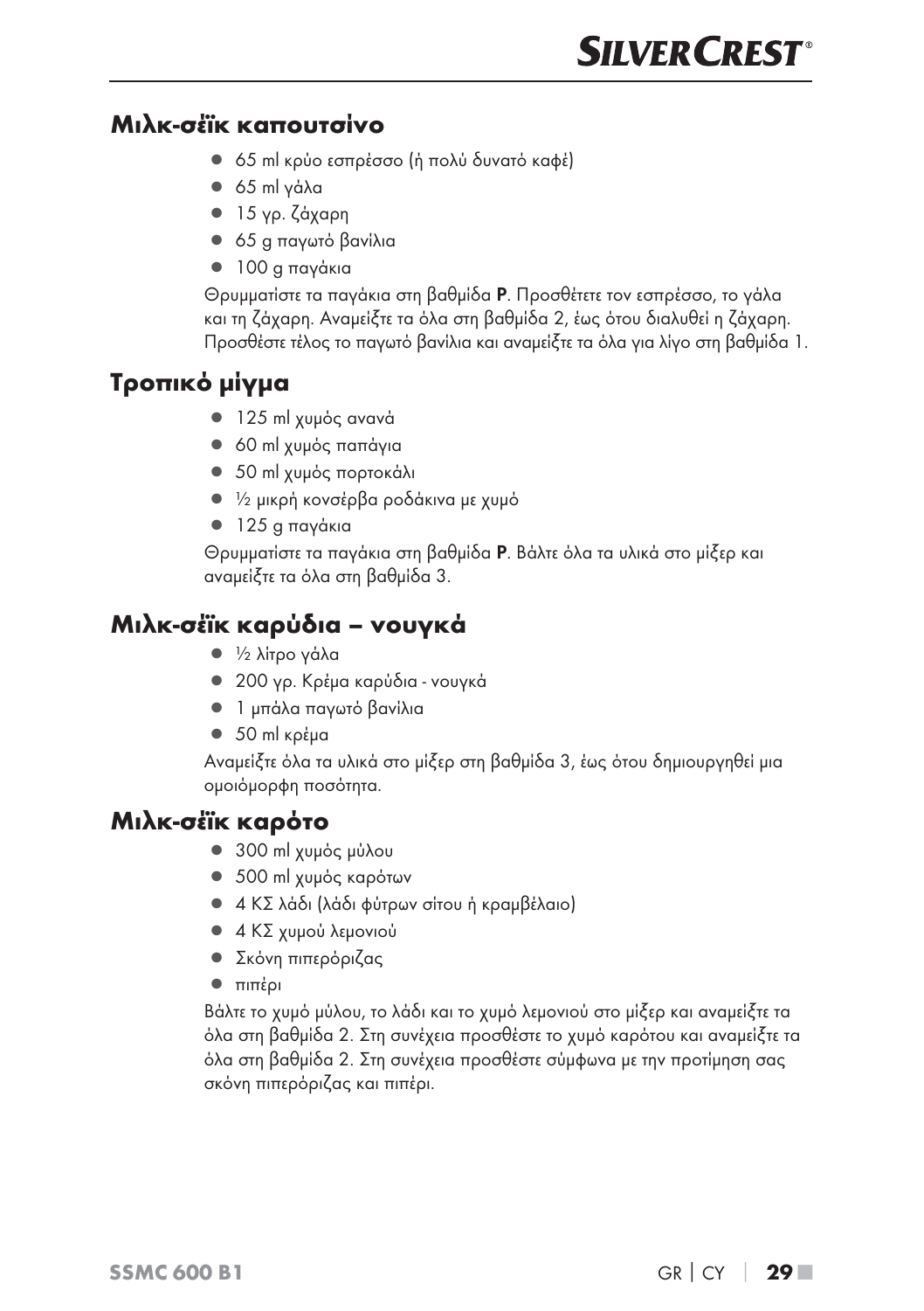## Μιλκ-σέϊκ καπουτσίνο

- 65 ml κρύο εσπρέσσο (ή πολύ δυνατό καφέ)
- 65 ml γάλα
- 15 γρ. ζάχαρη
- 65 g παγωτό βανίλια
- 100 g παγάκια

Θρυμματίστε τα παγάκια στη βαθμίδα **P**. Προσθέτετε τον εσπρέσσο, το γάλα και τη ζάχαρη. Αναμείξτε τα όλα στη βαθμίδα 2, έως ότου διαλυθεί η ζάχαρη. Προσθέστε τέλος το παγωτό βανίλια και αναμείξτε τα όλα για λίγο στη βαθμίδα 1.

## Τροπικό μίγμα

- 125 ml χυμός ανανά
- 60 ml χυμός παπάγια
- 50 ml χυμός πορτοκάλι
- ½ μικρή κονσέρβα ροδάκινα με χυμό
- 125 g παγάκια

Θρυμματίστε τα παγάκια στη βαθμίδα **P**. Βάλτε όλα τα υλικά στο μίξερ και αναμείξτε τα όλα στη βαθμίδα 3.

## Μιλκ-σέϊκ καρύδια – νουγκά

- ½ λίτρο γάλα
- 200 γρ. Κρέμα καρύδια - νουγκά
- 1 μπάλα παγωτό βανίλια
- 50 ml κρέμα

Αναμείξτε όλα τα υλικά στο μίξερ στη βαθμίδα 3, έως ότου δημιουργηθεί μια ομοιόμορφη ποσότητα.

## Μιλκ-σέϊκ καρότο

- 300 ml χυμός μύλου
- 500 ml χυμός καρότων
- 4 ΚΣ λάδι (λάδι φύτρων σίτου ή κραμβέλαιο)
- 4 ΚΣ χυμού λεμονιού
- Σκόνη πιπερόριζας
- πιπέρι

Βάλτε το χυμό μύλου, το λάδι και το χυμό λεμονιού στο μίξερ και αναμείξτε τα όλα στη βαθμίδα 2. Στη συνέχεια προσθέστε το χυμό καρότου και αναμείξτε τα όλα στη βαθμίδα 2. Στη συνέχεια προσθέστε σύμφωνα με την προτίμηση σας σκόνη πιπερόριζας και πιπέρι.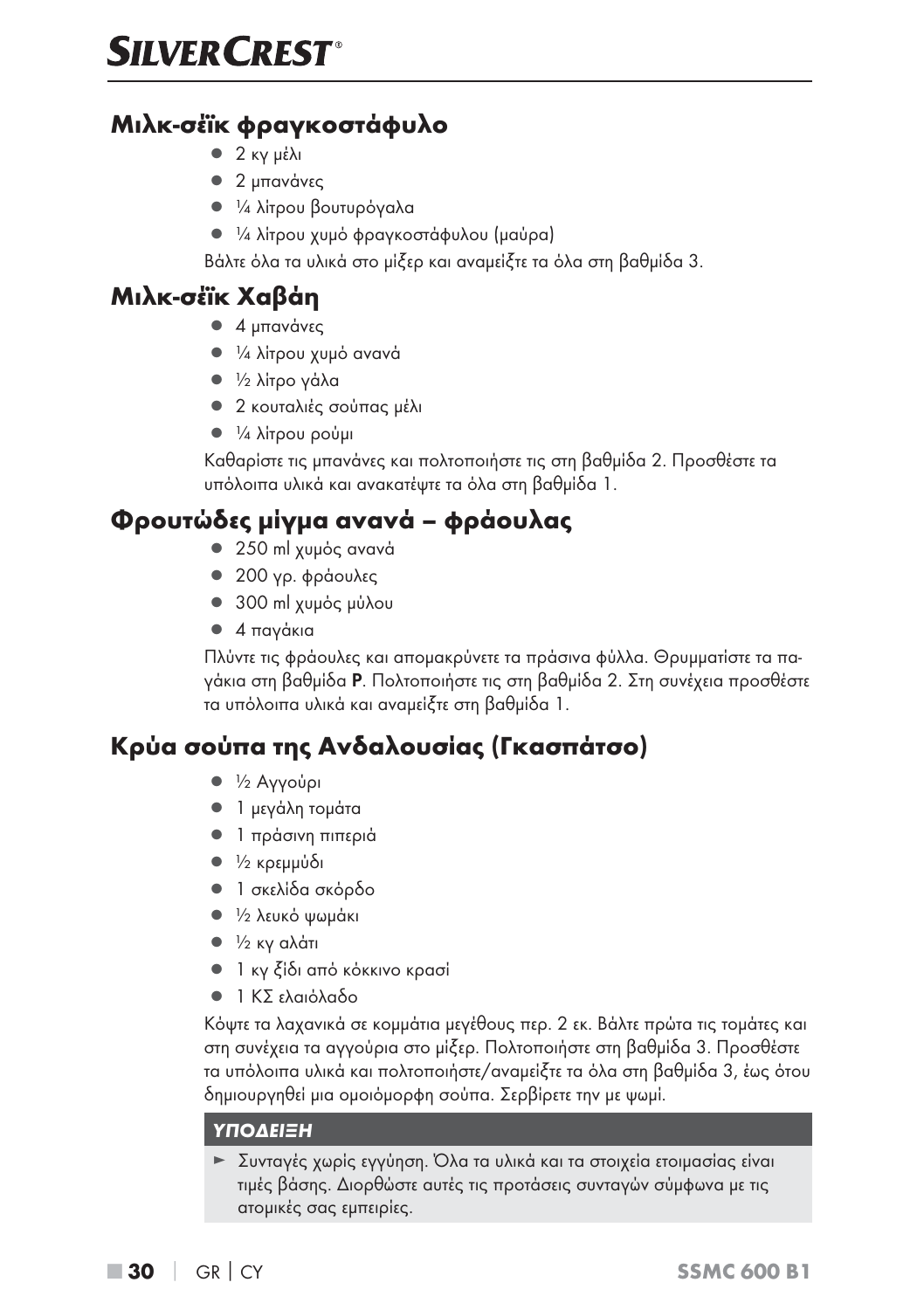## Μιλκ-σέϊκ φραγκοστάφυλο

- 2 κγ μέλι
- 2 μπανάνες
- ¼ λίτρου βουτυρόγαλα
- ¼ λίτρου χυμό φραγκοστάφυλου (μαύρα)

Βάλτε όλα τα υλικά στο μίξερ και αναμείξτε τα όλα στη βαθμίδα 3.

## Μιλκ-σέϊκ Χαβάη

- 4 μπανάνες
- ¼ λίτρου χυμό ανανά
- ½ λίτρο γάλα
- 2 κουταλιές σούπας μέλι
- ¼ λίτρου ρούμι

Καθαρίστε τις μπανάνες και πολτοποιήστε τις στη βαθμίδα 2. Προσθέστε τα υπόλοιπα υλικά και ανακατέψτε τα όλα στη βαθμίδα 1.

## Φρουτώδες μίγμα ανανά – φράουλας

- 250 ml χυμός ανανά
- 200 γρ. φράουλες
- 300 ml χυμός μήλου
- 4 παγάκια

Πλύντε τις φράουλες και απομακρύνετε τα πράσινα φύλλα. Θρυμματίστε τα παγάκια στη βαθμίδα **P**. Πολτοποιήστε τις στη βαθμίδα 2. Στη συνέχεια προσθέστε τα υπόλοιπα υλικά και αναμείξτε στη βαθμίδα 1.

## Κρύα σούπα της Ανδαλουσίας (Γκασπάτσο)

- ½ Αγγούρι
- 1 μεγάλη τομάτα
- 1 πράσινη πιπεριά
- ½ κρεμμύδι
- 1 σκελίδα σκόρδο
- ½ λευκό ψωμάκι
- ½ κγ αλάτι
- 1 κγ ξίδι από κόκκινο κρασί
- 1 ΚΣ ελαιόλαδο

Κόψτε τα λαχανικά σε κομμάτια μεγέθους περ. 2 εκ. Βάλτε πρώτα τις τομάτες και στη συνέχεια τα αγγούρια στο μίξερ. Πολτοποιήστε στη βαθμίδα 3. Προσθέστε τα υπόλοιπα υλικά και πολτοποιήστε/αναμείξτε τα όλα στη βαθμίδα 3, έως ότου δημιουργηθεί μια ομοιόμορφη σούπα. Σερβίρετε την με ψωμί.

**ΥΠΟΔΕΙΞΗ**

► Συνταγές χωρίς εγγύηση. Όλα τα υλικά και τα στοιχεία ετοιμασίας είναι τιμές βάσης. Διορθώστε αυτές τις προτάσεις συνταγών σύμφωνα με τις ατομικές σας εμπειρίες.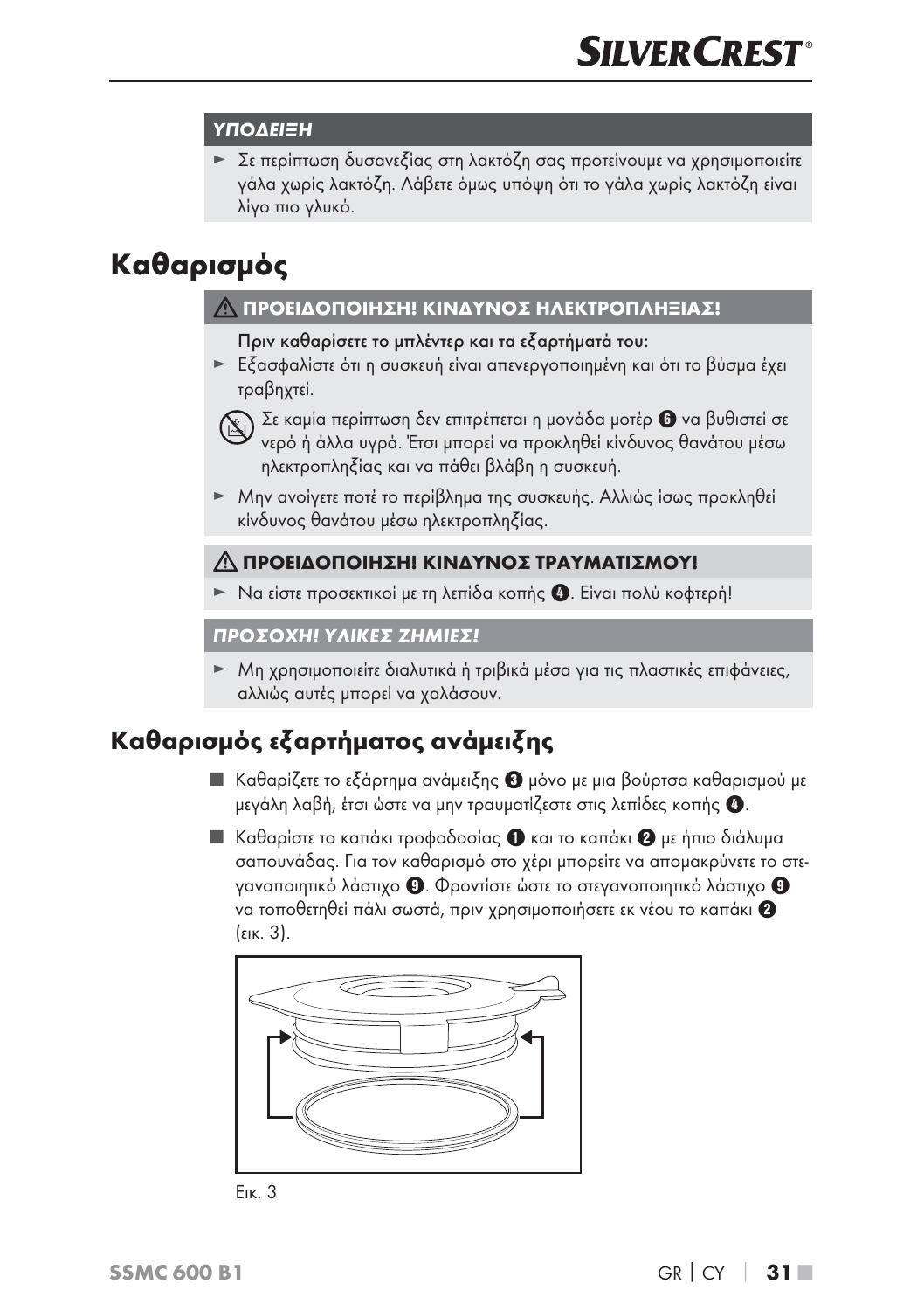### ΥΠΟΔΕΙΞΗ

► Σε περίπτωση δυσανεξίας στη λακτόζη σας προτείνουμε να χρησιμοποιείτε γάλα χωρίς λακτόζη. Λάβετε όμως υπόψη ότι το γάλα χωρίς λακτόζη είναι λίγο πιο γλυκό.

# Καθαρισμός

### ⚠ ΠΡΟΕΙΔΟΠΟΙΗΣΗ! ΚΙΝΔΥΝΟΣ ΗΛΕΚΤΡΟΠΛΗΞΙΑΣ!

Πριν καθαρίσετε το μπλέντερ και τα εξαρτήματά του:

► Εξασφαλίστε ότι η συσκευή είναι απενεργοποιημένη και ότι το βύσμα έχει τραβηχτεί.

Σε καμία περίπτωση δεν επιτρέπεται η μονάδα μοτέρ 6 να βυθιστεί σε νερό ή άλλα υγρά. Έτσι μπορεί να προκληθεί κίνδυνος θανάτου μέσω ηλεκτροπληξίας και να πάθει βλάβη η συσκευή.

► Μην ανοίγετε ποτέ το περίβλημα της συσκευής. Αλλιώς ίσως προκληθεί κίνδυνος θανάτου μέσω ηλεκτροπληξίας.

### ⚠ ΠΡΟΕΙΔΟΠΟΙΗΣΗ! ΚΙΝΔΥΝΟΣ ΤΡΑΥΜΑΤΙΣΜΟΥ!

► Να είστε προσεκτικοί με τη λεπίδα κοπής 4. Είναι πολύ κοφτερή!

### ΠΡΟΣΟΧΗ! ΥΛΙΚΕΣ ΖΗΜΙΕΣ!

► Μη χρησιμοποιείτε διαλυτικά ή τριβικά μέσα για τις πλαστικές επιφάνειες, αλλιώς αυτές μπορεί να χαλάσουν.

## Καθαρισμός εξαρτήματος ανάμειξης

- Καθαρίζετε το εξάρτημα ανάμειξης 3 μόνο με μια βούρτσα καθαρισμού με μεγάλη λαβή, έτσι ώστε να μην τραυματίζεστε στις λεπίδες κοπής 4.
- Καθαρίστε το καπάκι τροφοδοσίας 1 και το καπάκι 2 με ήπιο διάλυμα σαπουνάδας. Για τον καθαρισμό στο χέρι μπορείτε να απομακρύνετε το στεγανοποιητικό λάστιχο 9. Φροντίστε ώστε το στεγανοποιητικό λάστιχο 9 να τοποθετηθεί πάλι σωστά, πριν χρησιμοποιήσετε εκ νέου το καπάκι 2 (εικ. 3).

Εικ. 3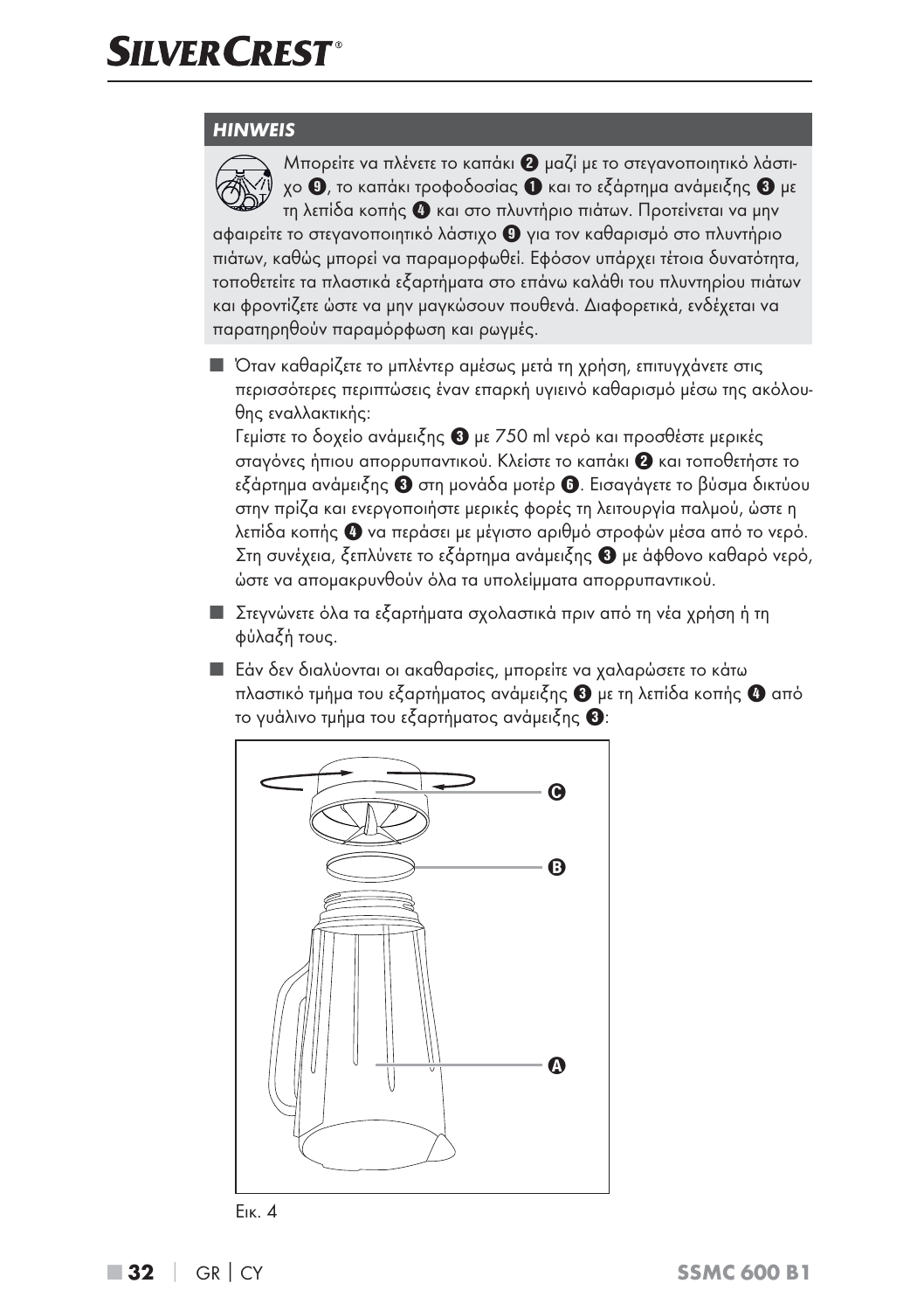**HINWEIS**

Μπορείτε να πλένετε το καπάκι ❷ μαζί με το στεγανοποιητικό λάστιχο ❾, το καπάκι τροφοδοσίας ❶ και το εξάρτημα ανάμειξης ❸ με τη λεπίδα κοπής ❹ και στο πλυντήριο πιάτων. Προτείνεται να μην αφαιρείτε το στεγανοποιητικό λάστιχο ❾ για τον καθαρισμό στο πλυντήριο πιάτων, καθώς μπορεί να παραμορφωθεί. Εφόσον υπάρχει τέτοια δυνατότητα, τοποθετείτε τα πλαστικά εξαρτήματα στο επάνω καλάθι του πλυντηρίου πιάτων και φροντίζετε ώστε να μην μαγκώσουν πουθενά. Διαφορετικά, ενδέχεται να παρατηρηθούν παραμόρφωση και ρωγμές.

- Όταν καθαρίζετε το μπλέντερ αμέσως μετά τη χρήση, επιτυγχάνετε στις περισσότερες περιπτώσεις έναν επαρκή υγιεινό καθαρισμό μέσω της ακόλουθης εναλλακτικής:
  Γεμίστε το δοχείο ανάμειξης ❸ με 750 ml νερό και προσθέστε μερικές σταγόνες ήπιου απορρυπαντικού. Κλείστε το καπάκι ❷ και τοποθετήστε το εξάρτημα ανάμειξης ❸ στη μονάδα μοτέρ ❻. Εισαγάγετε το βύσμα δικτύου στην πρίζα και ενεργοποιήστε μερικές φορές τη λειτουργία παλμού, ώστε η λεπίδα κοπής ❹ να περάσει με μέγιστο αριθμό στροφών μέσα από το νερό. Στη συνέχεια, ξεπλύνετε το εξάρτημα ανάμειξης ❸ με άφθονο καθαρό νερό, ώστε να απομακρυνθούν όλα τα υπολείμματα απορρυπαντικού.
- Στεγνώνετε όλα τα εξαρτήματα σχολαστικά πριν από τη νέα χρήση ή τη φύλαξή τους.
- Εάν δεν διαλύονται οι ακαθαρσίες, μπορείτε να χαλαρώσετε το κάτω πλαστικό τμήμα του εξαρτήματος ανάμειξης ❸ με τη λεπίδα κοπής ❹ από το γυάλινο τμήμα του εξαρτήματος ανάμειξης ❸:

Εικ. 4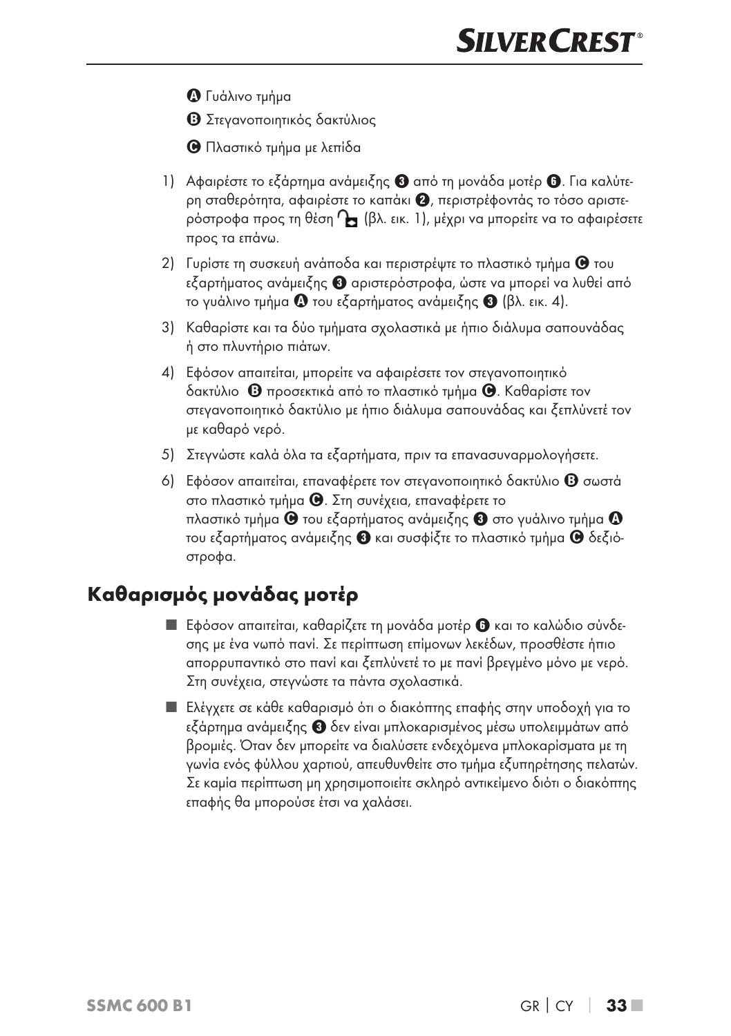Ⓐ Γυάλινο τμήμα

Ⓑ Στεγανοποιητικός δακτύλιος

Ⓒ Πλαστικό τμήμα με λεπίδα

1) Αφαιρέστε το εξάρτημα ανάμειξης ❸ από τη μονάδα μοτέρ ❻. Για καλύτερη σταθερότητα, αφαιρέστε το καπάκι ❷, περιστρέφοντάς το τόσο αριστερόστροφα προς τη θέση 🔓 (βλ. εικ. 1), μέχρι να μπορείτε να το αφαιρέσετε προς τα επάνω.

2) Γυρίστε τη συσκευή ανάποδα και περιστρέψτε το πλαστικό τμήμα Ⓒ του εξαρτήματος ανάμειξης ❸ αριστερόστροφα, ώστε να μπορεί να λυθεί από το γυάλινο τμήμα Ⓐ του εξαρτήματος ανάμειξης ❸ (βλ. εικ. 4).

3) Καθαρίστε και τα δύο τμήματα σχολαστικά με ήπιο διάλυμα σαπουνάδας ή στο πλυντήριο πιάτων.

4) Εφόσον απαιτείται, μπορείτε να αφαιρέσετε τον στεγανοποιητικό δακτύλιο Ⓑ προσεκτικά από το πλαστικό τμήμα Ⓒ. Καθαρίστε τον στεγανοποιητικό δακτύλιο με ήπιο διάλυμα σαπουνάδας και ξεπλύνετέ τον με καθαρό νερό.

5) Στεγνώστε καλά όλα τα εξαρτήματα, πριν τα επανασυναρμολογήσετε.

6) Εφόσον απαιτείται, επαναφέρετε τον στεγανοποιητικό δακτύλιο Ⓑ σωστά στο πλαστικό τμήμα Ⓒ. Στη συνέχεια, επαναφέρετε το πλαστικό τμήμα Ⓒ του εξαρτήματος ανάμειξης ❸ στο γυάλινο τμήμα Ⓐ του εξαρτήματος ανάμειξης ❸ και συσφίξτε το πλαστικό τμήμα Ⓒ δεξιόστροφα.

## Καθαρισμός μονάδας μοτέρ

- Εφόσον απαιτείται, καθαρίζετε τη μονάδα μοτέρ ❻ και το καλώδιο σύνδεσης με ένα νωπό πανί. Σε περίπτωση επίμονων λεκέδων, προσθέστε ήπιο απορρυπαντικό στο πανί και ξεπλύνετέ το με πανί βρεγμένο μόνο με νερό. Στη συνέχεια, στεγνώστε τα πάντα σχολαστικά.

- Ελέγχετε σε κάθε καθαρισμό ότι ο διακόπτης επαφής στην υποδοχή για το εξάρτημα ανάμειξης ❸ δεν είναι μπλοκαρισμένος μέσω υπολειμμάτων από βρομιές. Όταν δεν μπορείτε να διαλύσετε ενδεχόμενα μπλοκαρίσματα με τη γωνία ενός φύλλου χαρτιού, απευθυνθείτε στο τμήμα εξυπηρέτησης πελατών. Σε καμία περίπτωση μη χρησιμοποιείτε σκληρό αντικείμενο διότι ο διακόπτης επαφής θα μπορούσε έτσι να χαλάσει.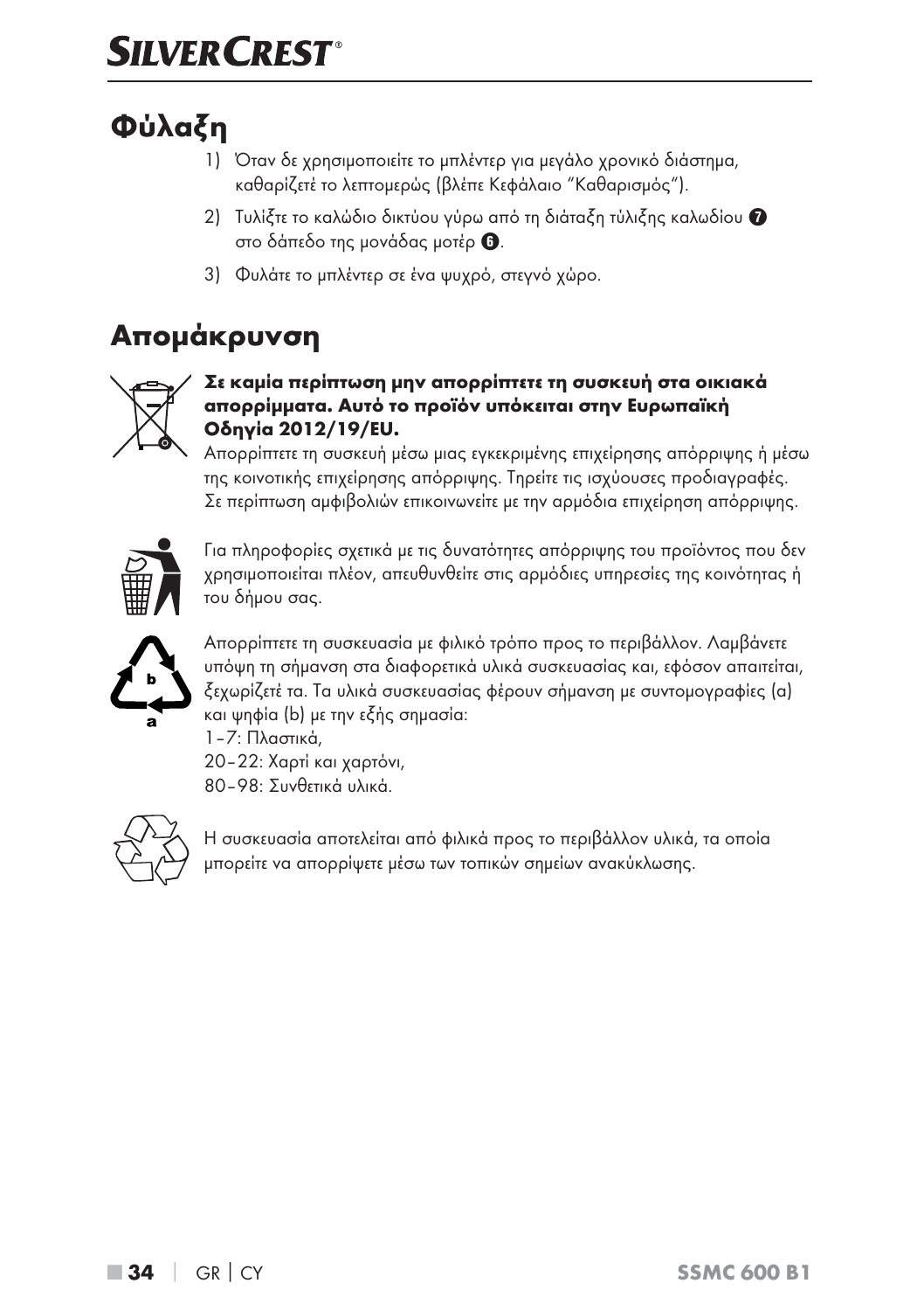# Φύλαξη

1) Όταν δε χρησιμοποιείτε το μπλέντερ για μεγάλο χρονικό διάστημα, καθαρίζετέ το λεπτομερώς (βλέπε Κεφάλαιο "Καθαρισμός").
2) Τυλίξτε το καλώδιο δικτύου γύρω από τη διάταξη τύλιξης καλωδίου 7 στο δάπεδο της μονάδας μοτέρ 6.
3) Φυλάτε το μπλέντερ σε ένα ψυχρό, στεγνό χώρο.

# Απομάκρυνση

**Σε καμία περίπτωση μην απορρίπτετε τη συσκευή στα οικιακά απορρίμματα. Αυτό το προϊόν υπόκειται στην Ευρωπαϊκή Οδηγία 2012/19/EU.**

Απορρίπτετε τη συσκευή μέσω μιας εγκεκριμένης επιχείρησης απόρριψης ή μέσω της κοινοτικής επιχείρησης απόρριψης. Τηρείτε τις ισχύουσες προδιαγραφές. Σε περίπτωση αμφιβολιών επικοινωνείτε με την αρμόδια επιχείρηση απόρριψης.

Για πληροφορίες σχετικά με τις δυνατότητες απόρριψης του προϊόντος που δεν χρησιμοποιείται πλέον, απευθυνθείτε στις αρμόδιες υπηρεσίες της κοινότητας ή του δήμου σας.

Απορρίπτετε τη συσκευασία με φιλικό τρόπο προς το περιβάλλον. Λαμβάνετε υπόψη τη σήμανση στα διαφορετικά υλικά συσκευασίας και, εφόσον απαιτείται, ξεχωρίζετέ τα. Τα υλικά συσκευασίας φέρουν σήμανση με συντομογραφίες (a) και ψηφία (b) με την εξής σημασία:
1–7: Πλαστικά,
20–22: Χαρτί και χαρτόνι,
80–98: Συνθετικά υλικά.

Η συσκευασία αποτελείται από φιλικά προς το περιβάλλον υλικά, τα οποία μπορείτε να απορρίψετε μέσω των τοπικών σημείων ανακύκλωσης.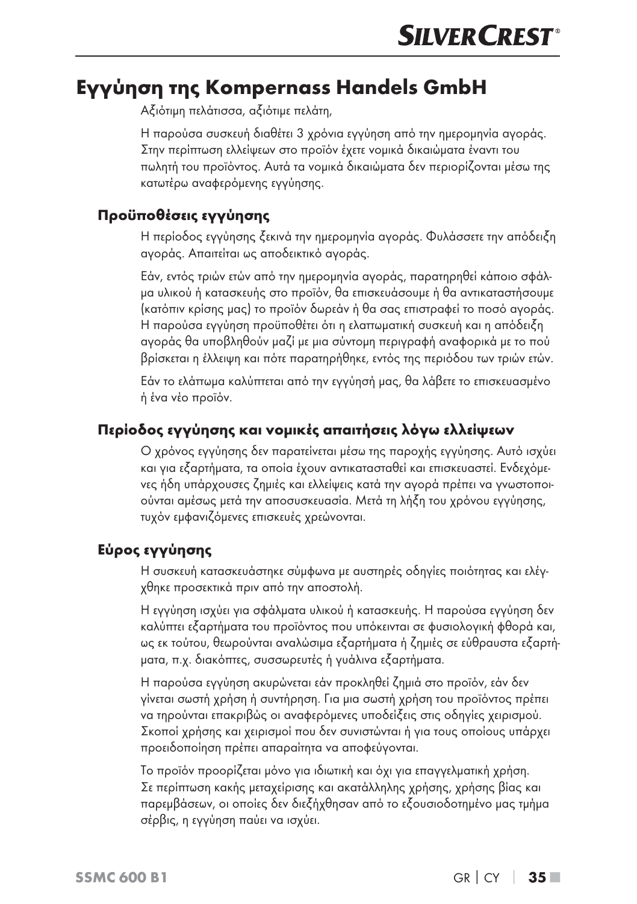# Εγγύηση της Kompernass Handels GmbH

Αξιότιμη πελάτισσα, αξιότιμε πελάτη,

Η παρούσα συσκευή διαθέτει 3 χρόνια εγγύηση από την ημερομηνία αγοράς. Στην περίπτωση ελλείψεων στο προϊόν έχετε νομικά δικαιώματα έναντι του πωλητή του προϊόντος. Αυτά τα νομικά δικαιώματα δεν περιορίζονται μέσω της κατωτέρω αναφερόμενης εγγύησης.

## Προϋποθέσεις εγγύησης

Η περίοδος εγγύησης ξεκινά την ημερομηνία αγοράς. Φυλάσσετε την απόδειξη αγοράς. Απαιτείται ως αποδεικτικό αγοράς.

Εάν, εντός τριών ετών από την ημερομηνία αγοράς, παρατηρηθεί κάποιο σφάλμα υλικού ή κατασκευής στο προϊόν, θα επισκευάσουμε ή θα αντικαταστήσουμε (κατόπιν κρίσης μας) το προϊόν δωρεάν ή θα σας επιστραφεί το ποσό αγοράς. Η παρούσα εγγύηση προϋποθέτει ότι η ελαττωματική συσκευή και η απόδειξη αγοράς θα υποβληθούν μαζί με μια σύντομη περιγραφή αναφορικά με το πού βρίσκεται η έλλειψη και πότε παρατηρήθηκε, εντός της περιόδου των τριών ετών.

Εάν το ελάττωμα καλύπτεται από την εγγύησή μας, θα λάβετε το επισκευασμένο ή ένα νέο προϊόν.

## Περίοδος εγγύησης και νομικές απαιτήσεις λόγω ελλείψεων

Ο χρόνος εγγύησης δεν παρατείνεται μέσω της παροχής εγγύησης. Αυτό ισχύει και για εξαρτήματα, τα οποία έχουν αντικατασταθεί και επισκευαστεί. Ενδεχόμενες ήδη υπάρχουσες ζημιές και ελλείψεις κατά την αγορά πρέπει να γνωστοποιούνται αμέσως μετά την αποσυσκευασία. Μετά τη λήξη του χρόνου εγγύησης, τυχόν εμφανιζόμενες επισκευές χρεώνονται.

## Εύρος εγγύησης

Η συσκευή κατασκευάστηκε σύμφωνα με αυστηρές οδηγίες ποιότητας και ελέγχθηκε προσεκτικά πριν από την αποστολή.

Η εγγύηση ισχύει για σφάλματα υλικού ή κατασκευής. Η παρούσα εγγύηση δεν καλύπτει εξαρτήματα του προϊόντος που υπόκεινται σε φυσιολογική φθορά και, ως εκ τούτου, θεωρούνται αναλώσιμα εξαρτήματα ή ζημιές σε εύθραυστα εξαρτήματα, π.χ. διακόπτες, συσσωρευτές ή γυάλινα εξαρτήματα.

Η παρούσα εγγύηση ακυρώνεται εάν προκληθεί ζημιά στο προϊόν, εάν δεν γίνεται σωστή χρήση ή συντήρηση. Για μια σωστή χρήση του προϊόντος πρέπει να τηρούνται επακριβώς οι αναφερόμενες υποδείξεις στις οδηγίες χειρισμού. Σκοποί χρήσης και χειρισμοί που δεν συνιστώνται ή για τους οποίους υπάρχει προειδοποίηση πρέπει απαραίτητα να αποφεύγονται.

Το προϊόν προορίζεται μόνο για ιδιωτική και όχι για επαγγελματική χρήση. Σε περίπτωση κακής μεταχείρισης και ακατάλληλης χρήσης, χρήσης βίας και παρεμβάσεων, οι οποίες δεν διεξήχθησαν από το εξουσιοδοτημένο μας τμήμα σέρβις, η εγγύηση παύει να ισχύει.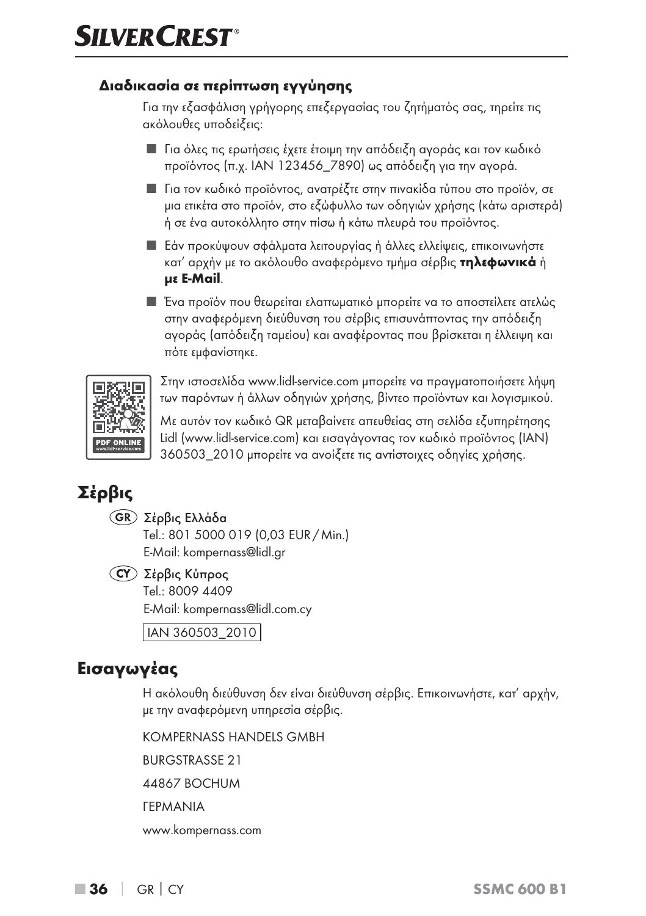### Διαδικασία σε περίπτωση εγγύησης

Για την εξασφάλιση γρήγορης επεξεργασίας του ζητήματός σας, τηρείτε τις ακόλουθες υποδείξεις:

- Για όλες τις ερωτήσεις έχετε έτοιμη την απόδειξη αγοράς και τον κωδικό προϊόντος (π.χ. IAN 123456_7890) ως απόδειξη για την αγορά.
- Για τον κωδικό προϊόντος, ανατρέξτε στην πινακίδα τύπου στο προϊόν, σε μια ετικέτα στο προϊόν, στο εξώφυλλο των οδηγιών χρήσης (κάτω αριστερά) ή σε ένα αυτοκόλλητο στην πίσω ή κάτω πλευρά του προϊόντος.
- Εάν προκύψουν σφάλματα λειτουργίας ή άλλες ελλείψεις, επικοινωνήστε κατ' αρχήν με το ακόλουθο αναφερόμενο τμήμα σέρβις **τηλεφωνικά** ή **με E-Mail**.
- Ένα προϊόν που θεωρείται ελαττωματικό μπορείτε να το αποστείλετε ατελώς στην αναφερόμενη διεύθυνση του σέρβις επισυνάπτοντας την απόδειξη αγοράς (απόδειξη ταμείου) και αναφέροντας που βρίσκεται η έλλειψη και πότε εμφανίστηκε.

PDF ONLINE
www.lidl-service.com

Στην ιστοσελίδα www.lidl-service.com μπορείτε να πραγματοποιήσετε λήψη των παρόντων ή άλλων οδηγιών χρήσης, βίντεο προϊόντων και λογισμικού.

Με αυτόν τον κωδικό QR μεταβαίνετε απευθείας στη σελίδα εξυπηρέτησης Lidl (www.lidl-service.com) και εισαγάγοντας τον κωδικό προϊόντος (IAN) 360503_2010 μπορείτε να ανοίξετε τις αντίστοιχες οδηγίες χρήσης.

## Σέρβις

(GR) Σέρβις Ελλάδα
Tel.: 801 5000 019 (0,03 EUR / Min.)
E-Mail: kompernass@lidl.gr

(CY) Σέρβις Κύπρος
Tel.: 8009 4409
E-Mail: kompernass@lidl.com.cy

IAN 360503_2010

## Εισαγωγέας

Η ακόλουθη διεύθυνση δεν είναι διεύθυνση σέρβις. Επικοινωνήστε, κατ' αρχήν, με την αναφερόμενη υπηρεσία σέρβις.

KOMPERNASS HANDELS GMBH

BURGSTRASSE 21

44867 BOCHUM

ΓΕΡΜΑΝΙΑ

www.kompernass.com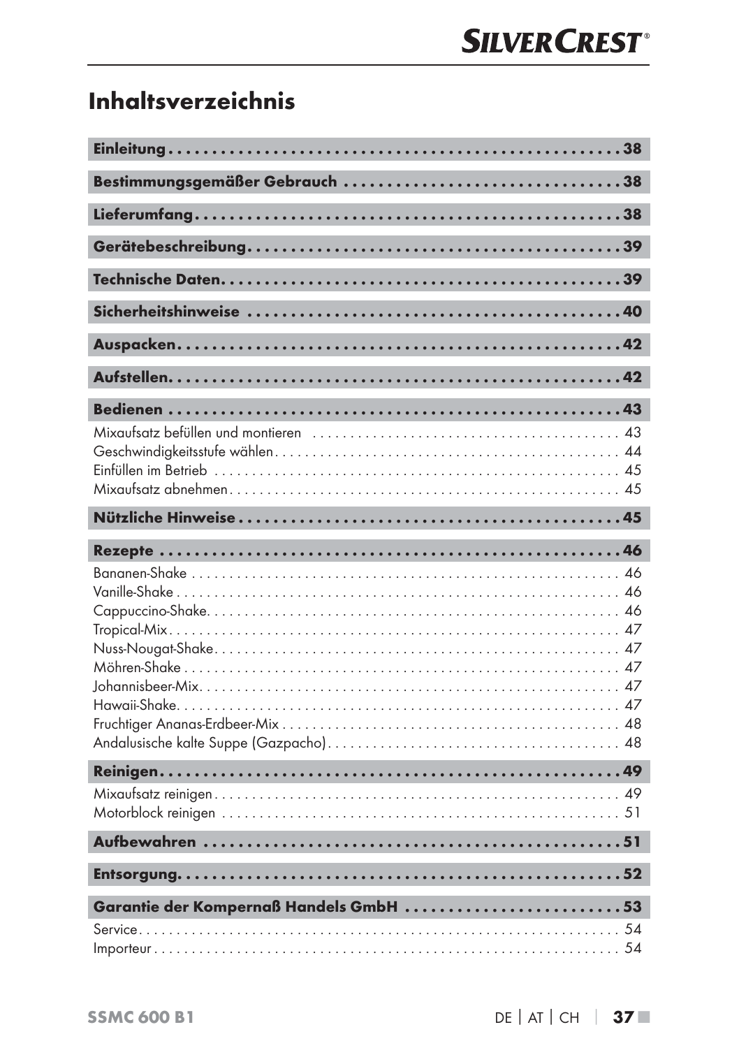# Inhaltsverzeichnis

**Einleitung . . . . . . . . . . . . . . . . . . . . . . . . . . . . . . . . . . . . . . . . . . . . . . . . . . . . . 38**

**Bestimmungsgemäßer Gebrauch . . . . . . . . . . . . . . . . . . . . . . . . . . . . . . . . 38**

**Lieferumfang . . . . . . . . . . . . . . . . . . . . . . . . . . . . . . . . . . . . . . . . . . . . . . . . . 38**

**Gerätebeschreibung . . . . . . . . . . . . . . . . . . . . . . . . . . . . . . . . . . . . . . . . . . . . 39**

**Technische Daten . . . . . . . . . . . . . . . . . . . . . . . . . . . . . . . . . . . . . . . . . . . . . . 39**

**Sicherheitshinweise . . . . . . . . . . . . . . . . . . . . . . . . . . . . . . . . . . . . . . . . . . . . 40**

**Auspacken . . . . . . . . . . . . . . . . . . . . . . . . . . . . . . . . . . . . . . . . . . . . . . . . . . . 42**

**Aufstellen . . . . . . . . . . . . . . . . . . . . . . . . . . . . . . . . . . . . . . . . . . . . . . . . . . . . 42**

**Bedienen . . . . . . . . . . . . . . . . . . . . . . . . . . . . . . . . . . . . . . . . . . . . . . . . . . . . 43**

Mixaufsatz befüllen und montieren . . . . . . . . . . . . . . . . . . . . . . . . . . . . . . . . . . . . . 43
Geschwindigkeitsstufe wählen . . . . . . . . . . . . . . . . . . . . . . . . . . . . . . . . . . . . . . . . . 44
Einfüllen im Betrieb . . . . . . . . . . . . . . . . . . . . . . . . . . . . . . . . . . . . . . . . . . . . . . . . 45
Mixaufsatz abnehmen . . . . . . . . . . . . . . . . . . . . . . . . . . . . . . . . . . . . . . . . . . . . . . . 45

**Nützliche Hinweise . . . . . . . . . . . . . . . . . . . . . . . . . . . . . . . . . . . . . . . . . . . . . 45**

**Rezepte . . . . . . . . . . . . . . . . . . . . . . . . . . . . . . . . . . . . . . . . . . . . . . . . . . . . . . 46**

Bananen-Shake . . . . . . . . . . . . . . . . . . . . . . . . . . . . . . . . . . . . . . . . . . . . . . . . . . . 46
Vanille-Shake . . . . . . . . . . . . . . . . . . . . . . . . . . . . . . . . . . . . . . . . . . . . . . . . . . . . 46
Cappuccino-Shake . . . . . . . . . . . . . . . . . . . . . . . . . . . . . . . . . . . . . . . . . . . . . . . . . 46
Tropical-Mix . . . . . . . . . . . . . . . . . . . . . . . . . . . . . . . . . . . . . . . . . . . . . . . . . . . . . 47
Nuss-Nougat-Shake . . . . . . . . . . . . . . . . . . . . . . . . . . . . . . . . . . . . . . . . . . . . . . . . 47
Möhren-Shake . . . . . . . . . . . . . . . . . . . . . . . . . . . . . . . . . . . . . . . . . . . . . . . . . . . . 47
Johannisbeer-Mix . . . . . . . . . . . . . . . . . . . . . . . . . . . . . . . . . . . . . . . . . . . . . . . . . 47
Hawaii-Shake . . . . . . . . . . . . . . . . . . . . . . . . . . . . . . . . . . . . . . . . . . . . . . . . . . . . 47
Fruchtiger Ananas-Erdbeer-Mix . . . . . . . . . . . . . . . . . . . . . . . . . . . . . . . . . . . . . . . . 48
Andalusische kalte Suppe (Gazpacho) . . . . . . . . . . . . . . . . . . . . . . . . . . . . . . . . . . . 48

**Reinigen . . . . . . . . . . . . . . . . . . . . . . . . . . . . . . . . . . . . . . . . . . . . . . . . . . . . . 49**

Mixaufsatz reinigen . . . . . . . . . . . . . . . . . . . . . . . . . . . . . . . . . . . . . . . . . . . . . . . . 49
Motorblock reinigen . . . . . . . . . . . . . . . . . . . . . . . . . . . . . . . . . . . . . . . . . . . . . . . 51

**Aufbewahren . . . . . . . . . . . . . . . . . . . . . . . . . . . . . . . . . . . . . . . . . . . . . . . . . . 51**

**Entsorgung . . . . . . . . . . . . . . . . . . . . . . . . . . . . . . . . . . . . . . . . . . . . . . . . . . . 52**

**Garantie der Kompernaß Handels GmbH . . . . . . . . . . . . . . . . . . . . . . . . . . 53**

Service . . . . . . . . . . . . . . . . . . . . . . . . . . . . . . . . . . . . . . . . . . . . . . . . . . . . . . . . . 54
Importeur . . . . . . . . . . . . . . . . . . . . . . . . . . . . . . . . . . . . . . . . . . . . . . . . . . . . . . . 54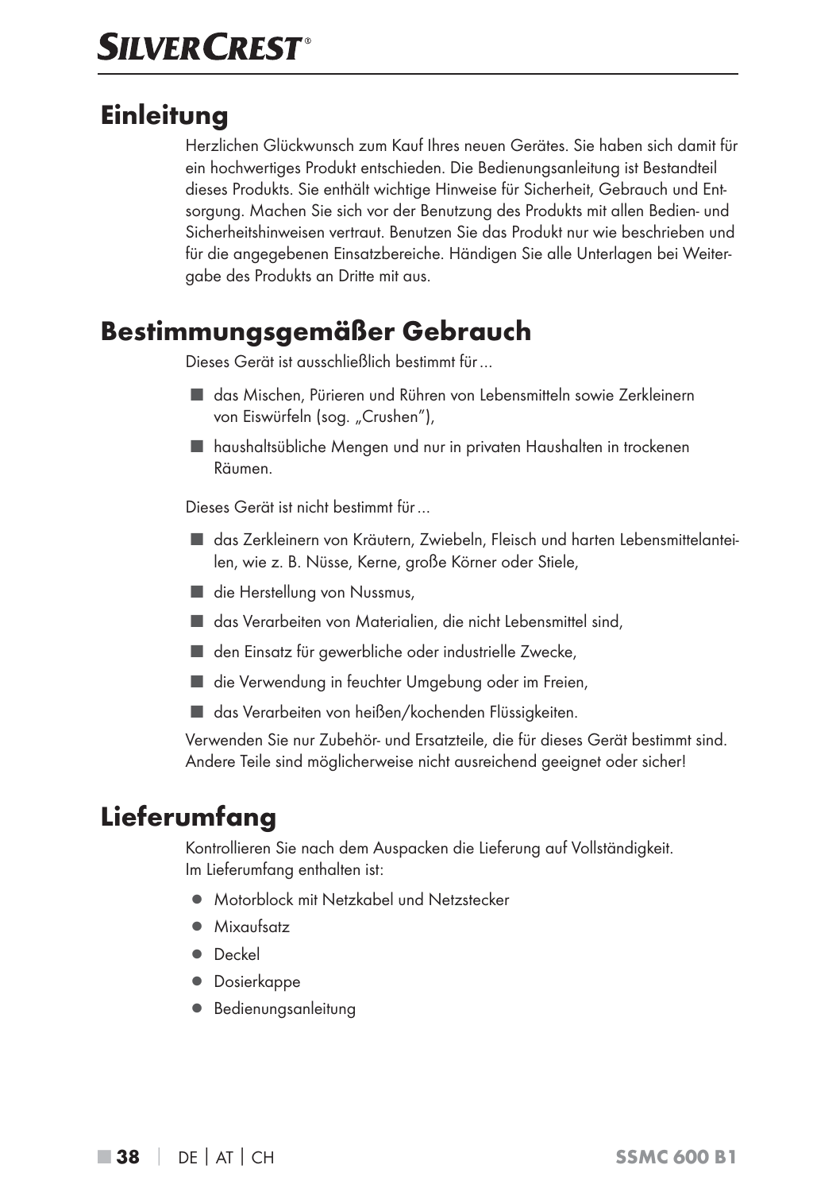## Einleitung

Herzlichen Glückwunsch zum Kauf Ihres neuen Gerätes. Sie haben sich damit für ein hochwertiges Produkt entschieden. Die Bedienungsanleitung ist Bestandteil dieses Produkts. Sie enthält wichtige Hinweise für Sicherheit, Gebrauch und Entsorgung. Machen Sie sich vor der Benutzung des Produkts mit allen Bedien- und Sicherheitshinweisen vertraut. Benutzen Sie das Produkt nur wie beschrieben und für die angegebenen Einsatzbereiche. Händigen Sie alle Unterlagen bei Weitergabe des Produkts an Dritte mit aus.

## Bestimmungsgemäßer Gebrauch

Dieses Gerät ist ausschließlich bestimmt für ...

- das Mischen, Pürieren und Rühren von Lebensmitteln sowie Zerkleinern von Eiswürfeln (sog. „Crushen"),
- haushaltsübliche Mengen und nur in privaten Haushalten in trockenen Räumen.

Dieses Gerät ist nicht bestimmt für ...

- das Zerkleinern von Kräutern, Zwiebeln, Fleisch und harten Lebensmittelanteilen, wie z. B. Nüsse, Kerne, große Körner oder Stiele,
- die Herstellung von Nussmus,
- das Verarbeiten von Materialien, die nicht Lebensmittel sind,
- den Einsatz für gewerbliche oder industrielle Zwecke,
- die Verwendung in feuchter Umgebung oder im Freien,
- das Verarbeiten von heißen/kochenden Flüssigkeiten.

Verwenden Sie nur Zubehör- und Ersatzteile, die für dieses Gerät bestimmt sind. Andere Teile sind möglicherweise nicht ausreichend geeignet oder sicher!

## Lieferumfang

Kontrollieren Sie nach dem Auspacken die Lieferung auf Vollständigkeit.
Im Lieferumfang enthalten ist:

- Motorblock mit Netzkabel und Netzstecker
- Mixaufsatz
- Deckel
- Dosierkappe
- Bedienungsanleitung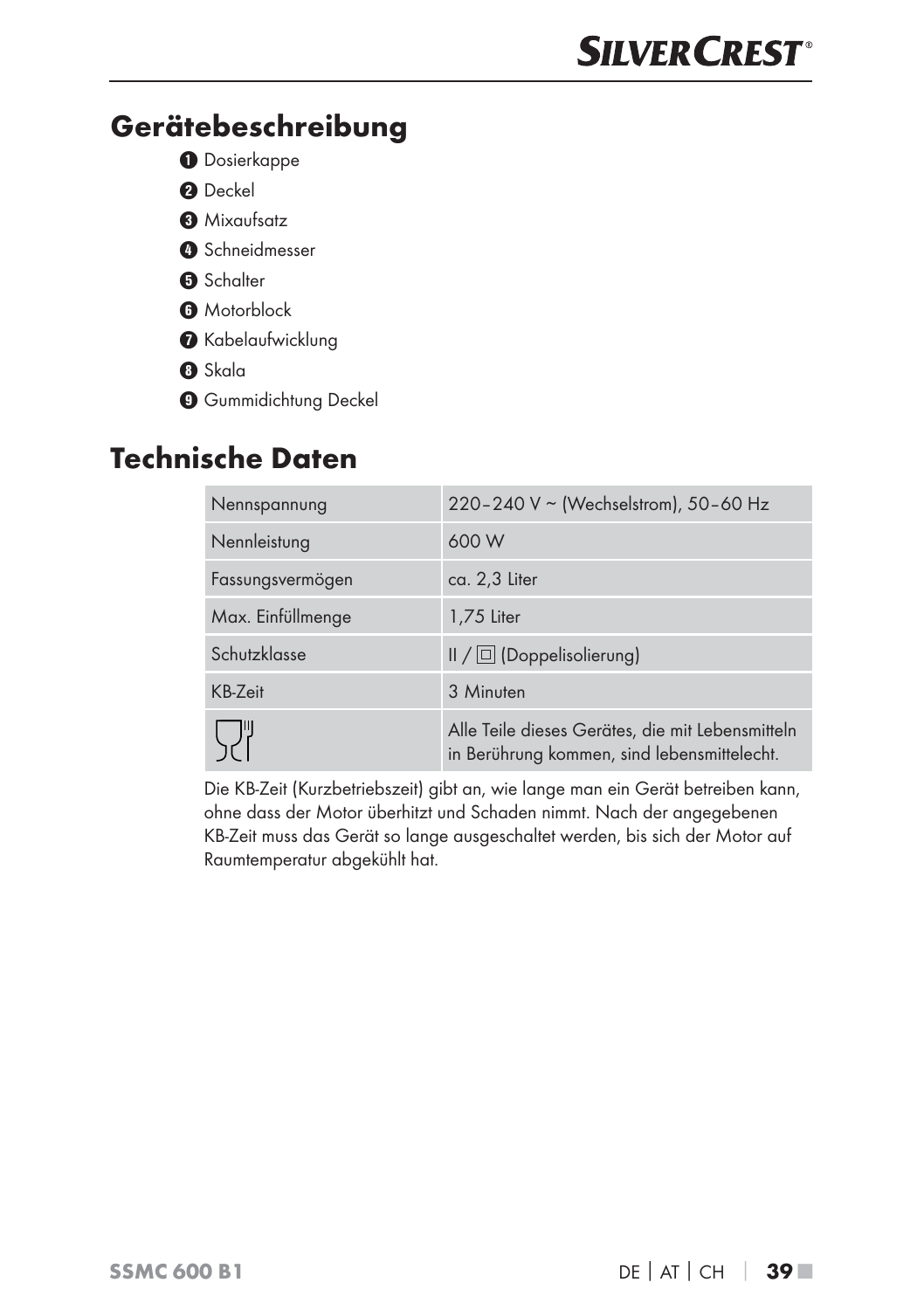## Gerätebeschreibung

1. Dosierkappe
2. Deckel
3. Mixaufsatz
4. Schneidmesser
5. Schalter
6. Motorblock
7. Kabelaufwicklung
8. Skala
9. Gummidichtung Deckel

## Technische Daten

| | |
|---|---|
| Nennspannung | 220–240 V ~ (Wechselstrom), 50–60 Hz |
| Nennleistung | 600 W |
| Fassungsvermögen | ca. 2,3 Liter |
| Max. Einfüllmenge | 1,75 Liter |
| Schutzklasse | II / ▣ (Doppelisolierung) |
| KB-Zeit | 3 Minuten |
| | Alle Teile dieses Gerätes, die mit Lebensmitteln in Berührung kommen, sind lebensmittelecht. |

Die KB-Zeit (Kurzbetriebszeit) gibt an, wie lange man ein Gerät betreiben kann, ohne dass der Motor überhitzt und Schaden nimmt. Nach der angegebenen KB-Zeit muss das Gerät so lange ausgeschaltet werden, bis sich der Motor auf Raumtemperatur abgekühlt hat.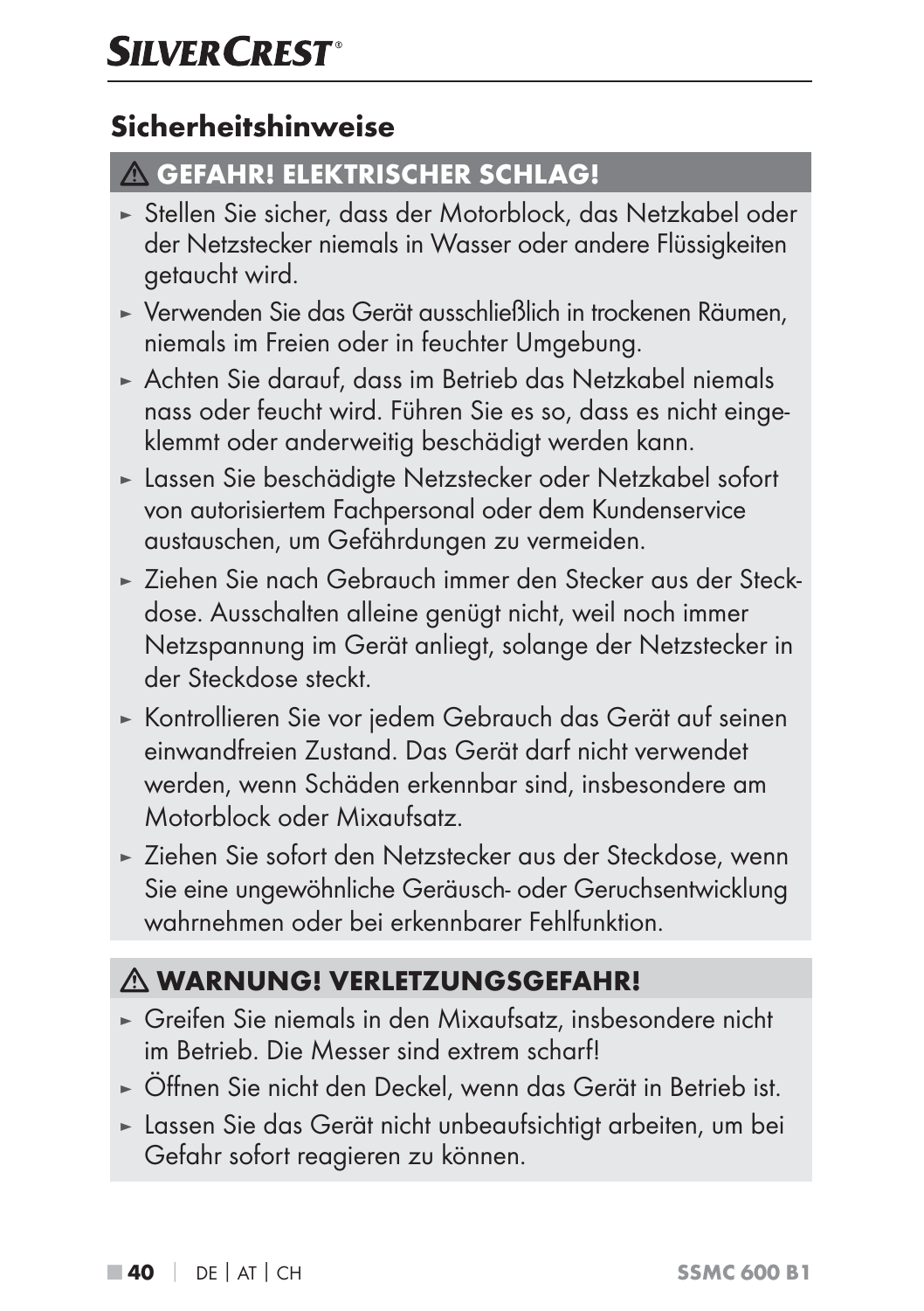## Sicherheitshinweise

### ⚠ GEFAHR! ELEKTRISCHER SCHLAG!

- Stellen Sie sicher, dass der Motorblock, das Netzkabel oder der Netzstecker niemals in Wasser oder andere Flüssigkeiten getaucht wird.
- Verwenden Sie das Gerät ausschließlich in trockenen Räumen, niemals im Freien oder in feuchter Umgebung.
- Achten Sie darauf, dass im Betrieb das Netzkabel niemals nass oder feucht wird. Führen Sie es so, dass es nicht eingeklemmt oder anderweitig beschädigt werden kann.
- Lassen Sie beschädigte Netzstecker oder Netzkabel sofort von autorisiertem Fachpersonal oder dem Kundenservice austauschen, um Gefährdungen zu vermeiden.
- Ziehen Sie nach Gebrauch immer den Stecker aus der Steckdose. Ausschalten alleine genügt nicht, weil noch immer Netzspannung im Gerät anliegt, solange der Netzstecker in der Steckdose steckt.
- Kontrollieren Sie vor jedem Gebrauch das Gerät auf seinen einwandfreien Zustand. Das Gerät darf nicht verwendet werden, wenn Schäden erkennbar sind, insbesondere am Motorblock oder Mixaufsatz.
- Ziehen Sie sofort den Netzstecker aus der Steckdose, wenn Sie eine ungewöhnliche Geräusch- oder Geruchsentwicklung wahrnehmen oder bei erkennbarer Fehlfunktion.

### ⚠ WARNUNG! VERLETZUNGSGEFAHR!

- Greifen Sie niemals in den Mixaufsatz, insbesondere nicht im Betrieb. Die Messer sind extrem scharf!
- Öffnen Sie nicht den Deckel, wenn das Gerät in Betrieb ist.
- Lassen Sie das Gerät nicht unbeaufsichtigt arbeiten, um bei Gefahr sofort reagieren zu können.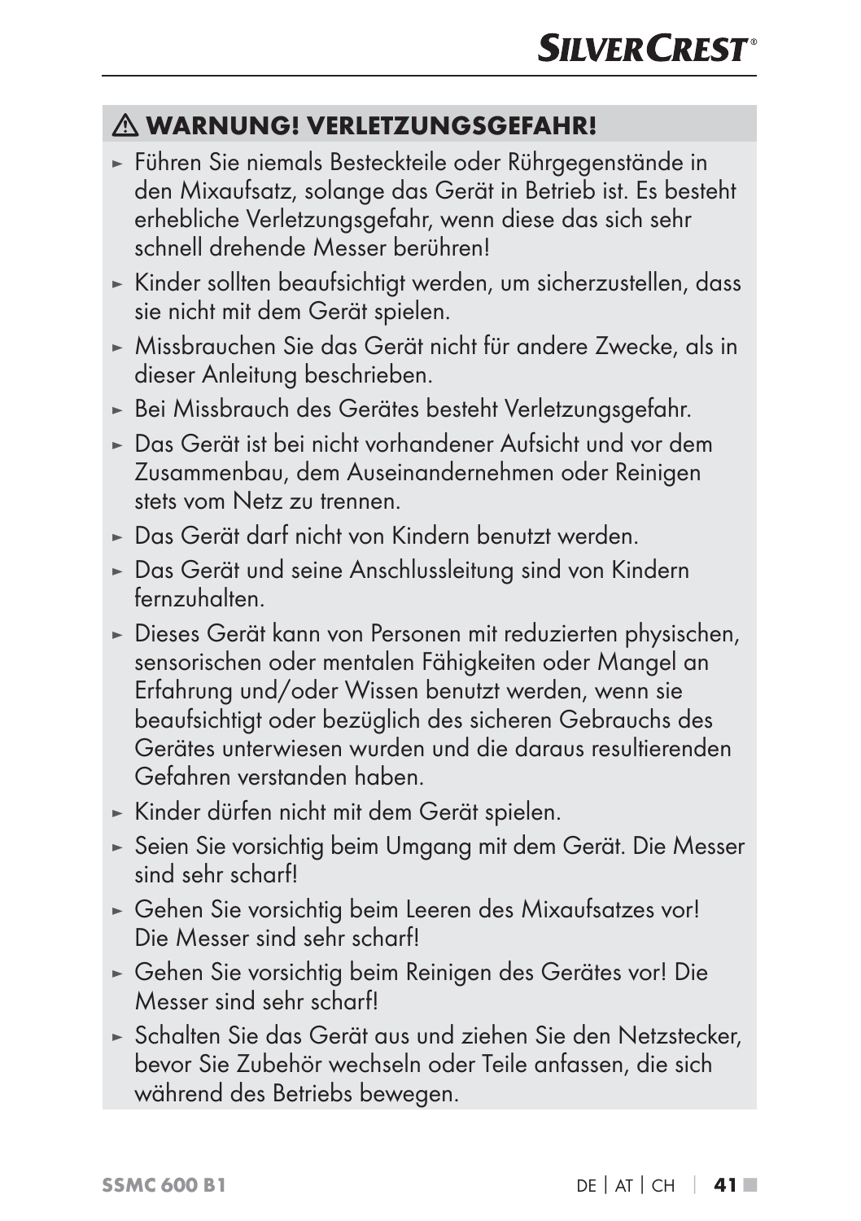### ⚠ WARNUNG! VERLETZUNGSGEFAHR!

- Führen Sie niemals Besteckteile oder Rührgegenstände in den Mixaufsatz, solange das Gerät in Betrieb ist. Es besteht erhebliche Verletzungsgefahr, wenn diese das sich sehr schnell drehende Messer berühren!
- Kinder sollten beaufsichtigt werden, um sicherzustellen, dass sie nicht mit dem Gerät spielen.
- Missbrauchen Sie das Gerät nicht für andere Zwecke, als in dieser Anleitung beschrieben.
- Bei Missbrauch des Gerätes besteht Verletzungsgefahr.
- Das Gerät ist bei nicht vorhandener Aufsicht und vor dem Zusammenbau, dem Auseinandernehmen oder Reinigen stets vom Netz zu trennen.
- Das Gerät darf nicht von Kindern benutzt werden.
- Das Gerät und seine Anschlussleitung sind von Kindern fernzuhalten.
- Dieses Gerät kann von Personen mit reduzierten physischen, sensorischen oder mentalen Fähigkeiten oder Mangel an Erfahrung und/oder Wissen benutzt werden, wenn sie beaufsichtigt oder bezüglich des sicheren Gebrauchs des Gerätes unterwiesen wurden und die daraus resultierenden Gefahren verstanden haben.
- Kinder dürfen nicht mit dem Gerät spielen.
- Seien Sie vorsichtig beim Umgang mit dem Gerät. Die Messer sind sehr scharf!
- Gehen Sie vorsichtig beim Leeren des Mixaufsatzes vor! Die Messer sind sehr scharf!
- Gehen Sie vorsichtig beim Reinigen des Gerätes vor! Die Messer sind sehr scharf!
- Schalten Sie das Gerät aus und ziehen Sie den Netzstecker, bevor Sie Zubehör wechseln oder Teile anfassen, die sich während des Betriebs bewegen.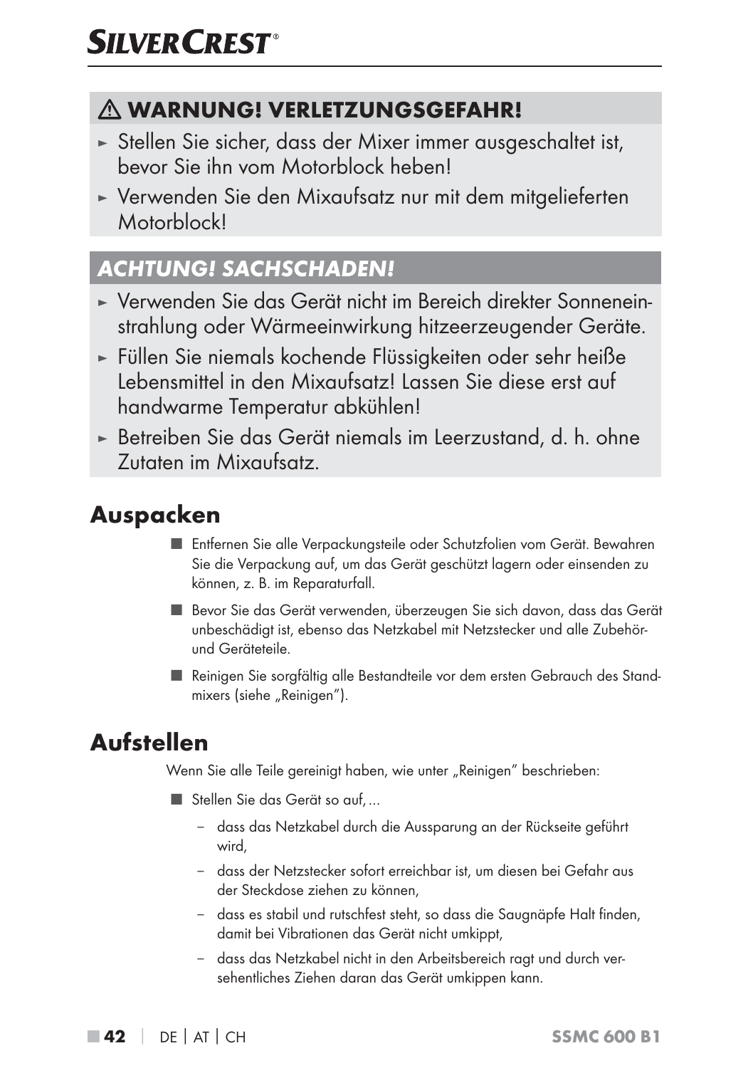### ⚠ WARNUNG! VERLETZUNGSGEFAHR!

- ► Stellen Sie sicher, dass der Mixer immer ausgeschaltet ist, bevor Sie ihn vom Motorblock heben!
- ► Verwenden Sie den Mixaufsatz nur mit dem mitgelieferten Motorblock!

### *ACHTUNG! SACHSCHADEN!*

- ► Verwenden Sie das Gerät nicht im Bereich direkter Sonneneinstrahlung oder Wärmeeinwirkung hitzeerzeugender Geräte.
- ► Füllen Sie niemals kochende Flüssigkeiten oder sehr heiße Lebensmittel in den Mixaufsatz! Lassen Sie diese erst auf handwarme Temperatur abkühlen!
- ► Betreiben Sie das Gerät niemals im Leerzustand, d. h. ohne Zutaten im Mixaufsatz.

## Auspacken

- ■ Entfernen Sie alle Verpackungsteile oder Schutzfolien vom Gerät. Bewahren Sie die Verpackung auf, um das Gerät geschützt lagern oder einsenden zu können, z. B. im Reparaturfall.
- ■ Bevor Sie das Gerät verwenden, überzeugen Sie sich davon, dass das Gerät unbeschädigt ist, ebenso das Netzkabel mit Netzstecker und alle Zubehör- und Geräteteile.
- ■ Reinigen Sie sorgfältig alle Bestandteile vor dem ersten Gebrauch des Standmixers (siehe „Reinigen”).

## Aufstellen

Wenn Sie alle Teile gereinigt haben, wie unter „Reinigen” beschrieben:

- ■ Stellen Sie das Gerät so auf, ...
  - – dass das Netzkabel durch die Aussparung an der Rückseite geführt wird,
  - – dass der Netzstecker sofort erreichbar ist, um diesen bei Gefahr aus der Steckdose ziehen zu können,
  - – dass es stabil und rutschfest steht, so dass die Saugnäpfe Halt finden, damit bei Vibrationen das Gerät nicht umkippt,
  - – dass das Netzkabel nicht in den Arbeitsbereich ragt und durch versehentliches Ziehen daran das Gerät umkippen kann.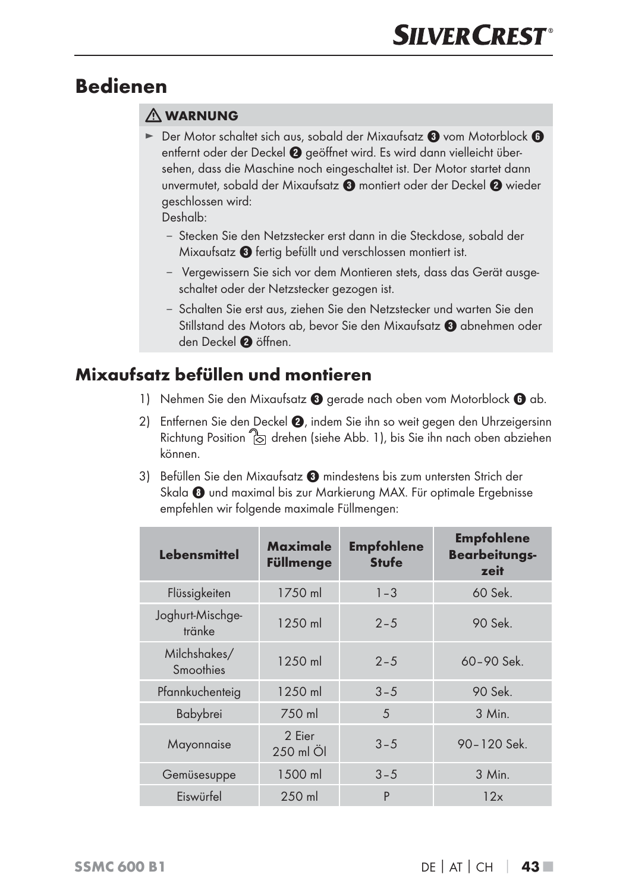# Bedienen

⚠ **WARNUNG**

► Der Motor schaltet sich aus, sobald der Mixaufsatz ❸ vom Motorblock ❻ entfernt oder der Deckel ❷ geöffnet wird. Es wird dann vielleicht übersehen, dass die Maschine noch eingeschaltet ist. Der Motor startet dann unvermutet, sobald der Mixaufsatz ❸ montiert oder der Deckel ❷ wieder geschlossen wird:
Deshalb:
  – Stecken Sie den Netzstecker erst dann in die Steckdose, sobald der Mixaufsatz ❸ fertig befüllt und verschlossen montiert ist.
  – Vergewissern Sie sich vor dem Montieren stets, dass das Gerät ausgeschaltet oder der Netzstecker gezogen ist.
  – Schalten Sie erst aus, ziehen Sie den Netzstecker und warten Sie den Stillstand des Motors ab, bevor Sie den Mixaufsatz ❸ abnehmen oder den Deckel ❷ öffnen.

## Mixaufsatz befüllen und montieren

1) Nehmen Sie den Mixaufsatz ❸ gerade nach oben vom Motorblock ❻ ab.
2) Entfernen Sie den Deckel ❷, indem Sie ihn so weit gegen den Uhrzeigersinn Richtung Position 🔓 drehen (siehe Abb. 1), bis Sie ihn nach oben abziehen können.
3) Befüllen Sie den Mixaufsatz ❸ mindestens bis zum untersten Strich der Skala ❽ und maximal bis zur Markierung MAX. Für optimale Ergebnisse empfehlen wir folgende maximale Füllmengen:

| Lebensmittel | Maximale Füllmenge | Empfohlene Stufe | Empfohlene Bearbeitungs-zeit |
|---|---|---|---|
| Flüssigkeiten | 1750 ml | 1 – 3 | 60 Sek. |
| Joghurt-Mischgetränke | 1250 ml | 2 – 5 | 90 Sek. |
| Milchshakes/ Smoothies | 1250 ml | 2 – 5 | 60 – 90 Sek. |
| Pfannkuchenteig | 1250 ml | 3 – 5 | 90 Sek. |
| Babybrei | 750 ml | 5 | 3 Min. |
| Mayonnaise | 2 Eier 250 ml Öl | 3 – 5 | 90 – 120 Sek. |
| Gemüsesuppe | 1500 ml | 3 – 5 | 3 Min. |
| Eiswürfel | 250 ml | P | 12x |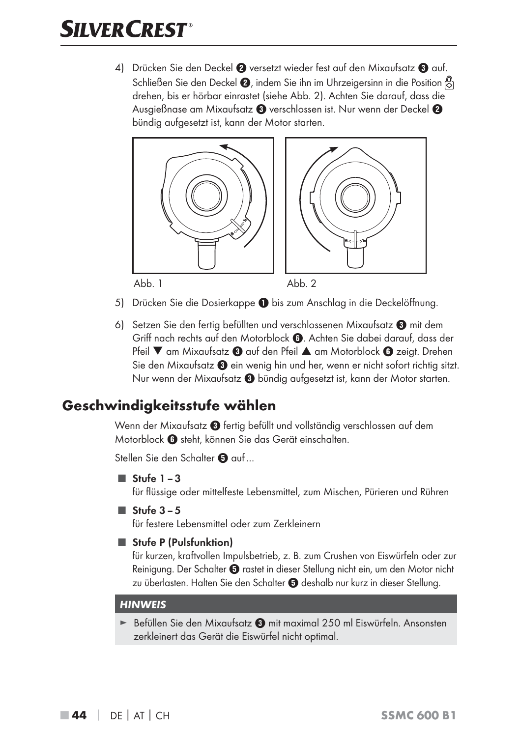4) Drücken Sie den Deckel ❷ versetzt wieder fest auf den Mixaufsatz ❸ auf. Schließen Sie den Deckel ❷, indem Sie ihn im Uhrzeigersinn in die Position 🔒 drehen, bis er hörbar einrastet (siehe Abb. 2). Achten Sie darauf, dass die Ausgießnase am Mixaufsatz ❸ verschlossen ist. Nur wenn der Deckel ❷ bündig aufgesetzt ist, kann der Motor starten.

Abb. 1 Abb. 2

5) Drücken Sie die Dosierkappe ❶ bis zum Anschlag in die Deckelöffnung.

6) Setzen Sie den fertig befüllten und verschlossenen Mixaufsatz ❸ mit dem Griff nach rechts auf den Motorblock ❻. Achten Sie dabei darauf, dass der Pfeil ▼ am Mixaufsatz ❸ auf den Pfeil ▲ am Motorblock ❻ zeigt. Drehen Sie den Mixaufsatz ❸ ein wenig hin und her, wenn er nicht sofort richtig sitzt. Nur wenn der Mixaufsatz ❸ bündig aufgesetzt ist, kann der Motor starten.

## Geschwindigkeitsstufe wählen

Wenn der Mixaufsatz ❸ fertig befüllt und vollständig verschlossen auf dem Motorblock ❻ steht, können Sie das Gerät einschalten.

Stellen Sie den Schalter ❺ auf ...

- **Stufe 1 – 3**
  für flüssige oder mittelfeste Lebensmittel, zum Mischen, Pürieren und Rühren
- **Stufe 3 – 5**
  für festere Lebensmittel oder zum Zerkleinern
- **Stufe P (Pulsfunktion)**
  für kurzen, kraftvollen Impulsbetrieb, z. B. zum Crushen von Eiswürfeln oder zur Reinigung. Der Schalter ❺ rastet in dieser Stellung nicht ein, um den Motor nicht zu überlasten. Halten Sie den Schalter ❺ deshalb nur kurz in dieser Stellung.

***HINWEIS***

► Befüllen Sie den Mixaufsatz ❸ mit maximal 250 ml Eiswürfeln. Ansonsten zerkleinert das Gerät die Eiswürfel nicht optimal.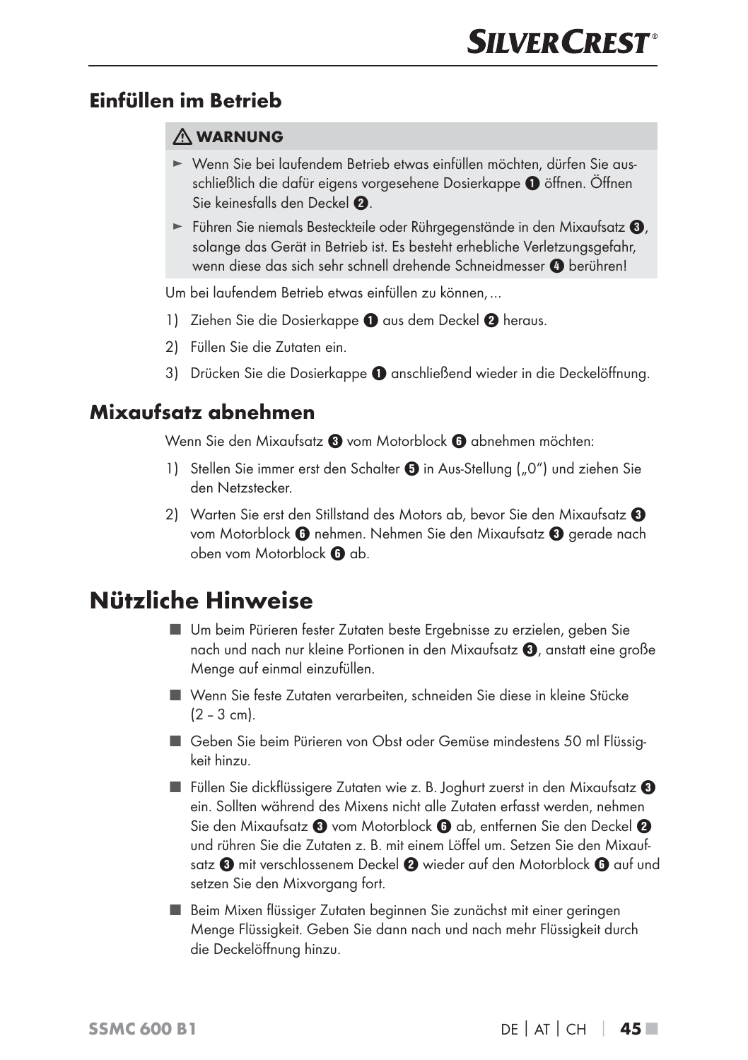## Einfüllen im Betrieb

> ⚠ **WARNUNG**
>
> ► Wenn Sie bei laufendem Betrieb etwas einfüllen möchten, dürfen Sie ausschließlich die dafür eigens vorgesehene Dosierkappe ❶ öffnen. Öffnen Sie keinesfalls den Deckel ❷.
>
> ► Führen Sie niemals Besteckteile oder Rührgegenstände in den Mixaufsatz ❸, solange das Gerät in Betrieb ist. Es besteht erhebliche Verletzungsgefahr, wenn diese das sich sehr schnell drehende Schneidmesser ❹ berühren!

Um bei laufendem Betrieb etwas einfüllen zu können, ...

1) Ziehen Sie die Dosierkappe ❶ aus dem Deckel ❷ heraus.
2) Füllen Sie die Zutaten ein.
3) Drücken Sie die Dosierkappe ❶ anschließend wieder in die Deckelöffnung.

## Mixaufsatz abnehmen

Wenn Sie den Mixaufsatz ❸ vom Motorblock ❻ abnehmen möchten:

1) Stellen Sie immer erst den Schalter ❺ in Aus-Stellung („0") und ziehen Sie den Netzstecker.
2) Warten Sie erst den Stillstand des Motors ab, bevor Sie den Mixaufsatz ❸ vom Motorblock ❻ nehmen. Nehmen Sie den Mixaufsatz ❸ gerade nach oben vom Motorblock ❻ ab.

# Nützliche Hinweise

- Um beim Pürieren fester Zutaten beste Ergebnisse zu erzielen, geben Sie nach und nach nur kleine Portionen in den Mixaufsatz ❸, anstatt eine große Menge auf einmal einzufüllen.
- Wenn Sie feste Zutaten verarbeiten, schneiden Sie diese in kleine Stücke (2 – 3 cm).
- Geben Sie beim Pürieren von Obst oder Gemüse mindestens 50 ml Flüssigkeit hinzu.
- Füllen Sie dickflüssigere Zutaten wie z. B. Joghurt zuerst in den Mixaufsatz ❸ ein. Sollten während des Mixens nicht alle Zutaten erfasst werden, nehmen Sie den Mixaufsatz ❸ vom Motorblock ❻ ab, entfernen Sie den Deckel ❷ und rühren Sie die Zutaten z. B. mit einem Löffel um. Setzen Sie den Mixaufsatz ❸ mit verschlossenem Deckel ❷ wieder auf den Motorblock ❻ auf und setzen Sie den Mixvorgang fort.
- Beim Mixen flüssiger Zutaten beginnen Sie zunächst mit einer geringen Menge Flüssigkeit. Geben Sie dann nach und nach mehr Flüssigkeit durch die Deckelöffnung hinzu.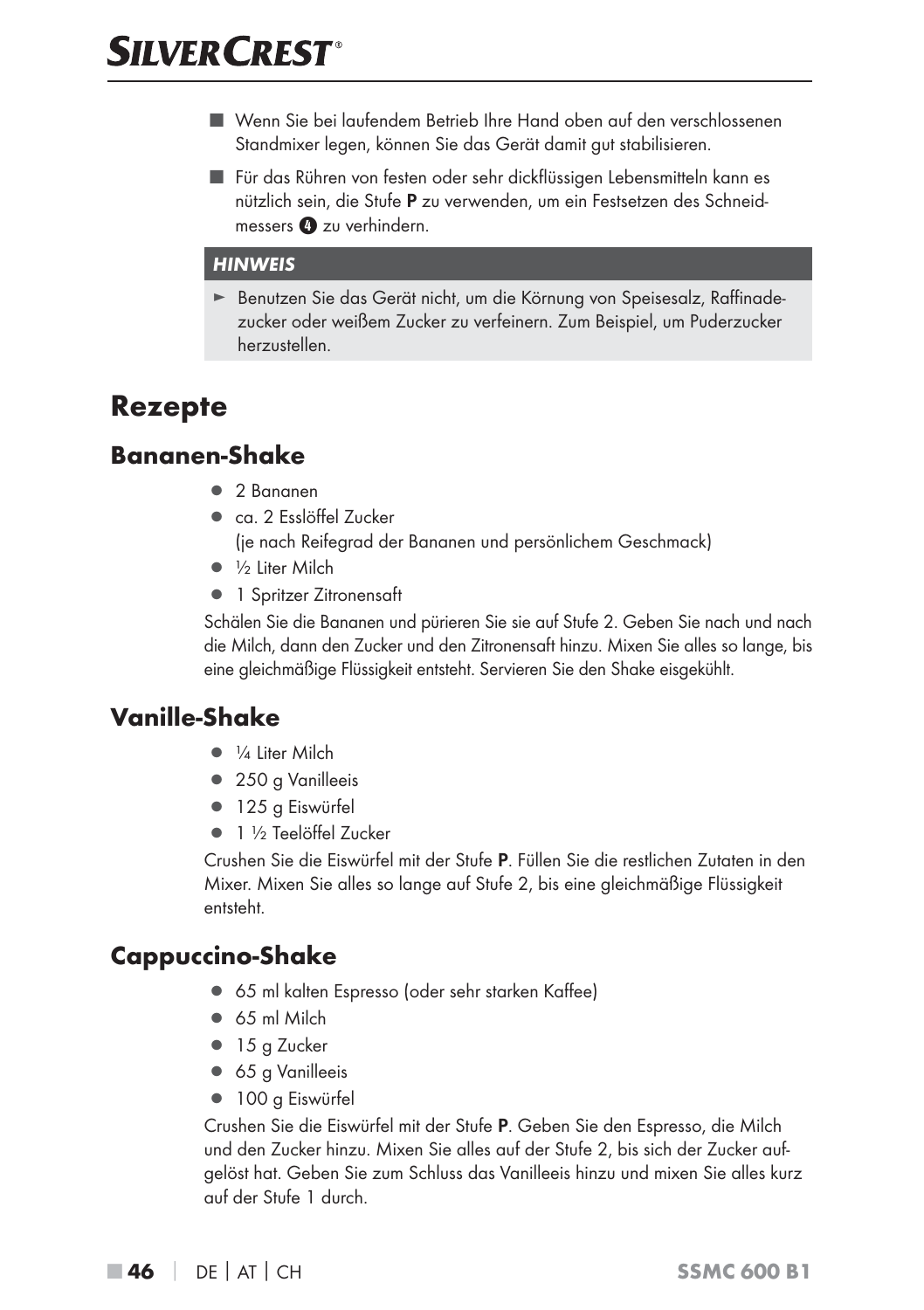- Wenn Sie bei laufendem Betrieb Ihre Hand oben auf den verschlossenen Standmixer legen, können Sie das Gerät damit gut stabilisieren.
- Für das Rühren von festen oder sehr dickflüssigen Lebensmitteln kann es nützlich sein, die Stufe **P** zu verwenden, um ein Festsetzen des Schneidmessers 4 zu verhindern.

**HINWEIS**

- Benutzen Sie das Gerät nicht, um die Körnung von Speisesalz, Raffinadezucker oder weißem Zucker zu verfeinern. Zum Beispiel, um Puderzucker herzustellen.

# Rezepte

## Bananen-Shake

- 2 Bananen
- ca. 2 Esslöffel Zucker
  (je nach Reifegrad der Bananen und persönlichem Geschmack)
- ½ Liter Milch
- 1 Spritzer Zitronensaft

Schälen Sie die Bananen und pürieren Sie sie auf Stufe 2. Geben Sie nach und nach die Milch, dann den Zucker und den Zitronensaft hinzu. Mixen Sie alles so lange, bis eine gleichmäßige Flüssigkeit entsteht. Servieren Sie den Shake eisgekühlt.

## Vanille-Shake

- ¼ Liter Milch
- 250 g Vanilleeis
- 125 g Eiswürfel
- 1 ½ Teelöffel Zucker

Crushen Sie die Eiswürfel mit der Stufe **P**. Füllen Sie die restlichen Zutaten in den Mixer. Mixen Sie alles so lange auf Stufe 2, bis eine gleichmäßige Flüssigkeit entsteht.

## Cappuccino-Shake

- 65 ml kalten Espresso (oder sehr starken Kaffee)
- 65 ml Milch
- 15 g Zucker
- 65 g Vanilleeis
- 100 g Eiswürfel

Crushen Sie die Eiswürfel mit der Stufe **P**. Geben Sie den Espresso, die Milch und den Zucker hinzu. Mixen Sie alles auf der Stufe 2, bis sich der Zucker aufgelöst hat. Geben Sie zum Schluss das Vanilleeis hinzu und mixen Sie alles kurz auf der Stufe 1 durch.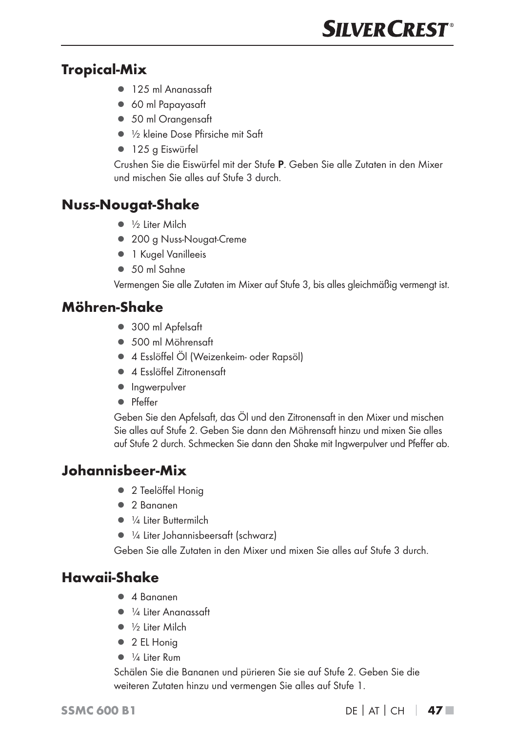## Tropical-Mix

- 125 ml Ananassaft
- 60 ml Papayasaft
- 50 ml Orangensaft
- ½ kleine Dose Pfirsiche mit Saft
- 125 g Eiswürfel

Crushen Sie die Eiswürfel mit der Stufe **P**. Geben Sie alle Zutaten in den Mixer und mischen Sie alles auf Stufe 3 durch.

## Nuss-Nougat-Shake

- ½ Liter Milch
- 200 g Nuss-Nougat-Creme
- 1 Kugel Vanilleeis
- 50 ml Sahne

Vermengen Sie alle Zutaten im Mixer auf Stufe 3, bis alles gleichmäßig vermengt ist.

## Möhren-Shake

- 300 ml Apfelsaft
- 500 ml Möhrensaft
- 4 Esslöffel Öl (Weizenkeim- oder Rapsöl)
- 4 Esslöffel Zitronensaft
- Ingwerpulver
- Pfeffer

Geben Sie den Apfelsaft, das Öl und den Zitronensaft in den Mixer und mischen Sie alles auf Stufe 2. Geben Sie dann den Möhrensaft hinzu und mixen Sie alles auf Stufe 2 durch. Schmecken Sie dann den Shake mit Ingwerpulver und Pfeffer ab.

## Johannisbeer-Mix

- 2 Teelöffel Honig
- 2 Bananen
- ¼ Liter Buttermilch
- ¼ Liter Johannisbeersaft (schwarz)

Geben Sie alle Zutaten in den Mixer und mixen Sie alles auf Stufe 3 durch.

## Hawaii-Shake

- 4 Bananen
- ¼ Liter Ananassaft
- ½ Liter Milch
- 2 EL Honig
- ¼ Liter Rum

Schälen Sie die Bananen und pürieren Sie sie auf Stufe 2. Geben Sie die weiteren Zutaten hinzu und vermengen Sie alles auf Stufe 1.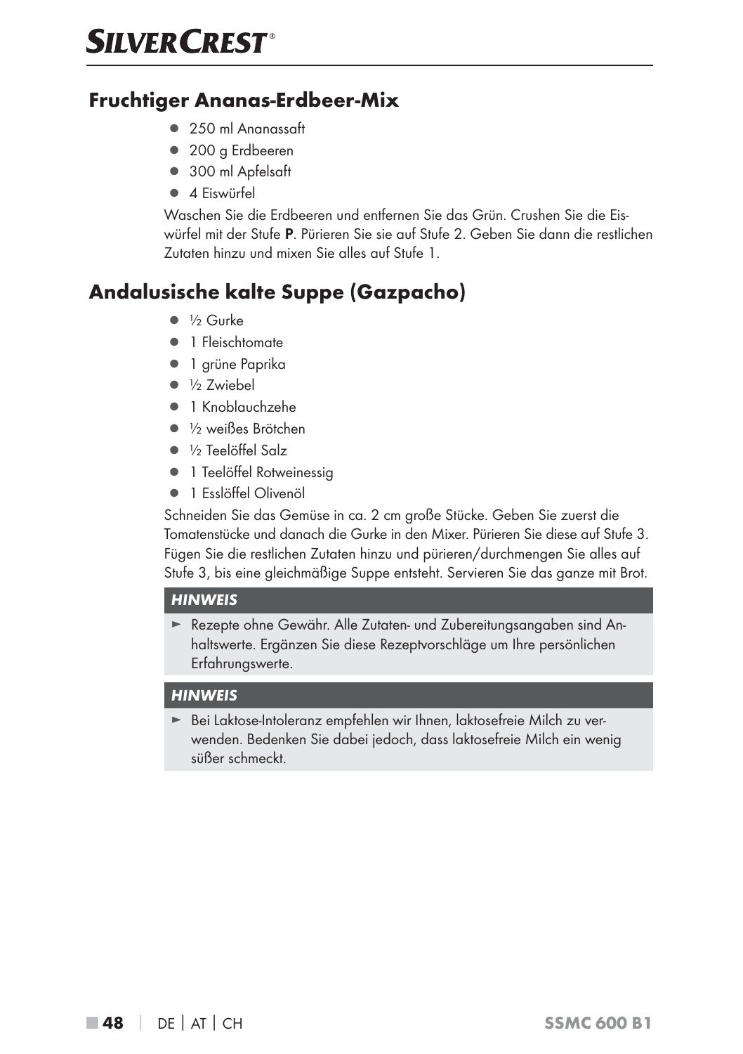## Fruchtiger Ananas-Erdbeer-Mix

- 250 ml Ananassaft
- 200 g Erdbeeren
- 300 ml Apfelsaft
- 4 Eiswürfel

Waschen Sie die Erdbeeren und entfernen Sie das Grün. Crushen Sie die Eiswürfel mit der Stufe **P**. Pürieren Sie sie auf Stufe 2. Geben Sie dann die restlichen Zutaten hinzu und mixen Sie alles auf Stufe 1.

## Andalusische kalte Suppe (Gazpacho)

- ½ Gurke
- 1 Fleischtomate
- 1 grüne Paprika
- ½ Zwiebel
- 1 Knoblauchzehe
- ½ weißes Brötchen
- ½ Teelöffel Salz
- 1 Teelöffel Rotweinessig
- 1 Esslöffel Olivenöl

Schneiden Sie das Gemüse in ca. 2 cm große Stücke. Geben Sie zuerst die Tomatenstücke und danach die Gurke in den Mixer. Pürieren Sie diese auf Stufe 3. Fügen Sie die restlichen Zutaten hinzu und pürieren/durchmengen Sie alles auf Stufe 3, bis eine gleichmäßige Suppe entsteht. Servieren Sie das ganze mit Brot.

***HINWEIS***

► Rezepte ohne Gewähr. Alle Zutaten- und Zubereitungsangaben sind Anhaltswerte. Ergänzen Sie diese Rezeptvorschläge um Ihre persönlichen Erfahrungswerte.

***HINWEIS***

► Bei Laktose-Intoleranz empfehlen wir Ihnen, laktosefreie Milch zu verwenden. Bedenken Sie dabei jedoch, dass laktosefreie Milch ein wenig süßer schmeckt.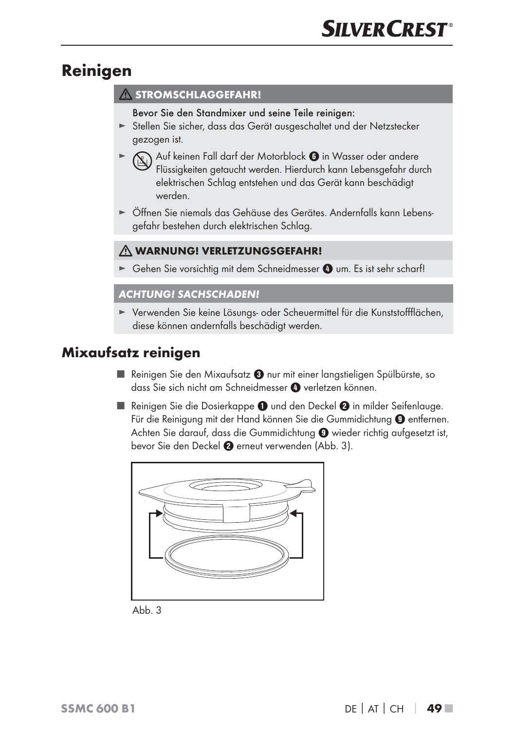# Reinigen

**⚠ STROMSCHLAGGEFAHR!**

Bevor Sie den Standmixer und seine Teile reinigen:

- ► Stellen Sie sicher, dass das Gerät ausgeschaltet und der Netzstecker gezogen ist.
- ► Auf keinen Fall darf der Motorblock ❻ in Wasser oder andere Flüssigkeiten getaucht werden. Hierdurch kann Lebensgefahr durch elektrischen Schlag entstehen und das Gerät kann beschädigt werden.
- ► Öffnen Sie niemals das Gehäuse des Gerätes. Andernfalls kann Lebensgefahr bestehen durch elektrischen Schlag.

**⚠ WARNUNG! VERLETZUNGSGEFAHR!**

- ► Gehen Sie vorsichtig mit dem Schneidmesser ❹ um. Es ist sehr scharf!

***ACHTUNG! SACHSCHADEN!***

- ► Verwenden Sie keine Lösungs- oder Scheuermittel für die Kunststoffflächen, diese können andernfalls beschädigt werden.

## Mixaufsatz reinigen

- Reinigen Sie den Mixaufsatz ❸ nur mit einer langstieligen Spülbürste, so dass Sie sich nicht am Schneidmesser ❹ verletzen können.
- Reinigen Sie die Dosierkappe ❶ und den Deckel ❷ in milder Seifenlauge. Für die Reinigung mit der Hand können Sie die Gummidichtung ❾ entfernen. Achten Sie darauf, dass die Gummidichtung ❾ wieder richtig aufgesetzt ist, bevor Sie den Deckel ❷ erneut verwenden (Abb. 3).

Abb. 3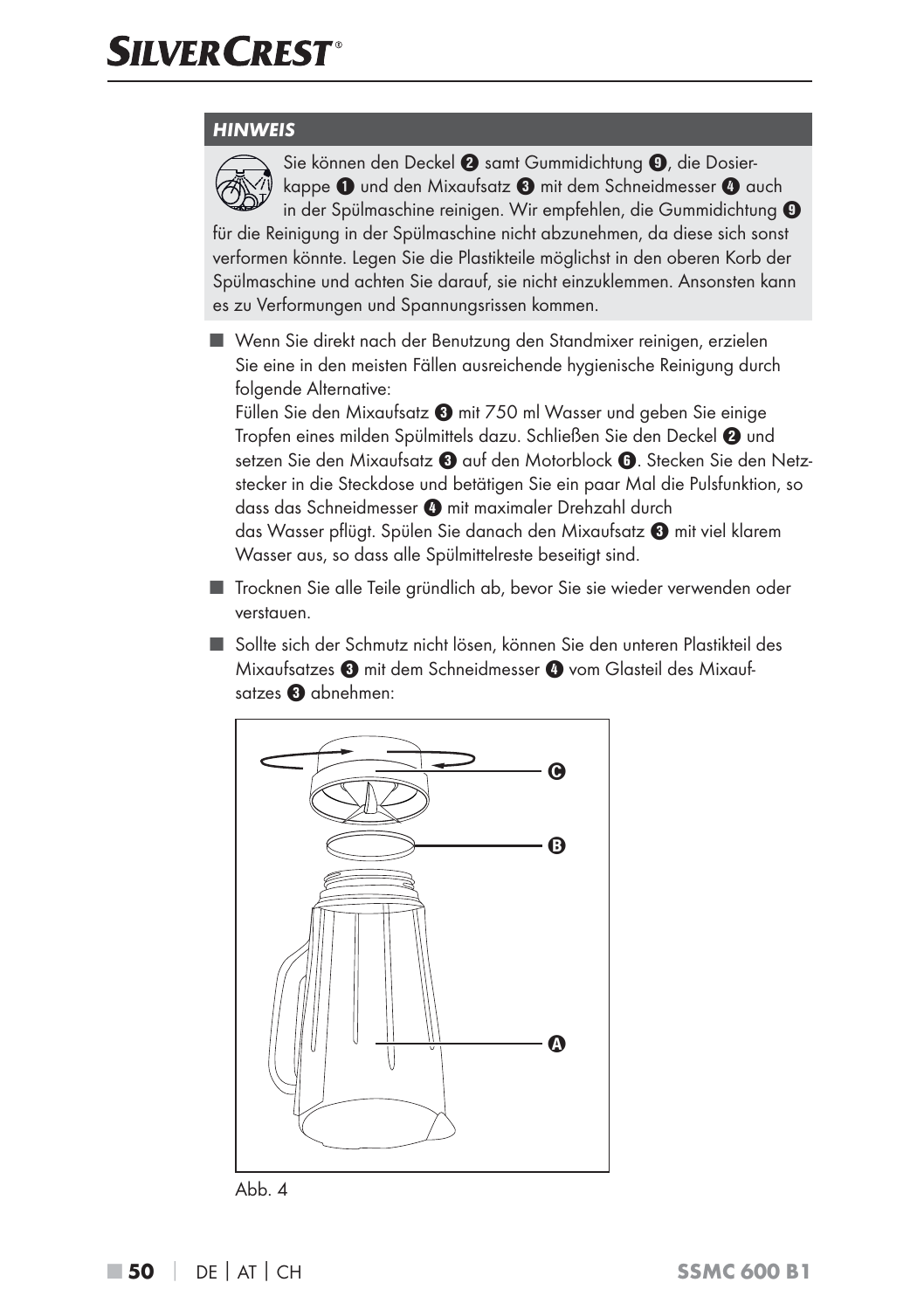### HINWEIS

Sie können den Deckel ❷ samt Gummidichtung ❾, die Dosierkappe ❶ und den Mixaufsatz ❸ mit dem Schneidmesser ❹ auch in der Spülmaschine reinigen. Wir empfehlen, die Gummidichtung ❾ für die Reinigung in der Spülmaschine nicht abzunehmen, da diese sich sonst verformen könnte. Legen Sie die Plastikteile möglichst in den oberen Korb der Spülmaschine und achten Sie darauf, sie nicht einzuklemmen. Ansonsten kann es zu Verformungen und Spannungsrissen kommen.

- Wenn Sie direkt nach der Benutzung den Standmixer reinigen, erzielen Sie eine in den meisten Fällen ausreichende hygienische Reinigung durch folgende Alternative:
  Füllen Sie den Mixaufsatz ❸ mit 750 ml Wasser und geben Sie einige Tropfen eines milden Spülmittels dazu. Schließen Sie den Deckel ❷ und setzen Sie den Mixaufsatz ❸ auf den Motorblock ❻. Stecken Sie den Netzstecker in die Steckdose und betätigen Sie ein paar Mal die Pulsfunktion, so dass das Schneidmesser ❹ mit maximaler Drehzahl durch das Wasser pflügt. Spülen Sie danach den Mixaufsatz ❸ mit viel klarem Wasser aus, so dass alle Spülmittelreste beseitigt sind.
- Trocknen Sie alle Teile gründlich ab, bevor Sie sie wieder verwenden oder verstauen.
- Sollte sich der Schmutz nicht lösen, können Sie den unteren Plastikteil des Mixaufsatzes ❸ mit dem Schneidmesser ❹ vom Glasteil des Mixaufsatzes ❸ abnehmen:

Abb. 4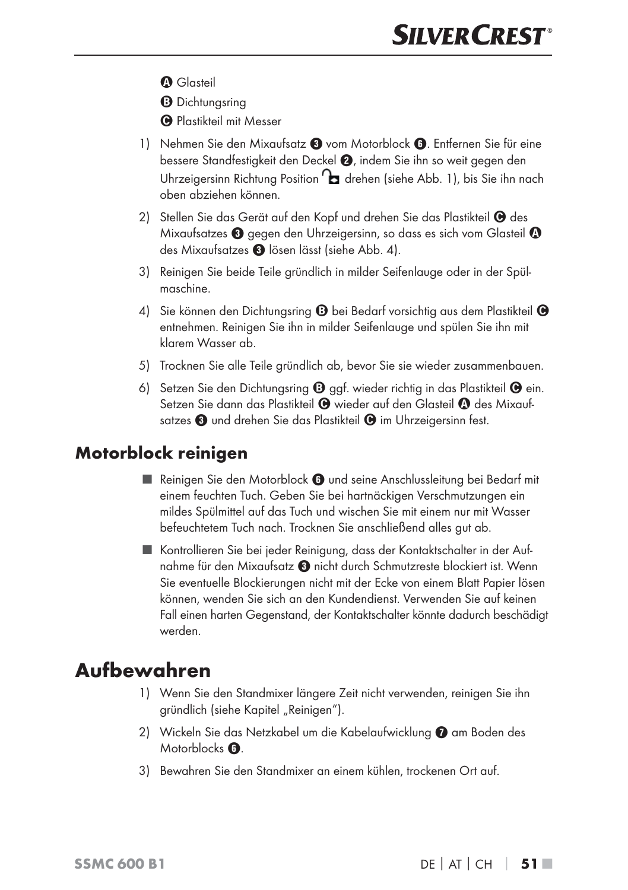A Glasteil

B Dichtungsring

C Plastikteil mit Messer

1) Nehmen Sie den Mixaufsatz 3 vom Motorblock 6. Entfernen Sie für eine bessere Standfestigkeit den Deckel 2, indem Sie ihn so weit gegen den Uhrzeigersinn Richtung Position 🔓 drehen (siehe Abb. 1), bis Sie ihn nach oben abziehen können.
2) Stellen Sie das Gerät auf den Kopf und drehen Sie das Plastikteil C des Mixaufsatzes 3 gegen den Uhrzeigersinn, so dass es sich vom Glasteil A des Mixaufsatzes 3 lösen lässt (siehe Abb. 4).
3) Reinigen Sie beide Teile gründlich in milder Seifenlauge oder in der Spülmaschine.
4) Sie können den Dichtungsring B bei Bedarf vorsichtig aus dem Plastikteil C entnehmen. Reinigen Sie ihn in milder Seifenlauge und spülen Sie ihn mit klarem Wasser ab.
5) Trocknen Sie alle Teile gründlich ab, bevor Sie sie wieder zusammenbauen.
6) Setzen Sie den Dichtungsring B ggf. wieder richtig in das Plastikteil C ein. Setzen Sie dann das Plastikteil C wieder auf den Glasteil A des Mixaufsatzes 3 und drehen Sie das Plastikteil C im Uhrzeigersinn fest.

## Motorblock reinigen

- Reinigen Sie den Motorblock 6 und seine Anschlussleitung bei Bedarf mit einem feuchten Tuch. Geben Sie bei hartnäckigen Verschmutzungen ein mildes Spülmittel auf das Tuch und wischen Sie mit einem nur mit Wasser befeuchtetem Tuch nach. Trocknen Sie anschließend alles gut ab.
- Kontrollieren Sie bei jeder Reinigung, dass der Kontaktschalter in der Aufnahme für den Mixaufsatz 3 nicht durch Schmutzreste blockiert ist. Wenn Sie eventuelle Blockierungen nicht mit der Ecke von einem Blatt Papier lösen können, wenden Sie sich an den Kundendienst. Verwenden Sie auf keinen Fall einen harten Gegenstand, der Kontaktschalter könnte dadurch beschädigt werden.

# Aufbewahren

1) Wenn Sie den Standmixer längere Zeit nicht verwenden, reinigen Sie ihn gründlich (siehe Kapitel „Reinigen").
2) Wickeln Sie das Netzkabel um die Kabelaufwicklung 7 am Boden des Motorblocks 6.
3) Bewahren Sie den Standmixer an einem kühlen, trockenen Ort auf.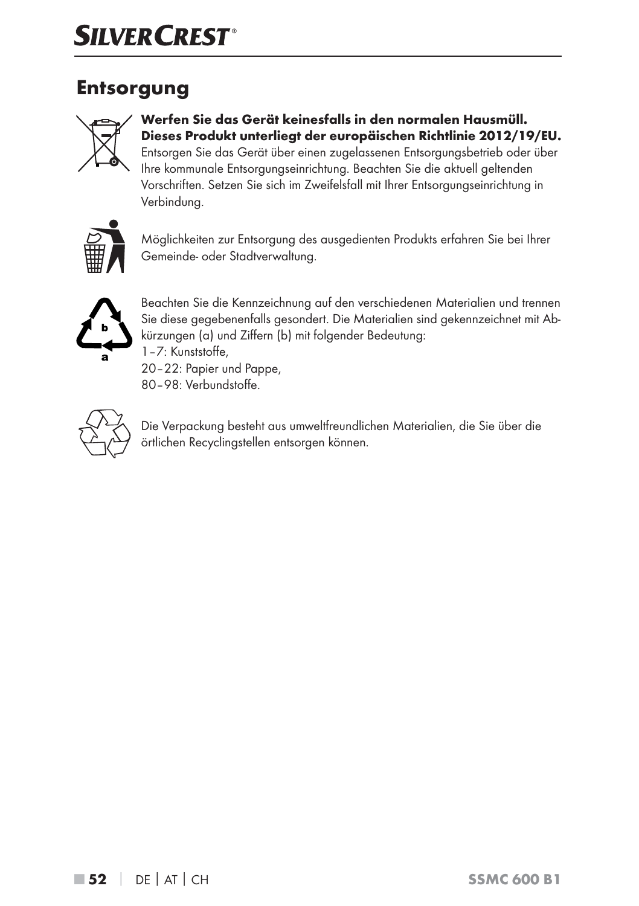# Entsorgung

**Werfen Sie das Gerät keinesfalls in den normalen Hausmüll. Dieses Produkt unterliegt der europäischen Richtlinie 2012/19/EU.**
Entsorgen Sie das Gerät über einen zugelassenen Entsorgungsbetrieb oder über Ihre kommunale Entsorgungseinrichtung. Beachten Sie die aktuell geltenden Vorschriften. Setzen Sie sich im Zweifelsfall mit Ihrer Entsorgungseinrichtung in Verbindung.

Möglichkeiten zur Entsorgung des ausgedienten Produkts erfahren Sie bei Ihrer Gemeinde- oder Stadtverwaltung.

Beachten Sie die Kennzeichnung auf den verschiedenen Materialien und trennen Sie diese gegebenenfalls gesondert. Die Materialien sind gekennzeichnet mit Abkürzungen (a) und Ziffern (b) mit folgender Bedeutung:
1–7: Kunststoffe,
20–22: Papier und Pappe,
80–98: Verbundstoffe.

Die Verpackung besteht aus umweltfreundlichen Materialien, die Sie über die örtlichen Recyclingstellen entsorgen können.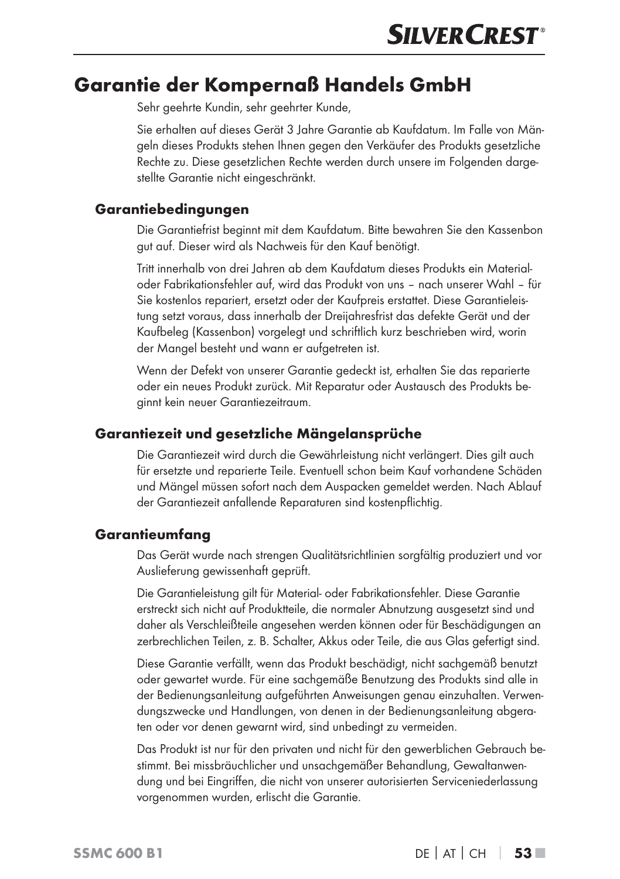# Garantie der Kompernaß Handels GmbH

Sehr geehrte Kundin, sehr geehrter Kunde,

Sie erhalten auf dieses Gerät 3 Jahre Garantie ab Kaufdatum. Im Falle von Mängeln dieses Produkts stehen Ihnen gegen den Verkäufer des Produkts gesetzliche Rechte zu. Diese gesetzlichen Rechte werden durch unsere im Folgenden dargestellte Garantie nicht eingeschränkt.

## Garantiebedingungen

Die Garantiefrist beginnt mit dem Kaufdatum. Bitte bewahren Sie den Kassenbon gut auf. Dieser wird als Nachweis für den Kauf benötigt.

Tritt innerhalb von drei Jahren ab dem Kaufdatum dieses Produkts ein Material- oder Fabrikationsfehler auf, wird das Produkt von uns – nach unserer Wahl – für Sie kostenlos repariert, ersetzt oder der Kaufpreis erstattet. Diese Garantieleistung setzt voraus, dass innerhalb der Dreijahresfrist das defekte Gerät und der Kaufbeleg (Kassenbon) vorgelegt und schriftlich kurz beschrieben wird, worin der Mangel besteht und wann er aufgetreten ist.

Wenn der Defekt von unserer Garantie gedeckt ist, erhalten Sie das reparierte oder ein neues Produkt zurück. Mit Reparatur oder Austausch des Produkts beginnt kein neuer Garantiezeitraum.

## Garantiezeit und gesetzliche Mängelansprüche

Die Garantiezeit wird durch die Gewährleistung nicht verlängert. Dies gilt auch für ersetzte und reparierte Teile. Eventuell schon beim Kauf vorhandene Schäden und Mängel müssen sofort nach dem Auspacken gemeldet werden. Nach Ablauf der Garantiezeit anfallende Reparaturen sind kostenpflichtig.

## Garantieumfang

Das Gerät wurde nach strengen Qualitätsrichtlinien sorgfältig produziert und vor Auslieferung gewissenhaft geprüft.

Die Garantieleistung gilt für Material- oder Fabrikationsfehler. Diese Garantie erstreckt sich nicht auf Produktteile, die normaler Abnutzung ausgesetzt sind und daher als Verschleißteile angesehen werden können oder für Beschädigungen an zerbrechlichen Teilen, z. B. Schalter, Akkus oder Teile, die aus Glas gefertigt sind.

Diese Garantie verfällt, wenn das Produkt beschädigt, nicht sachgemäß benutzt oder gewartet wurde. Für eine sachgemäße Benutzung des Produkts sind alle in der Bedienungsanleitung aufgeführten Anweisungen genau einzuhalten. Verwendungszwecke und Handlungen, von denen in der Bedienungsanleitung abgeraten oder vor denen gewarnt wird, sind unbedingt zu vermeiden.

Das Produkt ist nur für den privaten und nicht für den gewerblichen Gebrauch bestimmt. Bei missbräuchlicher und unsachgemäßer Behandlung, Gewaltanwendung und bei Eingriffen, die nicht von unserer autorisierten Serviceniederlassung vorgenommen wurden, erlischt die Garantie.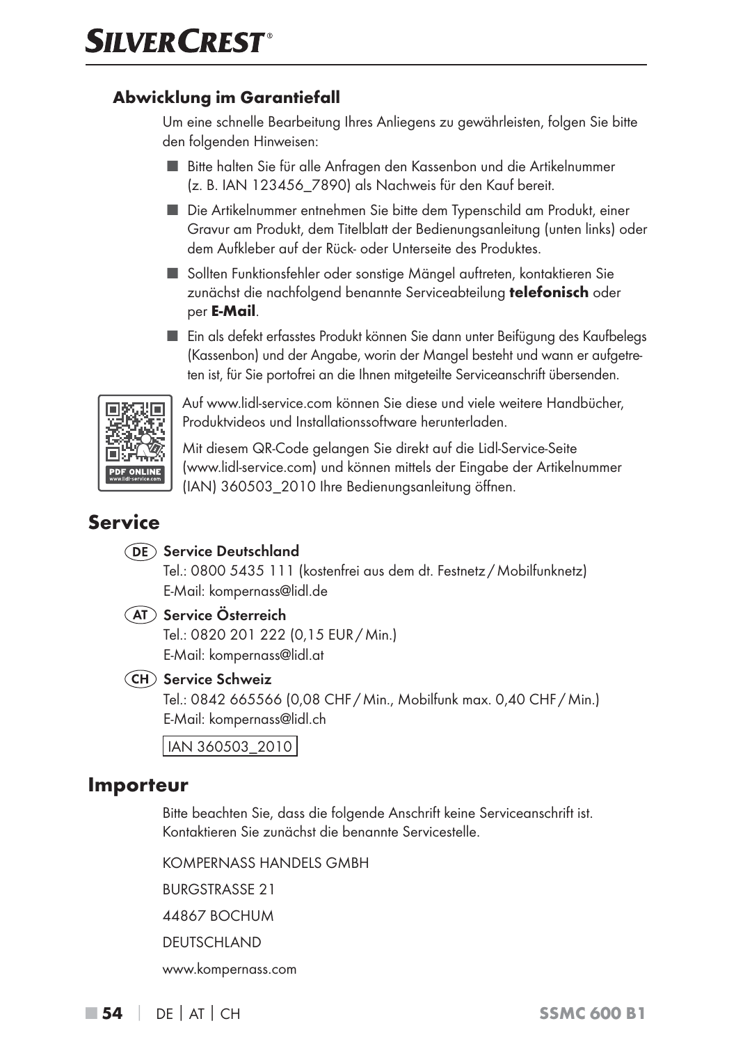### Abwicklung im Garantiefall

Um eine schnelle Bearbeitung Ihres Anliegens zu gewährleisten, folgen Sie bitte den folgenden Hinweisen:

- Bitte halten Sie für alle Anfragen den Kassenbon und die Artikelnummer (z. B. IAN 123456_7890) als Nachweis für den Kauf bereit.
- Die Artikelnummer entnehmen Sie bitte dem Typenschild am Produkt, einer Gravur am Produkt, dem Titelblatt der Bedienungsanleitung (unten links) oder dem Aufkleber auf der Rück- oder Unterseite des Produktes.
- Sollten Funktionsfehler oder sonstige Mängel auftreten, kontaktieren Sie zunächst die nachfolgend benannte Serviceabteilung **telefonisch** oder per **E-Mail**.
- Ein als defekt erfasstes Produkt können Sie dann unter Beifügung des Kaufbelegs (Kassenbon) und der Angabe, worin der Mangel besteht und wann er aufgetreten ist, für Sie portofrei an die Ihnen mitgeteilte Serviceanschrift übersenden.

Auf www.lidl-service.com können Sie diese und viele weitere Handbücher, Produktvideos und Installationssoftware herunterladen.

Mit diesem QR-Code gelangen Sie direkt auf die Lidl-Service-Seite (www.lidl-service.com) und können mittels der Eingabe der Artikelnummer (IAN) 360503_2010 Ihre Bedienungsanleitung öffnen.

## Service

**(DE) Service Deutschland**
Tel.: 0800 5435 111 (kostenfrei aus dem dt. Festnetz / Mobilfunknetz)
E-Mail: kompernass@lidl.de

**(AT) Service Österreich**
Tel.: 0820 201 222 (0,15 EUR / Min.)
E-Mail: kompernass@lidl.at

**(CH) Service Schweiz**
Tel.: 0842 665566 (0,08 CHF / Min., Mobilfunk max. 0,40 CHF / Min.)
E-Mail: kompernass@lidl.ch

IAN 360503_2010

## Importeur

Bitte beachten Sie, dass die folgende Anschrift keine Serviceanschrift ist. Kontaktieren Sie zunächst die benannte Servicestelle.

KOMPERNASS HANDELS GMBH

BURGSTRASSE 21

44867 BOCHUM

DEUTSCHLAND

www.kompernass.com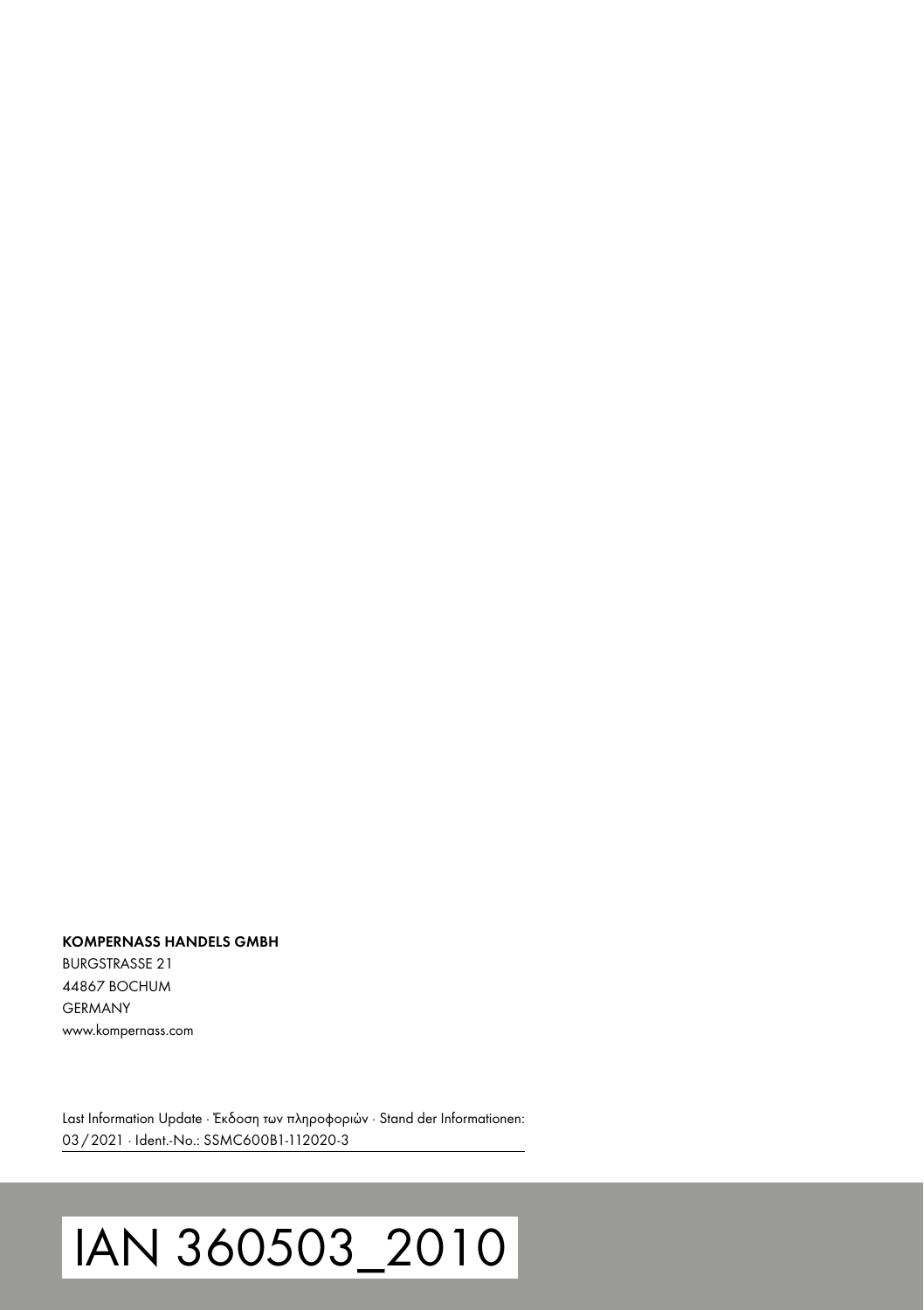**KOMPERNASS HANDELS GMBH**
BURGSTRASSE 21
44867 BOCHUM
GERMANY
www.kompernass.com

Last Information Update · Έκδοση των πληροφοριών · Stand der Informationen:
03 / 2021 · Ident.-No.: SSMC600B1-112020-3

IAN 360503_2010